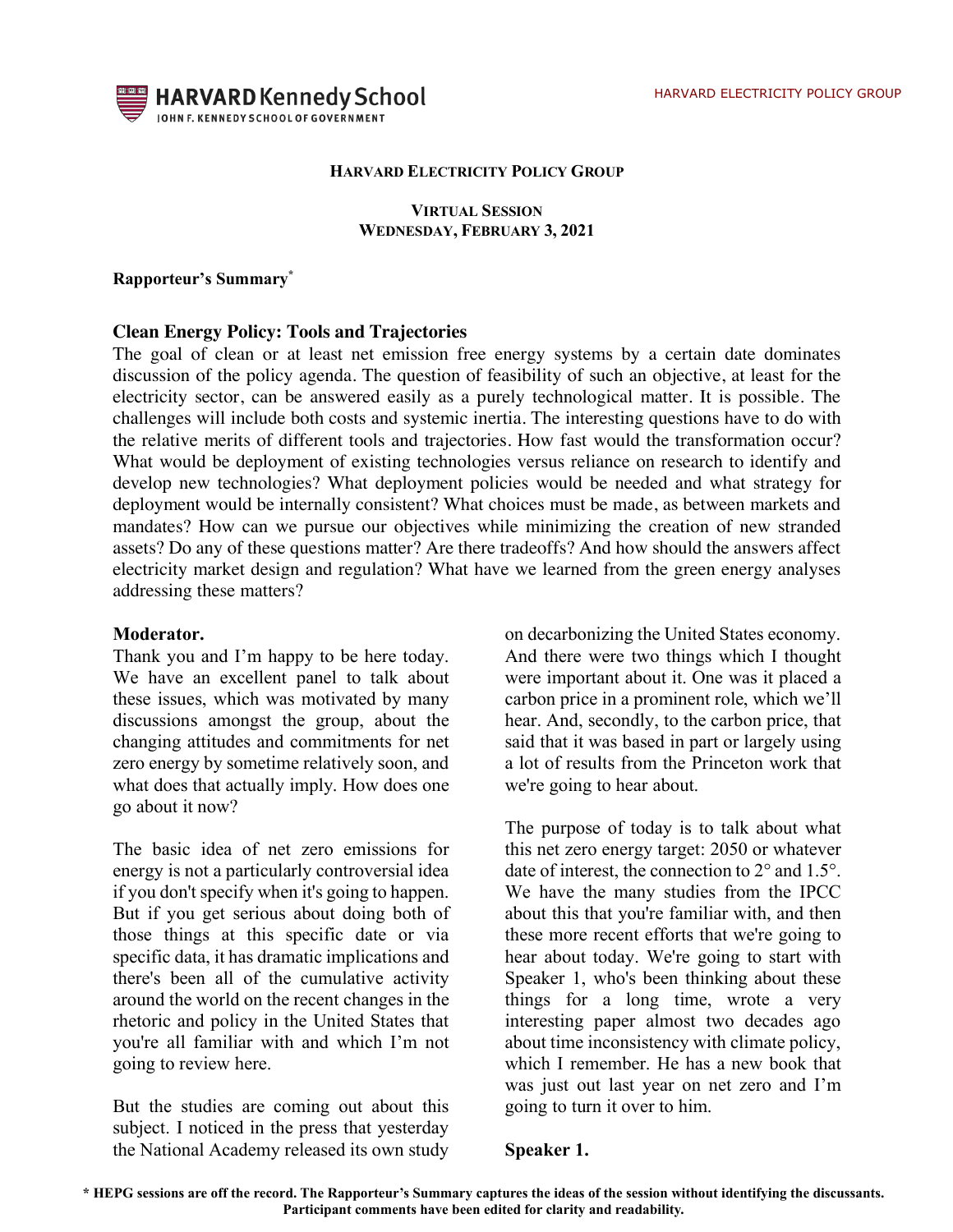# HARVARD ELECTRICITY POLICY GROUP

**VIRTUAL SESSION**
**WEDNESDAY, FEBRUARY 3, 2021**

**Rapporteur's Summary***

## Clean Energy Policy: Tools and Trajectories

The goal of clean or at least net emission free energy systems by a certain date dominates discussion of the policy agenda. The question of feasibility of such an objective, at least for the electricity sector, can be answered easily as a purely technological matter. It is possible. The challenges will include both costs and systemic inertia. The interesting questions have to do with the relative merits of different tools and trajectories. How fast would the transformation occur? What would be deployment of existing technologies versus reliance on research to identify and develop new technologies? What deployment policies would be needed and what strategy for deployment would be internally consistent? What choices must be made, as between markets and mandates? How can we pursue our objectives while minimizing the creation of new stranded assets? Do any of these questions matter? Are there tradeoffs? And how should the answers affect electricity market design and regulation? What have we learned from the green energy analyses addressing these matters?

**Moderator.**

Thank you and I'm happy to be here today. We have an excellent panel to talk about these issues, which was motivated by many discussions amongst the group, about the changing attitudes and commitments for net zero energy by sometime relatively soon, and what does that actually imply. How does one go about it now?

The basic idea of net zero emissions for energy is not a particularly controversial idea if you don't specify when it's going to happen. But if you get serious about doing both of those things at this specific date or via specific data, it has dramatic implications and there's been all of the cumulative activity around the world on the recent changes in the rhetoric and policy in the United States that you're all familiar with and which I'm not going to review here.

But the studies are coming out about this subject. I noticed in the press that yesterday the National Academy released its own study on decarbonizing the United States economy. And there were two things which I thought were important about it. One was it placed a carbon price in a prominent role, which we'll hear. And, secondly, to the carbon price, that said that it was based in part or largely using a lot of results from the Princeton work that we're going to hear about.

The purpose of today is to talk about what this net zero energy target: 2050 or whatever date of interest, the connection to 2° and 1.5°. We have the many studies from the IPCC about this that you're familiar with, and then these more recent efforts that we're going to hear about today. We're going to start with Speaker 1, who's been thinking about these things for a long time, wrote a very interesting paper almost two decades ago about time inconsistency with climate policy, which I remember. He has a new book that was just out last year on net zero and I'm going to turn it over to him.

**Speaker 1.**

**\* HEPG sessions are off the record. The Rapporteur's Summary captures the ideas of the session without identifying the discussants. Participant comments have been edited for clarity and readability.**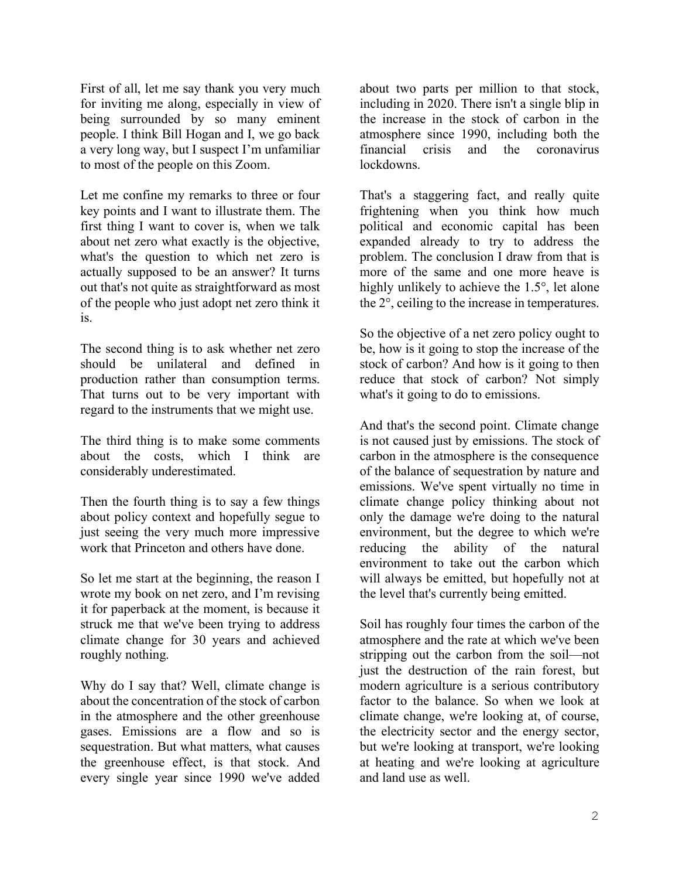First of all, let me say thank you very much for inviting me along, especially in view of being surrounded by so many eminent people. I think Bill Hogan and I, we go back a very long way, but I suspect I'm unfamiliar to most of the people on this Zoom.

Let me confine my remarks to three or four key points and I want to illustrate them. The first thing I want to cover is, when we talk about net zero what exactly is the objective, what's the question to which net zero is actually supposed to be an answer? It turns out that's not quite as straightforward as most of the people who just adopt net zero think it is.

The second thing is to ask whether net zero should be unilateral and defined in production rather than consumption terms. That turns out to be very important with regard to the instruments that we might use.

The third thing is to make some comments about the costs, which I think are considerably underestimated.

Then the fourth thing is to say a few things about policy context and hopefully segue to just seeing the very much more impressive work that Princeton and others have done.

So let me start at the beginning, the reason I wrote my book on net zero, and I'm revising it for paperback at the moment, is because it struck me that we've been trying to address climate change for 30 years and achieved roughly nothing.

Why do I say that? Well, climate change is about the concentration of the stock of carbon in the atmosphere and the other greenhouse gases. Emissions are a flow and so is sequestration. But what matters, what causes the greenhouse effect, is that stock. And every single year since 1990 we've added about two parts per million to that stock, including in 2020. There isn't a single blip in the increase in the stock of carbon in the atmosphere since 1990, including both the financial crisis and the coronavirus lockdowns.

That's a staggering fact, and really quite frightening when you think how much political and economic capital has been expanded already to try to address the problem. The conclusion I draw from that is more of the same and one more heave is highly unlikely to achieve the 1.5°, let alone the 2°, ceiling to the increase in temperatures.

So the objective of a net zero policy ought to be, how is it going to stop the increase of the stock of carbon? And how is it going to then reduce that stock of carbon? Not simply what's it going to do to emissions.

And that's the second point. Climate change is not caused just by emissions. The stock of carbon in the atmosphere is the consequence of the balance of sequestration by nature and emissions. We've spent virtually no time in climate change policy thinking about not only the damage we're doing to the natural environment, but the degree to which we're reducing the ability of the natural environment to take out the carbon which will always be emitted, but hopefully not at the level that's currently being emitted.

Soil has roughly four times the carbon of the atmosphere and the rate at which we've been stripping out the carbon from the soil—not just the destruction of the rain forest, but modern agriculture is a serious contributory factor to the balance. So when we look at climate change, we're looking at, of course, the electricity sector and the energy sector, but we're looking at transport, we're looking at heating and we're looking at agriculture and land use as well.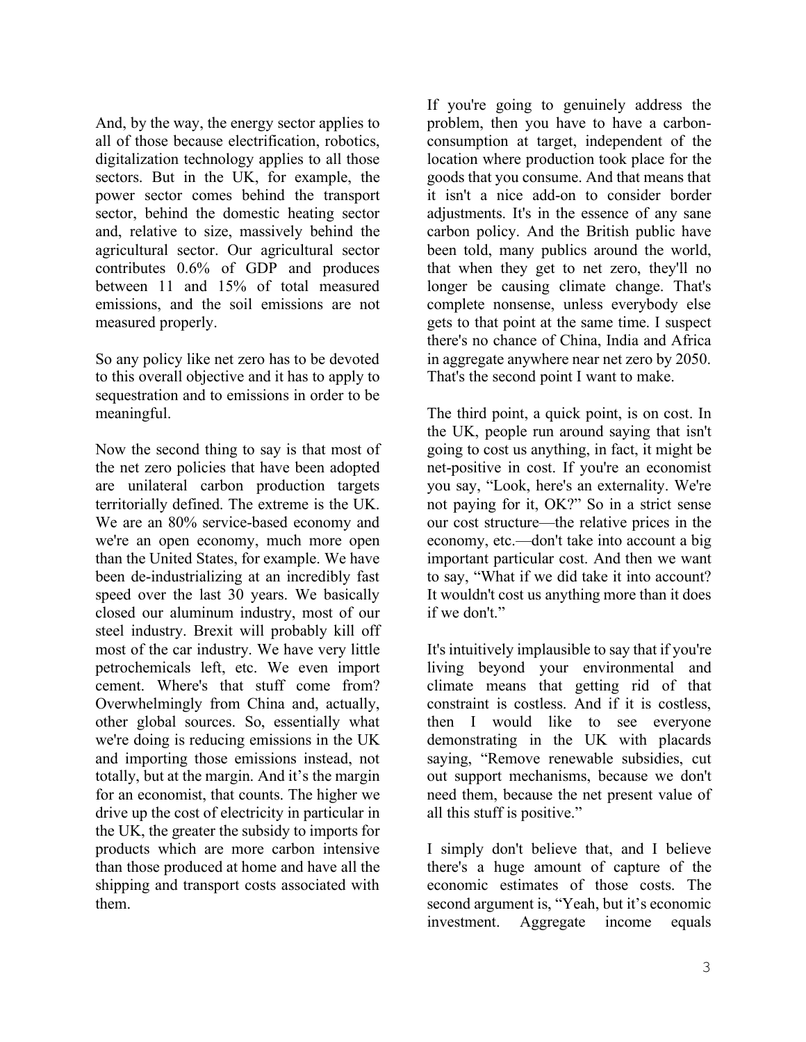And, by the way, the energy sector applies to all of those because electrification, robotics, digitalization technology applies to all those sectors. But in the UK, for example, the power sector comes behind the transport sector, behind the domestic heating sector and, relative to size, massively behind the agricultural sector. Our agricultural sector contributes 0.6% of GDP and produces between 11 and 15% of total measured emissions, and the soil emissions are not measured properly.

So any policy like net zero has to be devoted to this overall objective and it has to apply to sequestration and to emissions in order to be meaningful.

Now the second thing to say is that most of the net zero policies that have been adopted are unilateral carbon production targets territorially defined. The extreme is the UK. We are an 80% service-based economy and we're an open economy, much more open than the United States, for example. We have been de-industrializing at an incredibly fast speed over the last 30 years. We basically closed our aluminum industry, most of our steel industry. Brexit will probably kill off most of the car industry. We have very little petrochemicals left, etc. We even import cement. Where's that stuff come from? Overwhelmingly from China and, actually, other global sources. So, essentially what we're doing is reducing emissions in the UK and importing those emissions instead, not totally, but at the margin. And it's the margin for an economist, that counts. The higher we drive up the cost of electricity in particular in the UK, the greater the subsidy to imports for products which are more carbon intensive than those produced at home and have all the shipping and transport costs associated with them.

If you're going to genuinely address the problem, then you have to have a carbon-consumption at target, independent of the location where production took place for the goods that you consume. And that means that it isn't a nice add-on to consider border adjustments. It's in the essence of any sane carbon policy. And the British public have been told, many publics around the world, that when they get to net zero, they'll no longer be causing climate change. That's complete nonsense, unless everybody else gets to that point at the same time. I suspect there's no chance of China, India and Africa in aggregate anywhere near net zero by 2050. That's the second point I want to make.

The third point, a quick point, is on cost. In the UK, people run around saying that isn't going to cost us anything, in fact, it might be net-positive in cost. If you're an economist you say, "Look, here's an externality. We're not paying for it, OK?" So in a strict sense our cost structure—the relative prices in the economy, etc.—don't take into account a big important particular cost. And then we want to say, "What if we did take it into account? It wouldn't cost us anything more than it does if we don't."

It's intuitively implausible to say that if you're living beyond your environmental and climate means that getting rid of that constraint is costless. And if it is costless, then I would like to see everyone demonstrating in the UK with placards saying, "Remove renewable subsidies, cut out support mechanisms, because we don't need them, because the net present value of all this stuff is positive."

I simply don't believe that, and I believe there's a huge amount of capture of the economic estimates of those costs. The second argument is, "Yeah, but it's economic investment. Aggregate income equals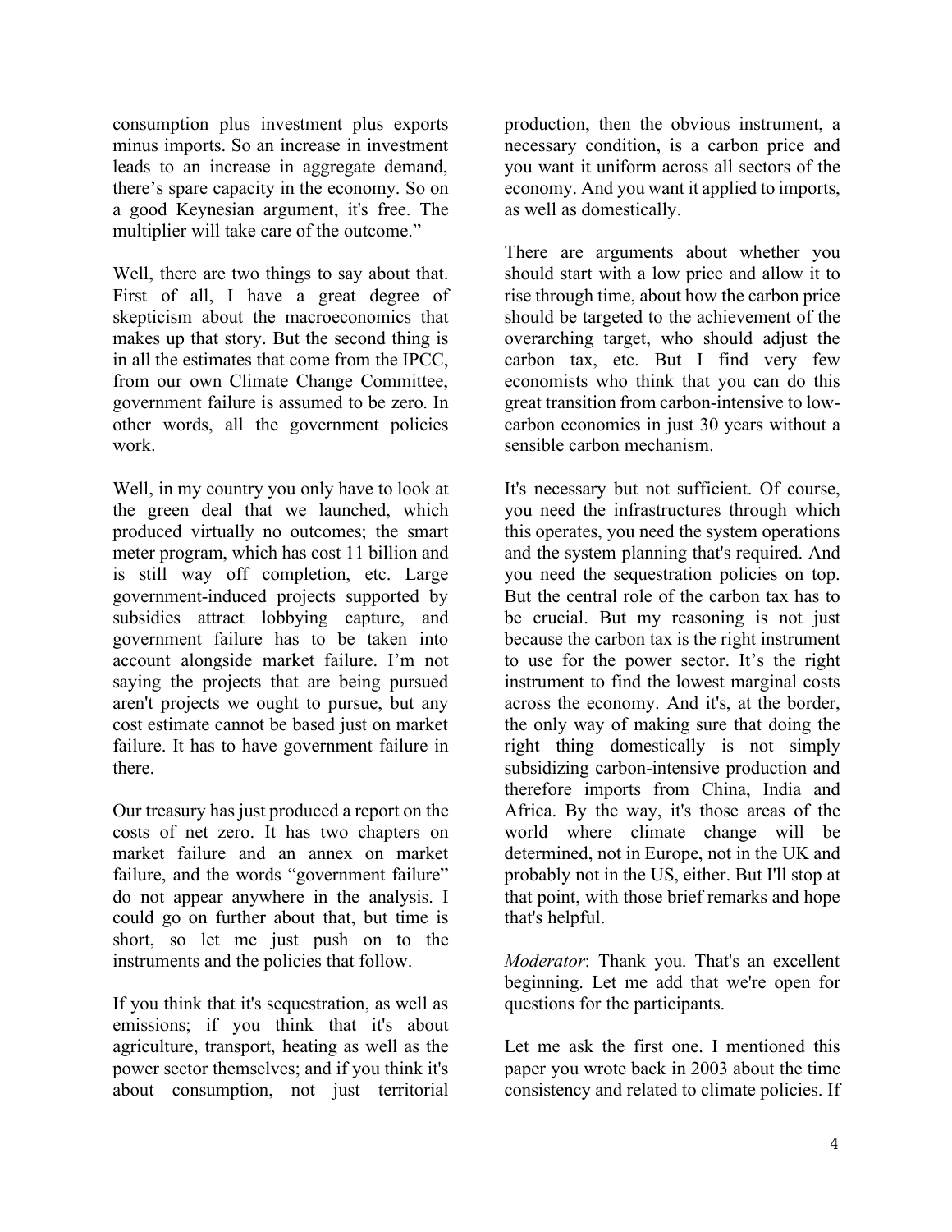consumption plus investment plus exports minus imports. So an increase in investment leads to an increase in aggregate demand, there's spare capacity in the economy. So on a good Keynesian argument, it's free. The multiplier will take care of the outcome."

Well, there are two things to say about that. First of all, I have a great degree of skepticism about the macroeconomics that makes up that story. But the second thing is in all the estimates that come from the IPCC, from our own Climate Change Committee, government failure is assumed to be zero. In other words, all the government policies work.

Well, in my country you only have to look at the green deal that we launched, which produced virtually no outcomes; the smart meter program, which has cost 11 billion and is still way off completion, etc. Large government-induced projects supported by subsidies attract lobbying capture, and government failure has to be taken into account alongside market failure. I'm not saying the projects that are being pursued aren't projects we ought to pursue, but any cost estimate cannot be based just on market failure. It has to have government failure in there.

Our treasury has just produced a report on the costs of net zero. It has two chapters on market failure and an annex on market failure, and the words "government failure" do not appear anywhere in the analysis. I could go on further about that, but time is short, so let me just push on to the instruments and the policies that follow.

If you think that it's sequestration, as well as emissions; if you think that it's about agriculture, transport, heating as well as the power sector themselves; and if you think it's about consumption, not just territorial production, then the obvious instrument, a necessary condition, is a carbon price and you want it uniform across all sectors of the economy. And you want it applied to imports, as well as domestically.

There are arguments about whether you should start with a low price and allow it to rise through time, about how the carbon price should be targeted to the achievement of the overarching target, who should adjust the carbon tax, etc. But I find very few economists who think that you can do this great transition from carbon-intensive to low-carbon economies in just 30 years without a sensible carbon mechanism.

It's necessary but not sufficient. Of course, you need the infrastructures through which this operates, you need the system operations and the system planning that's required. And you need the sequestration policies on top. But the central role of the carbon tax has to be crucial. But my reasoning is not just because the carbon tax is the right instrument to use for the power sector. It's the right instrument to find the lowest marginal costs across the economy. And it's, at the border, the only way of making sure that doing the right thing domestically is not simply subsidizing carbon-intensive production and therefore imports from China, India and Africa. By the way, it's those areas of the world where climate change will be determined, not in Europe, not in the UK and probably not in the US, either. But I'll stop at that point, with those brief remarks and hope that's helpful.

*Moderator*: Thank you. That's an excellent beginning. Let me add that we're open for questions for the participants.

Let me ask the first one. I mentioned this paper you wrote back in 2003 about the time consistency and related to climate policies. If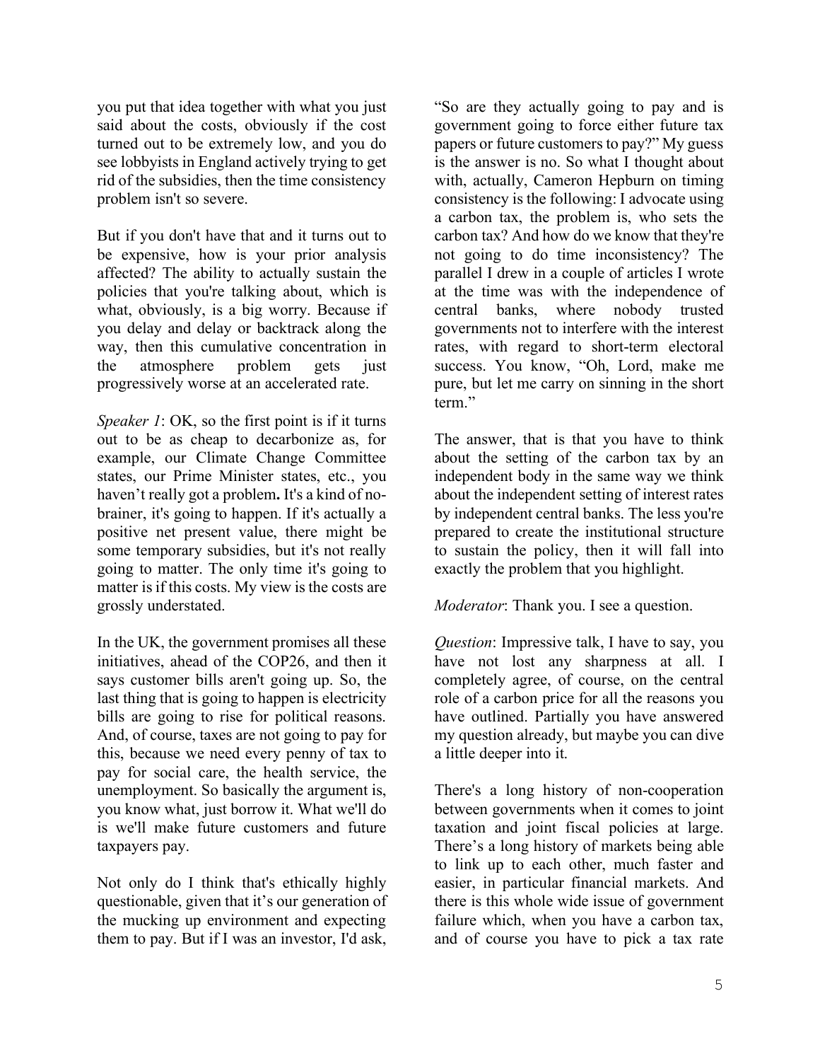you put that idea together with what you just said about the costs, obviously if the cost turned out to be extremely low, and you do see lobbyists in England actively trying to get rid of the subsidies, then the time consistency problem isn't so severe.

But if you don't have that and it turns out to be expensive, how is your prior analysis affected? The ability to actually sustain the policies that you're talking about, which is what, obviously, is a big worry. Because if you delay and delay or backtrack along the way, then this cumulative concentration in the atmosphere problem gets just progressively worse at an accelerated rate.

*Speaker 1*: OK, so the first point is if it turns out to be as cheap to decarbonize as, for example, our Climate Change Committee states, our Prime Minister states, etc., you haven't really got a problem**.** It's a kind of no-brainer, it's going to happen. If it's actually a positive net present value, there might be some temporary subsidies, but it's not really going to matter. The only time it's going to matter is if this costs. My view is the costs are grossly understated.

In the UK, the government promises all these initiatives, ahead of the COP26, and then it says customer bills aren't going up. So, the last thing that is going to happen is electricity bills are going to rise for political reasons. And, of course, taxes are not going to pay for this, because we need every penny of tax to pay for social care, the health service, the unemployment. So basically the argument is, you know what, just borrow it. What we'll do is we'll make future customers and future taxpayers pay.

Not only do I think that's ethically highly questionable, given that it's our generation of the mucking up environment and expecting them to pay. But if I was an investor, I'd ask, "So are they actually going to pay and is government going to force either future tax papers or future customers to pay?" My guess is the answer is no. So what I thought about with, actually, Cameron Hepburn on timing consistency is the following: I advocate using a carbon tax, the problem is, who sets the carbon tax? And how do we know that they're not going to do time inconsistency? The parallel I drew in a couple of articles I wrote at the time was with the independence of central banks, where nobody trusted governments not to interfere with the interest rates, with regard to short-term electoral success. You know, "Oh, Lord, make me pure, but let me carry on sinning in the short term."

The answer, that is that you have to think about the setting of the carbon tax by an independent body in the same way we think about the independent setting of interest rates by independent central banks. The less you're prepared to create the institutional structure to sustain the policy, then it will fall into exactly the problem that you highlight.

*Moderator*: Thank you. I see a question.

*Question*: Impressive talk, I have to say, you have not lost any sharpness at all. I completely agree, of course, on the central role of a carbon price for all the reasons you have outlined. Partially you have answered my question already, but maybe you can dive a little deeper into it.

There's a long history of non-cooperation between governments when it comes to joint taxation and joint fiscal policies at large. There's a long history of markets being able to link up to each other, much faster and easier, in particular financial markets. And there is this whole wide issue of government failure which, when you have a carbon tax, and of course you have to pick a tax rate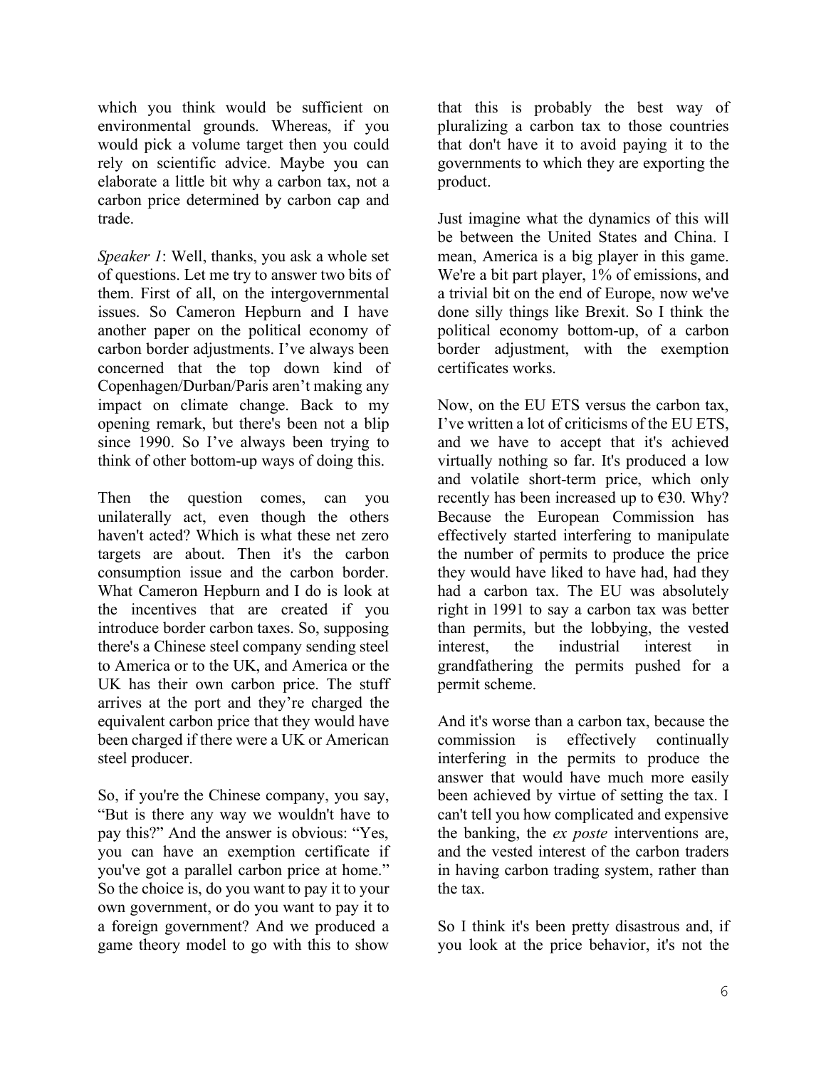which you think would be sufficient on environmental grounds. Whereas, if you would pick a volume target then you could rely on scientific advice. Maybe you can elaborate a little bit why a carbon tax, not a carbon price determined by carbon cap and trade.

*Speaker 1*: Well, thanks, you ask a whole set of questions. Let me try to answer two bits of them. First of all, on the intergovernmental issues. So Cameron Hepburn and I have another paper on the political economy of carbon border adjustments. I've always been concerned that the top down kind of Copenhagen/Durban/Paris aren't making any impact on climate change. Back to my opening remark, but there's been not a blip since 1990. So I've always been trying to think of other bottom-up ways of doing this.

Then the question comes, can you unilaterally act, even though the others haven't acted? Which is what these net zero targets are about. Then it's the carbon consumption issue and the carbon border. What Cameron Hepburn and I do is look at the incentives that are created if you introduce border carbon taxes. So, supposing there's a Chinese steel company sending steel to America or to the UK, and America or the UK has their own carbon price. The stuff arrives at the port and they're charged the equivalent carbon price that they would have been charged if there were a UK or American steel producer.

So, if you're the Chinese company, you say, "But is there any way we wouldn't have to pay this?" And the answer is obvious: "Yes, you can have an exemption certificate if you've got a parallel carbon price at home." So the choice is, do you want to pay it to your own government, or do you want to pay it to a foreign government? And we produced a game theory model to go with this to show that this is probably the best way of pluralizing a carbon tax to those countries that don't have it to avoid paying it to the governments to which they are exporting the product.

Just imagine what the dynamics of this will be between the United States and China. I mean, America is a big player in this game. We're a bit part player, 1% of emissions, and a trivial bit on the end of Europe, now we've done silly things like Brexit. So I think the political economy bottom-up, of a carbon border adjustment, with the exemption certificates works.

Now, on the EU ETS versus the carbon tax, I've written a lot of criticisms of the EU ETS, and we have to accept that it's achieved virtually nothing so far. It's produced a low and volatile short-term price, which only recently has been increased up to €30. Why? Because the European Commission has effectively started interfering to manipulate the number of permits to produce the price they would have liked to have had, had they had a carbon tax. The EU was absolutely right in 1991 to say a carbon tax was better than permits, but the lobbying, the vested interest, the industrial interest in grandfathering the permits pushed for a permit scheme.

And it's worse than a carbon tax, because the commission is effectively continually interfering in the permits to produce the answer that would have much more easily been achieved by virtue of setting the tax. I can't tell you how complicated and expensive the banking, the *ex poste* interventions are, and the vested interest of the carbon traders in having carbon trading system, rather than the tax.

So I think it's been pretty disastrous and, if you look at the price behavior, it's not the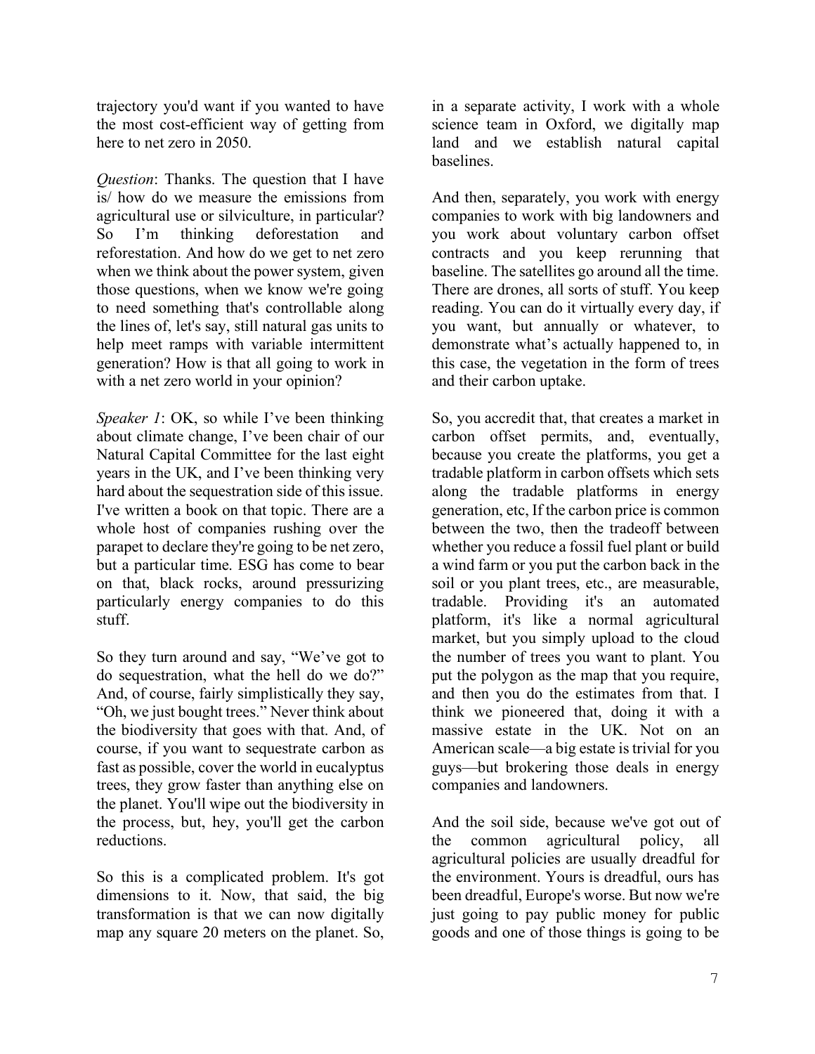trajectory you'd want if you wanted to have the most cost-efficient way of getting from here to net zero in 2050.

*Question*: Thanks. The question that I have is/ how do we measure the emissions from agricultural use or silviculture, in particular? So I'm thinking deforestation and reforestation. And how do we get to net zero when we think about the power system, given those questions, when we know we're going to need something that's controllable along the lines of, let's say, still natural gas units to help meet ramps with variable intermittent generation? How is that all going to work in with a net zero world in your opinion?

*Speaker 1*: OK, so while I've been thinking about climate change, I've been chair of our Natural Capital Committee for the last eight years in the UK, and I've been thinking very hard about the sequestration side of this issue. I've written a book on that topic. There are a whole host of companies rushing over the parapet to declare they're going to be net zero, but a particular time. ESG has come to bear on that, black rocks, around pressurizing particularly energy companies to do this stuff.

So they turn around and say, "We've got to do sequestration, what the hell do we do?" And, of course, fairly simplistically they say, "Oh, we just bought trees." Never think about the biodiversity that goes with that. And, of course, if you want to sequestrate carbon as fast as possible, cover the world in eucalyptus trees, they grow faster than anything else on the planet. You'll wipe out the biodiversity in the process, but, hey, you'll get the carbon reductions.

So this is a complicated problem. It's got dimensions to it. Now, that said, the big transformation is that we can now digitally map any square 20 meters on the planet. So, in a separate activity, I work with a whole science team in Oxford, we digitally map land and we establish natural capital baselines.

And then, separately, you work with energy companies to work with big landowners and you work about voluntary carbon offset contracts and you keep rerunning that baseline. The satellites go around all the time. There are drones, all sorts of stuff. You keep reading. You can do it virtually every day, if you want, but annually or whatever, to demonstrate what's actually happened to, in this case, the vegetation in the form of trees and their carbon uptake.

So, you accredit that, that creates a market in carbon offset permits, and, eventually, because you create the platforms, you get a tradable platform in carbon offsets which sets along the tradable platforms in energy generation, etc, If the carbon price is common between the two, then the tradeoff between whether you reduce a fossil fuel plant or build a wind farm or you put the carbon back in the soil or you plant trees, etc., are measurable, tradable. Providing it's an automated platform, it's like a normal agricultural market, but you simply upload to the cloud the number of trees you want to plant. You put the polygon as the map that you require, and then you do the estimates from that. I think we pioneered that, doing it with a massive estate in the UK. Not on an American scale—a big estate is trivial for you guys—but brokering those deals in energy companies and landowners.

And the soil side, because we've got out of the common agricultural policy, all agricultural policies are usually dreadful for the environment. Yours is dreadful, ours has been dreadful, Europe's worse. But now we're just going to pay public money for public goods and one of those things is going to be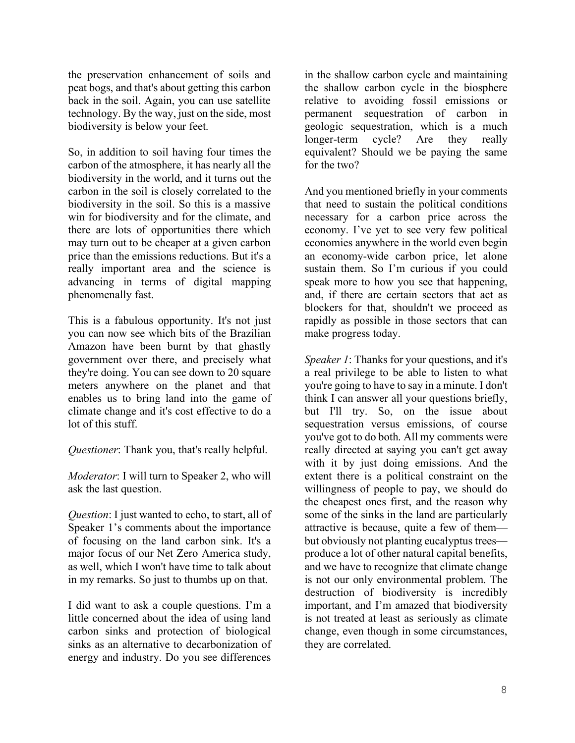the preservation enhancement of soils and peat bogs, and that's about getting this carbon back in the soil. Again, you can use satellite technology. By the way, just on the side, most biodiversity is below your feet.

So, in addition to soil having four times the carbon of the atmosphere, it has nearly all the biodiversity in the world, and it turns out the carbon in the soil is closely correlated to the biodiversity in the soil. So this is a massive win for biodiversity and for the climate, and there are lots of opportunities there which may turn out to be cheaper at a given carbon price than the emissions reductions. But it's a really important area and the science is advancing in terms of digital mapping phenomenally fast.

This is a fabulous opportunity. It's not just you can now see which bits of the Brazilian Amazon have been burnt by that ghastly government over there, and precisely what they're doing. You can see down to 20 square meters anywhere on the planet and that enables us to bring land into the game of climate change and it's cost effective to do a lot of this stuff.

*Questioner*: Thank you, that's really helpful.

*Moderator*: I will turn to Speaker 2, who will ask the last question.

*Question*: I just wanted to echo, to start, all of Speaker 1's comments about the importance of focusing on the land carbon sink. It's a major focus of our Net Zero America study, as well, which I won't have time to talk about in my remarks. So just to thumbs up on that.

I did want to ask a couple questions. I'm a little concerned about the idea of using land carbon sinks and protection of biological sinks as an alternative to decarbonization of energy and industry. Do you see differences in the shallow carbon cycle and maintaining the shallow carbon cycle in the biosphere relative to avoiding fossil emissions or permanent sequestration of carbon in geologic sequestration, which is a much longer-term cycle? Are they really equivalent? Should we be paying the same for the two?

And you mentioned briefly in your comments that need to sustain the political conditions necessary for a carbon price across the economy. I've yet to see very few political economies anywhere in the world even begin an economy-wide carbon price, let alone sustain them. So I'm curious if you could speak more to how you see that happening, and, if there are certain sectors that act as blockers for that, shouldn't we proceed as rapidly as possible in those sectors that can make progress today.

*Speaker 1*: Thanks for your questions, and it's a real privilege to be able to listen to what you're going to have to say in a minute. I don't think I can answer all your questions briefly, but I'll try. So, on the issue about sequestration versus emissions, of course you've got to do both. All my comments were really directed at saying you can't get away with it by just doing emissions. And the extent there is a political constraint on the willingness of people to pay, we should do the cheapest ones first, and the reason why some of the sinks in the land are particularly attractive is because, quite a few of them—but obviously not planting eucalyptus trees—produce a lot of other natural capital benefits, and we have to recognize that climate change is not our only environmental problem. The destruction of biodiversity is incredibly important, and I'm amazed that biodiversity is not treated at least as seriously as climate change, even though in some circumstances, they are correlated.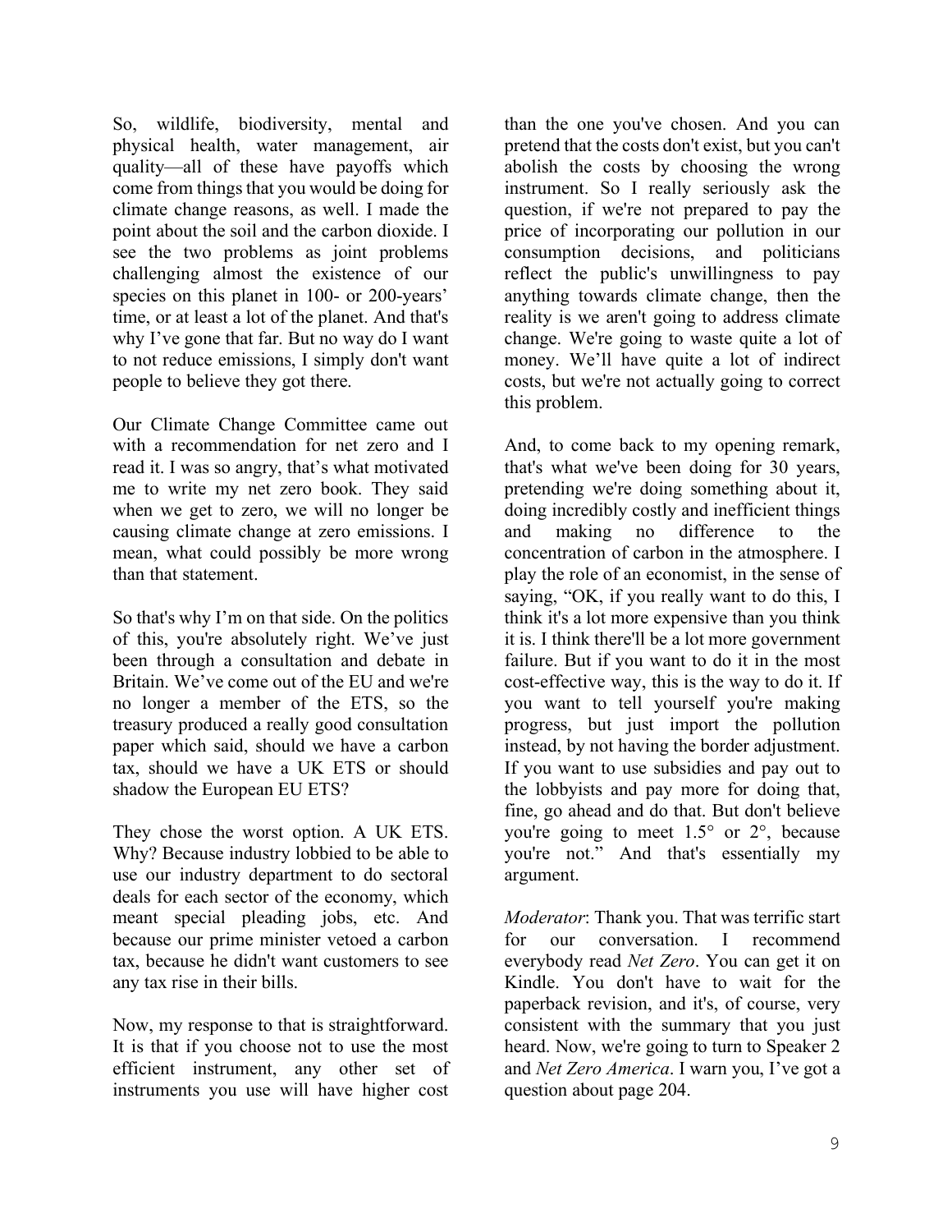So, wildlife, biodiversity, mental and physical health, water management, air quality—all of these have payoffs which come from things that you would be doing for climate change reasons, as well. I made the point about the soil and the carbon dioxide. I see the two problems as joint problems challenging almost the existence of our species on this planet in 100- or 200-years' time, or at least a lot of the planet. And that's why I've gone that far. But no way do I want to not reduce emissions, I simply don't want people to believe they got there.

Our Climate Change Committee came out with a recommendation for net zero and I read it. I was so angry, that's what motivated me to write my net zero book. They said when we get to zero, we will no longer be causing climate change at zero emissions. I mean, what could possibly be more wrong than that statement.

So that's why I'm on that side. On the politics of this, you're absolutely right. We've just been through a consultation and debate in Britain. We've come out of the EU and we're no longer a member of the ETS, so the treasury produced a really good consultation paper which said, should we have a carbon tax, should we have a UK ETS or should shadow the European EU ETS?

They chose the worst option. A UK ETS. Why? Because industry lobbied to be able to use our industry department to do sectoral deals for each sector of the economy, which meant special pleading jobs, etc. And because our prime minister vetoed a carbon tax, because he didn't want customers to see any tax rise in their bills.

Now, my response to that is straightforward. It is that if you choose not to use the most efficient instrument, any other set of instruments you use will have higher cost than the one you've chosen. And you can pretend that the costs don't exist, but you can't abolish the costs by choosing the wrong instrument. So I really seriously ask the question, if we're not prepared to pay the price of incorporating our pollution in our consumption decisions, and politicians reflect the public's unwillingness to pay anything towards climate change, then the reality is we aren't going to address climate change. We're going to waste quite a lot of money. We'll have quite a lot of indirect costs, but we're not actually going to correct this problem.

And, to come back to my opening remark, that's what we've been doing for 30 years, pretending we're doing something about it, doing incredibly costly and inefficient things and making no difference to the concentration of carbon in the atmosphere. I play the role of an economist, in the sense of saying, "OK, if you really want to do this, I think it's a lot more expensive than you think it is. I think there'll be a lot more government failure. But if you want to do it in the most cost-effective way, this is the way to do it. If you want to tell yourself you're making progress, but just import the pollution instead, by not having the border adjustment. If you want to use subsidies and pay out to the lobbyists and pay more for doing that, fine, go ahead and do that. But don't believe you're going to meet 1.5° or 2°, because you're not." And that's essentially my argument.

*Moderator*: Thank you. That was terrific start for our conversation. I recommend everybody read *Net Zero*. You can get it on Kindle. You don't have to wait for the paperback revision, and it's, of course, very consistent with the summary that you just heard. Now, we're going to turn to Speaker 2 and *Net Zero America*. I warn you, I've got a question about page 204.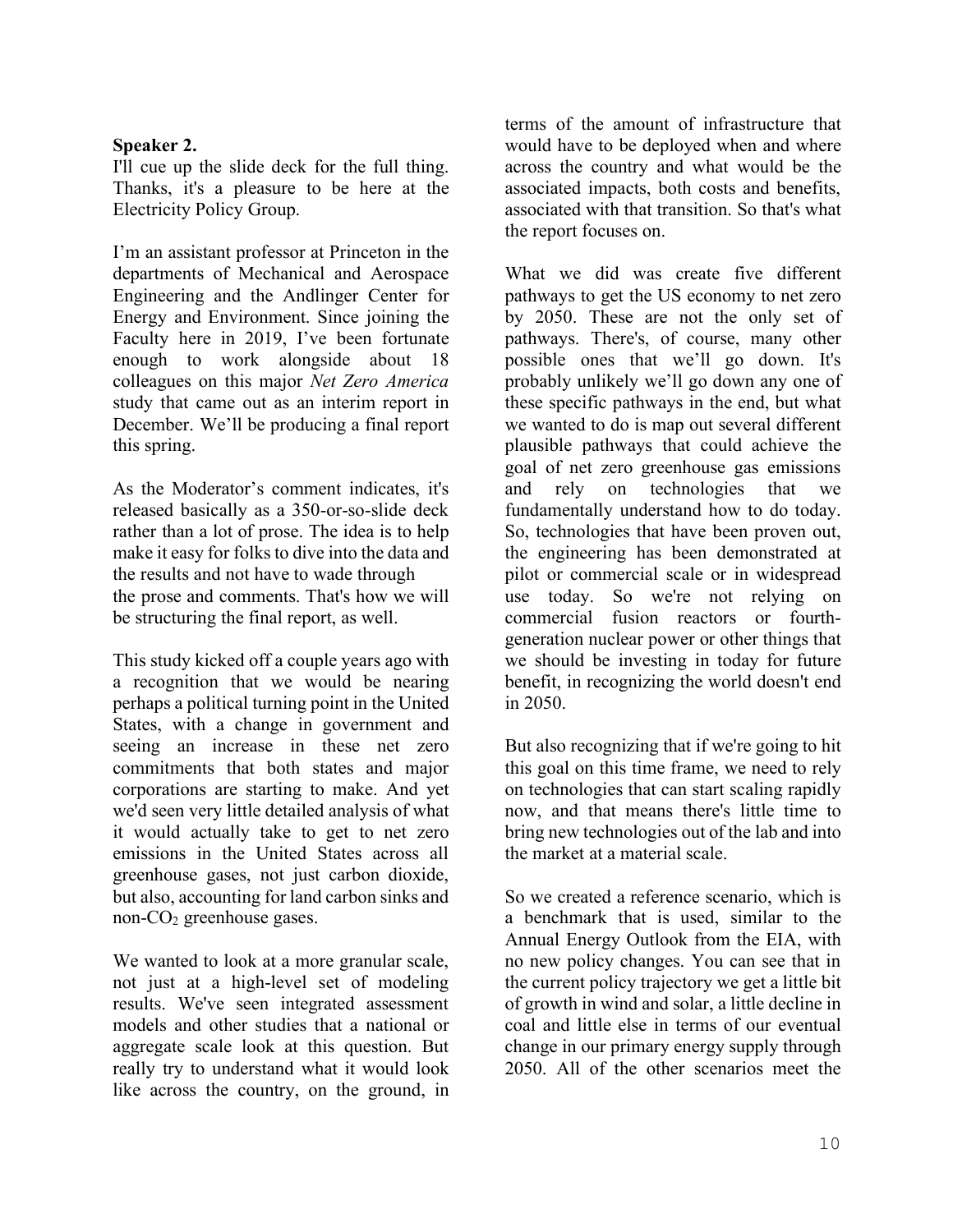**Speaker 2.**

I'll cue up the slide deck for the full thing. Thanks, it's a pleasure to be here at the Electricity Policy Group.

I'm an assistant professor at Princeton in the departments of Mechanical and Aerospace Engineering and the Andlinger Center for Energy and Environment. Since joining the Faculty here in 2019, I've been fortunate enough to work alongside about 18 colleagues on this major *Net Zero America* study that came out as an interim report in December. We'll be producing a final report this spring.

As the Moderator's comment indicates, it's released basically as a 350-or-so-slide deck rather than a lot of prose. The idea is to help make it easy for folks to dive into the data and the results and not have to wade through the prose and comments. That's how we will be structuring the final report, as well.

This study kicked off a couple years ago with a recognition that we would be nearing perhaps a political turning point in the United States, with a change in government and seeing an increase in these net zero commitments that both states and major corporations are starting to make. And yet we'd seen very little detailed analysis of what it would actually take to get to net zero emissions in the United States across all greenhouse gases, not just carbon dioxide, but also, accounting for land carbon sinks and non-$CO_2$ greenhouse gases.

We wanted to look at a more granular scale, not just at a high-level set of modeling results. We've seen integrated assessment models and other studies that a national or aggregate scale look at this question. But really try to understand what it would look like across the country, on the ground, in terms of the amount of infrastructure that would have to be deployed when and where across the country and what would be the associated impacts, both costs and benefits, associated with that transition. So that's what the report focuses on.

What we did was create five different pathways to get the US economy to net zero by 2050. These are not the only set of pathways. There's, of course, many other possible ones that we'll go down. It's probably unlikely we'll go down any one of these specific pathways in the end, but what we wanted to do is map out several different plausible pathways that could achieve the goal of net zero greenhouse gas emissions and rely on technologies that we fundamentally understand how to do today. So, technologies that have been proven out, the engineering has been demonstrated at pilot or commercial scale or in widespread use today. So we're not relying on commercial fusion reactors or fourth-generation nuclear power or other things that we should be investing in today for future benefit, in recognizing the world doesn't end in 2050.

But also recognizing that if we're going to hit this goal on this time frame, we need to rely on technologies that can start scaling rapidly now, and that means there's little time to bring new technologies out of the lab and into the market at a material scale.

So we created a reference scenario, which is a benchmark that is used, similar to the Annual Energy Outlook from the EIA, with no new policy changes. You can see that in the current policy trajectory we get a little bit of growth in wind and solar, a little decline in coal and little else in terms of our eventual change in our primary energy supply through 2050. All of the other scenarios meet the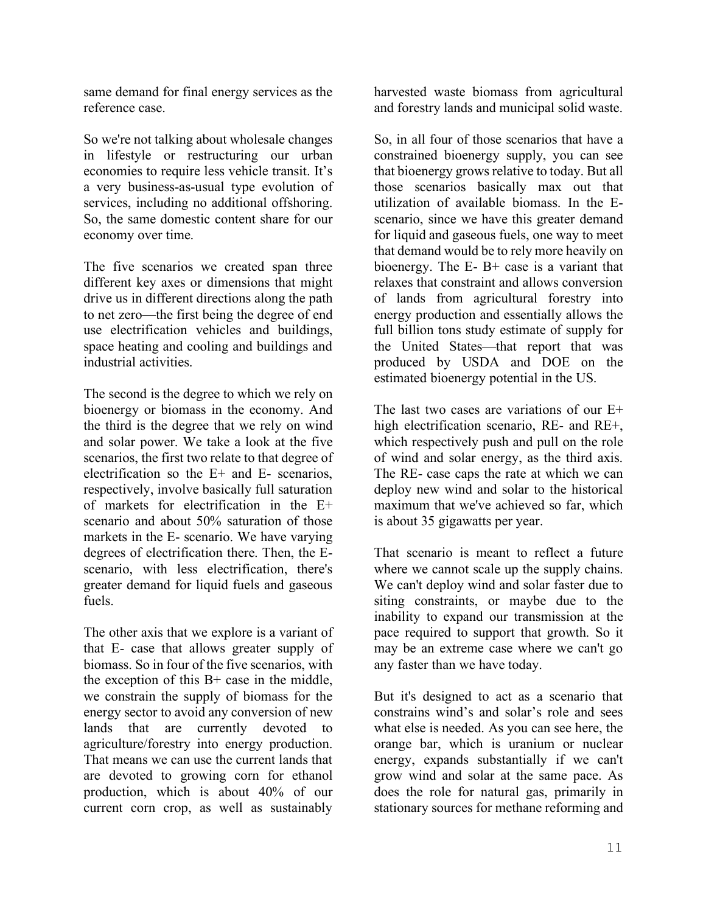same demand for final energy services as the reference case.

So we're not talking about wholesale changes in lifestyle or restructuring our urban economies to require less vehicle transit. It's a very business-as-usual type evolution of services, including no additional offshoring. So, the same domestic content share for our economy over time.

The five scenarios we created span three different key axes or dimensions that might drive us in different directions along the path to net zero—the first being the degree of end use electrification vehicles and buildings, space heating and cooling and buildings and industrial activities.

The second is the degree to which we rely on bioenergy or biomass in the economy. And the third is the degree that we rely on wind and solar power. We take a look at the five scenarios, the first two relate to that degree of electrification so the E+ and E- scenarios, respectively, involve basically full saturation of markets for electrification in the E+ scenario and about 50% saturation of those markets in the E- scenario. We have varying degrees of electrification there. Then, the E- scenario, with less electrification, there's greater demand for liquid fuels and gaseous fuels.

The other axis that we explore is a variant of that E- case that allows greater supply of biomass. So in four of the five scenarios, with the exception of this B+ case in the middle, we constrain the supply of biomass for the energy sector to avoid any conversion of new lands that are currently devoted to agriculture/forestry into energy production. That means we can use the current lands that are devoted to growing corn for ethanol production, which is about 40% of our current corn crop, as well as sustainably harvested waste biomass from agricultural and forestry lands and municipal solid waste.

So, in all four of those scenarios that have a constrained bioenergy supply, you can see that bioenergy grows relative to today. But all those scenarios basically max out that utilization of available biomass. In the E- scenario, since we have this greater demand for liquid and gaseous fuels, one way to meet that demand would be to rely more heavily on bioenergy. The E- B+ case is a variant that relaxes that constraint and allows conversion of lands from agricultural forestry into energy production and essentially allows the full billion tons study estimate of supply for the United States—that report that was produced by USDA and DOE on the estimated bioenergy potential in the US.

The last two cases are variations of our E+ high electrification scenario, RE- and RE+, which respectively push and pull on the role of wind and solar energy, as the third axis. The RE- case caps the rate at which we can deploy new wind and solar to the historical maximum that we've achieved so far, which is about 35 gigawatts per year.

That scenario is meant to reflect a future where we cannot scale up the supply chains. We can't deploy wind and solar faster due to siting constraints, or maybe due to the inability to expand our transmission at the pace required to support that growth. So it may be an extreme case where we can't go any faster than we have today.

But it's designed to act as a scenario that constrains wind's and solar's role and sees what else is needed. As you can see here, the orange bar, which is uranium or nuclear energy, expands substantially if we can't grow wind and solar at the same pace. As does the role for natural gas, primarily in stationary sources for methane reforming and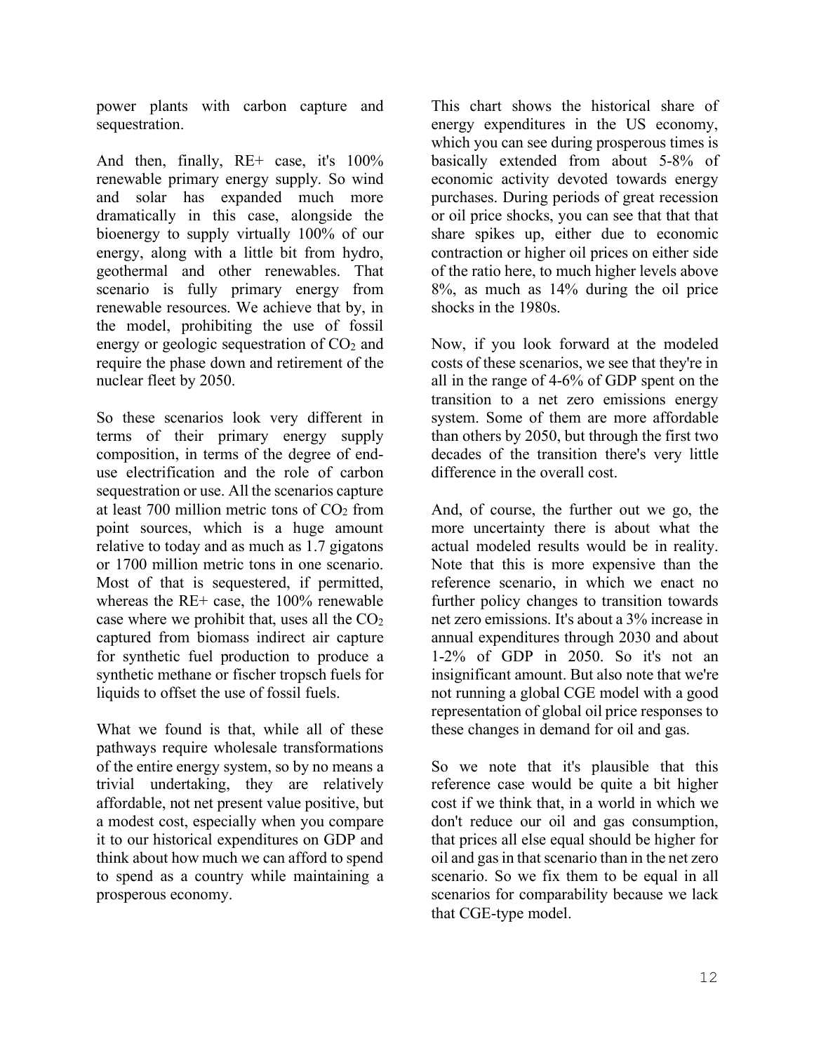power plants with carbon capture and sequestration.

And then, finally, RE+ case, it's 100% renewable primary energy supply. So wind and solar has expanded much more dramatically in this case, alongside the bioenergy to supply virtually 100% of our energy, along with a little bit from hydro, geothermal and other renewables. That scenario is fully primary energy from renewable resources. We achieve that by, in the model, prohibiting the use of fossil energy or geologic sequestration of $CO_2$ and require the phase down and retirement of the nuclear fleet by 2050.

So these scenarios look very different in terms of their primary energy supply composition, in terms of the degree of end-use electrification and the role of carbon sequestration or use. All the scenarios capture at least 700 million metric tons of $CO_2$ from point sources, which is a huge amount relative to today and as much as 1.7 gigatons or 1700 million metric tons in one scenario. Most of that is sequestered, if permitted, whereas the RE+ case, the 100% renewable case where we prohibit that, uses all the $CO_2$ captured from biomass indirect air capture for synthetic fuel production to produce a synthetic methane or fischer tropsch fuels for liquids to offset the use of fossil fuels.

What we found is that, while all of these pathways require wholesale transformations of the entire energy system, so by no means a trivial undertaking, they are relatively affordable, not net present value positive, but a modest cost, especially when you compare it to our historical expenditures on GDP and think about how much we can afford to spend to spend as a country while maintaining a prosperous economy.

This chart shows the historical share of energy expenditures in the US economy, which you can see during prosperous times is basically extended from about 5-8% of economic activity devoted towards energy purchases. During periods of great recession or oil price shocks, you can see that that that share spikes up, either due to economic contraction or higher oil prices on either side of the ratio here, to much higher levels above 8%, as much as 14% during the oil price shocks in the 1980s.

Now, if you look forward at the modeled costs of these scenarios, we see that they're in all in the range of 4-6% of GDP spent on the transition to a net zero emissions energy system. Some of them are more affordable than others by 2050, but through the first two decades of the transition there's very little difference in the overall cost.

And, of course, the further out we go, the more uncertainty there is about what the actual modeled results would be in reality. Note that this is more expensive than the reference scenario, in which we enact no further policy changes to transition towards net zero emissions. It's about a 3% increase in annual expenditures through 2030 and about 1-2% of GDP in 2050. So it's not an insignificant amount. But also note that we're not running a global CGE model with a good representation of global oil price responses to these changes in demand for oil and gas.

So we note that it's plausible that this reference case would be quite a bit higher cost if we think that, in a world in which we don't reduce our oil and gas consumption, that prices all else equal should be higher for oil and gas in that scenario than in the net zero scenario. So we fix them to be equal in all scenarios for comparability because we lack that CGE-type model.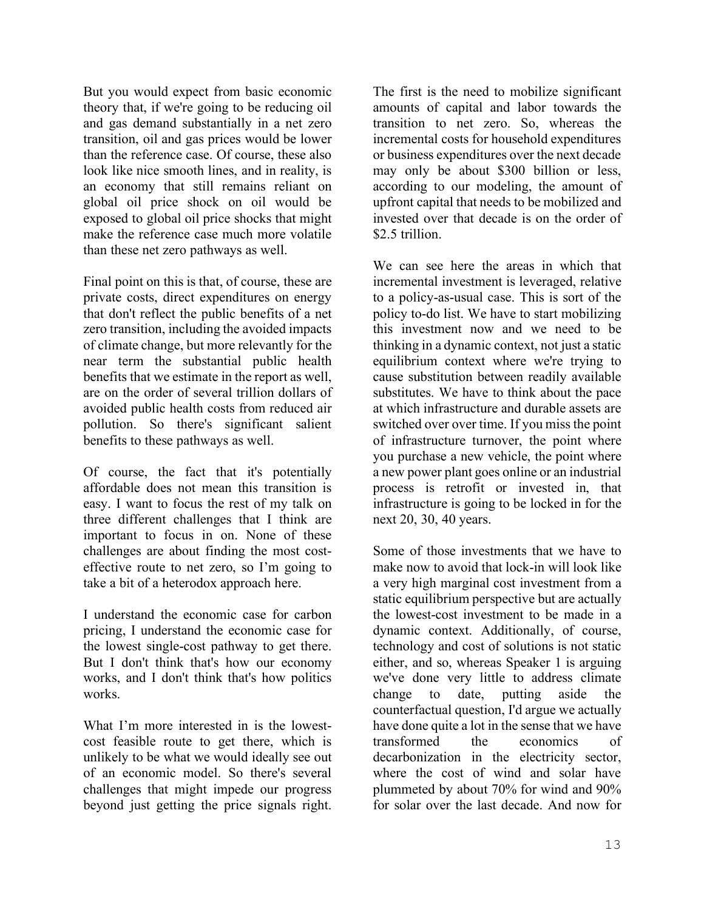But you would expect from basic economic theory that, if we're going to be reducing oil and gas demand substantially in a net zero transition, oil and gas prices would be lower than the reference case. Of course, these also look like nice smooth lines, and in reality, is an economy that still remains reliant on global oil price shock on oil would be exposed to global oil price shocks that might make the reference case much more volatile than these net zero pathways as well.

Final point on this is that, of course, these are private costs, direct expenditures on energy that don't reflect the public benefits of a net zero transition, including the avoided impacts of climate change, but more relevantly for the near term the substantial public health benefits that we estimate in the report as well, are on the order of several trillion dollars of avoided public health costs from reduced air pollution. So there's significant salient benefits to these pathways as well.

Of course, the fact that it's potentially affordable does not mean this transition is easy. I want to focus the rest of my talk on three different challenges that I think are important to focus in on. None of these challenges are about finding the most cost-effective route to net zero, so I'm going to take a bit of a heterodox approach here.

I understand the economic case for carbon pricing, I understand the economic case for the lowest single-cost pathway to get there. But I don't think that's how our economy works, and I don't think that's how politics works.

What I'm more interested in is the lowest-cost feasible route to get there, which is unlikely to be what we would ideally see out of an economic model. So there's several challenges that might impede our progress beyond just getting the price signals right. The first is the need to mobilize significant amounts of capital and labor towards the transition to net zero. So, whereas the incremental costs for household expenditures or business expenditures over the next decade may only be about $300 billion or less, according to our modeling, the amount of upfront capital that needs to be mobilized and invested over that decade is on the order of $2.5 trillion.

We can see here the areas in which that incremental investment is leveraged, relative to a policy-as-usual case. This is sort of the policy to-do list. We have to start mobilizing this investment now and we need to be thinking in a dynamic context, not just a static equilibrium context where we're trying to cause substitution between readily available substitutes. We have to think about the pace at which infrastructure and durable assets are switched over over time. If you miss the point of infrastructure turnover, the point where you purchase a new vehicle, the point where a new power plant goes online or an industrial process is retrofit or invested in, that infrastructure is going to be locked in for the next 20, 30, 40 years.

Some of those investments that we have to make now to avoid that lock-in will look like a very high marginal cost investment from a static equilibrium perspective but are actually the lowest-cost investment to be made in a dynamic context. Additionally, of course, technology and cost of solutions is not static either, and so, whereas Speaker 1 is arguing we've done very little to address climate change to date, putting aside the counterfactual question, I'd argue we actually have done quite a lot in the sense that we have transformed the economics of decarbonization in the electricity sector, where the cost of wind and solar have plummeted by about 70% for wind and 90% for solar over the last decade. And now for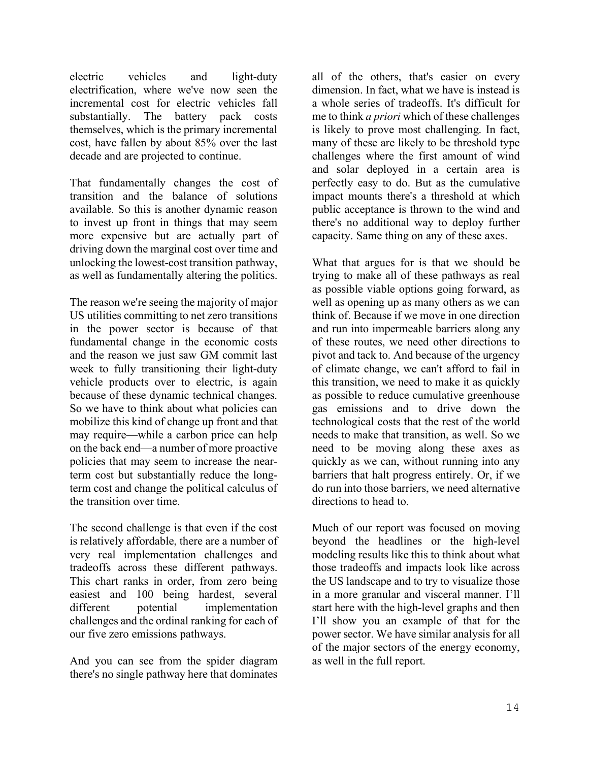electric vehicles and light-duty electrification, where we've now seen the incremental cost for electric vehicles fall substantially. The battery pack costs themselves, which is the primary incremental cost, have fallen by about 85% over the last decade and are projected to continue.

That fundamentally changes the cost of transition and the balance of solutions available. So this is another dynamic reason to invest up front in things that may seem more expensive but are actually part of driving down the marginal cost over time and unlocking the lowest-cost transition pathway, as well as fundamentally altering the politics.

The reason we're seeing the majority of major US utilities committing to net zero transitions in the power sector is because of that fundamental change in the economic costs and the reason we just saw GM commit last week to fully transitioning their light-duty vehicle products over to electric, is again because of these dynamic technical changes. So we have to think about what policies can mobilize this kind of change up front and that may require—while a carbon price can help on the back end—a number of more proactive policies that may seem to increase the near-term cost but substantially reduce the long-term cost and change the political calculus of the transition over time.

The second challenge is that even if the cost is relatively affordable, there are a number of very real implementation challenges and tradeoffs across these different pathways. This chart ranks in order, from zero being easiest and 100 being hardest, several different potential implementation challenges and the ordinal ranking for each of our five zero emissions pathways.

And you can see from the spider diagram there's no single pathway here that dominates all of the others, that's easier on every dimension. In fact, what we have is instead is a whole series of tradeoffs. It's difficult for me to think *a priori* which of these challenges is likely to prove most challenging. In fact, many of these are likely to be threshold type challenges where the first amount of wind and solar deployed in a certain area is perfectly easy to do. But as the cumulative impact mounts there's a threshold at which public acceptance is thrown to the wind and there's no additional way to deploy further capacity. Same thing on any of these axes.

What that argues for is that we should be trying to make all of these pathways as real as possible viable options going forward, as well as opening up as many others as we can think of. Because if we move in one direction and run into impermeable barriers along any of these routes, we need other directions to pivot and tack to. And because of the urgency of climate change, we can't afford to fail in this transition, we need to make it as quickly as possible to reduce cumulative greenhouse gas emissions and to drive down the technological costs that the rest of the world needs to make that transition, as well. So we need to be moving along these axes as quickly as we can, without running into any barriers that halt progress entirely. Or, if we do run into those barriers, we need alternative directions to head to.

Much of our report was focused on moving beyond the headlines or the high-level modeling results like this to think about what those tradeoffs and impacts look like across the US landscape and to try to visualize those in a more granular and visceral manner. I'll start here with the high-level graphs and then I'll show you an example of that for the power sector. We have similar analysis for all of the major sectors of the energy economy, as well in the full report.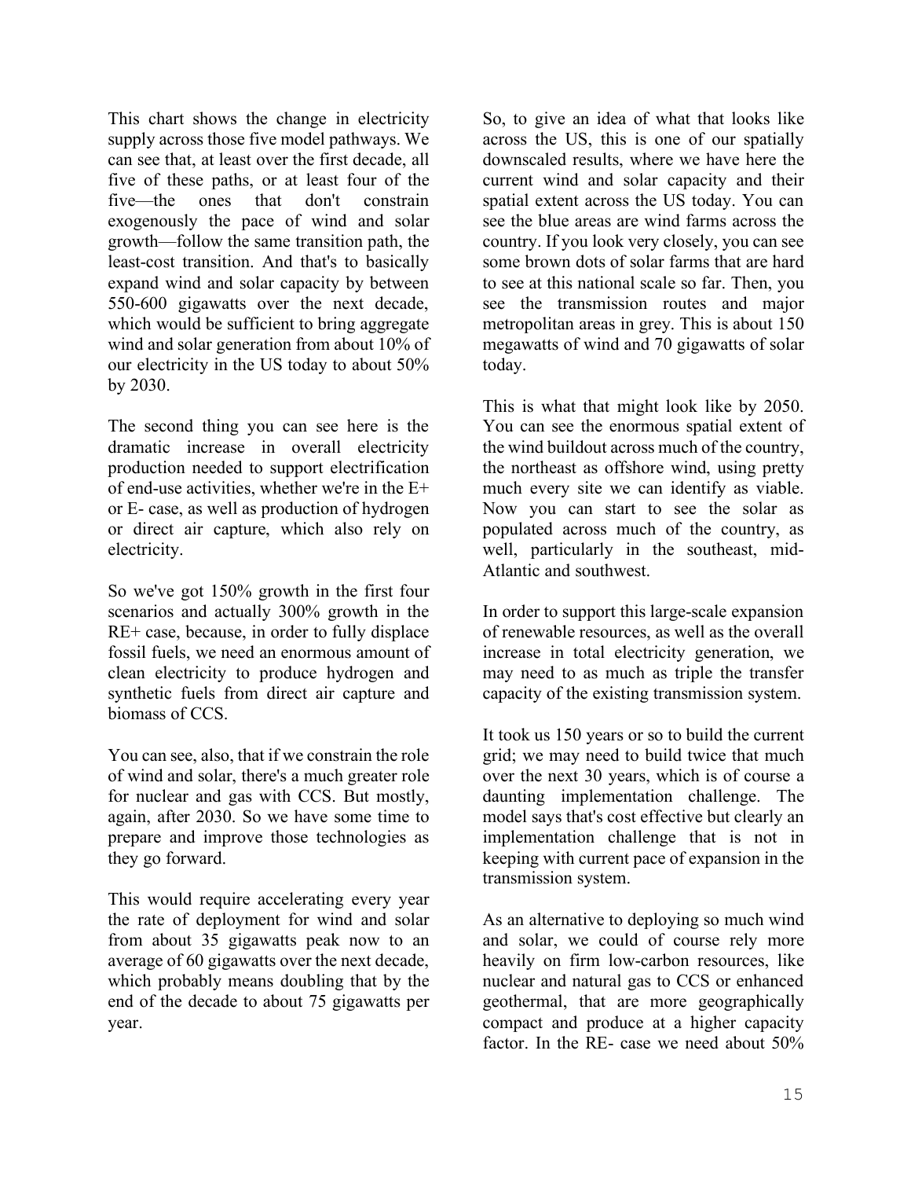This chart shows the change in electricity supply across those five model pathways. We can see that, at least over the first decade, all five of these paths, or at least four of the five—the ones that don't constrain exogenously the pace of wind and solar growth—follow the same transition path, the least-cost transition. And that's to basically expand wind and solar capacity by between 550-600 gigawatts over the next decade, which would be sufficient to bring aggregate wind and solar generation from about 10% of our electricity in the US today to about 50% by 2030.

The second thing you can see here is the dramatic increase in overall electricity production needed to support electrification of end-use activities, whether we're in the E+ or E- case, as well as production of hydrogen or direct air capture, which also rely on electricity.

So we've got 150% growth in the first four scenarios and actually 300% growth in the RE+ case, because, in order to fully displace fossil fuels, we need an enormous amount of clean electricity to produce hydrogen and synthetic fuels from direct air capture and biomass of CCS.

You can see, also, that if we constrain the role of wind and solar, there's a much greater role for nuclear and gas with CCS. But mostly, again, after 2030. So we have some time to prepare and improve those technologies as they go forward.

This would require accelerating every year the rate of deployment for wind and solar from about 35 gigawatts peak now to an average of 60 gigawatts over the next decade, which probably means doubling that by the end of the decade to about 75 gigawatts per year.

So, to give an idea of what that looks like across the US, this is one of our spatially downscaled results, where we have here the current wind and solar capacity and their spatial extent across the US today. You can see the blue areas are wind farms across the country. If you look very closely, you can see some brown dots of solar farms that are hard to see at this national scale so far. Then, you see the transmission routes and major metropolitan areas in grey. This is about 150 megawatts of wind and 70 gigawatts of solar today.

This is what that might look like by 2050. You can see the enormous spatial extent of the wind buildout across much of the country, the northeast as offshore wind, using pretty much every site we can identify as viable. Now you can start to see the solar as populated across much of the country, as well, particularly in the southeast, mid-Atlantic and southwest.

In order to support this large-scale expansion of renewable resources, as well as the overall increase in total electricity generation, we may need to as much as triple the transfer capacity of the existing transmission system.

It took us 150 years or so to build the current grid; we may need to build twice that much over the next 30 years, which is of course a daunting implementation challenge. The model says that's cost effective but clearly an implementation challenge that is not in keeping with current pace of expansion in the transmission system.

As an alternative to deploying so much wind and solar, we could of course rely more heavily on firm low-carbon resources, like nuclear and natural gas to CCS or enhanced geothermal, that are more geographically compact and produce at a higher capacity factor. In the RE- case we need about 50%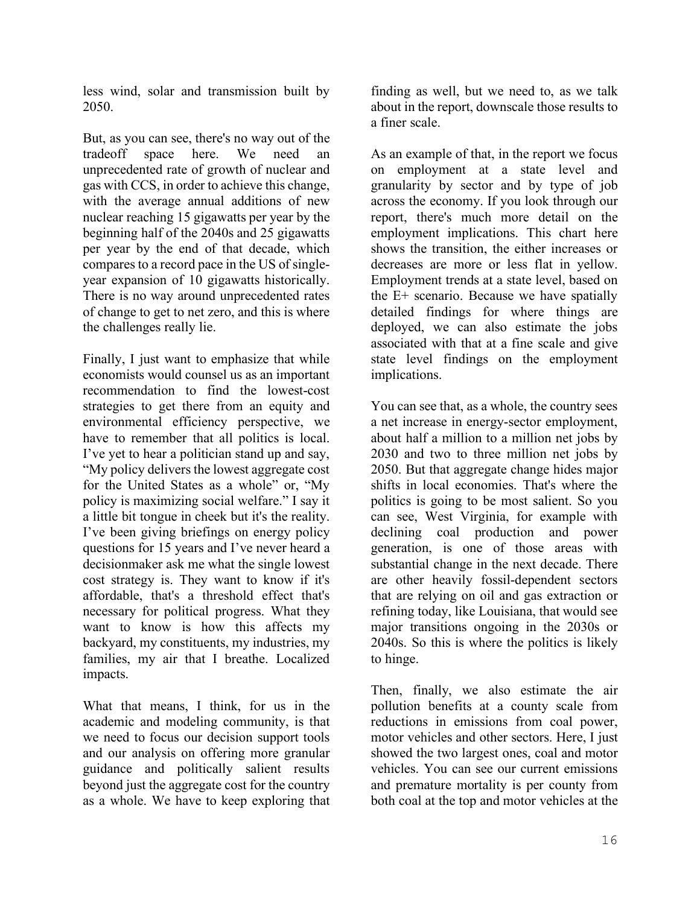less wind, solar and transmission built by 2050.

But, as you can see, there's no way out of the tradeoff space here. We need an unprecedented rate of growth of nuclear and gas with CCS, in order to achieve this change, with the average annual additions of new nuclear reaching 15 gigawatts per year by the beginning half of the 2040s and 25 gigawatts per year by the end of that decade, which compares to a record pace in the US of single-year expansion of 10 gigawatts historically. There is no way around unprecedented rates of change to get to net zero, and this is where the challenges really lie.

Finally, I just want to emphasize that while economists would counsel us as an important recommendation to find the lowest-cost strategies to get there from an equity and environmental efficiency perspective, we have to remember that all politics is local. I've yet to hear a politician stand up and say, "My policy delivers the lowest aggregate cost for the United States as a whole" or, "My policy is maximizing social welfare." I say it a little bit tongue in cheek but it's the reality. I've been giving briefings on energy policy questions for 15 years and I've never heard a decisionmaker ask me what the single lowest cost strategy is. They want to know if it's affordable, that's a threshold effect that's necessary for political progress. What they want to know is how this affects my backyard, my constituents, my industries, my families, my air that I breathe. Localized impacts.

What that means, I think, for us in the academic and modeling community, is that we need to focus our decision support tools and our analysis on offering more granular guidance and politically salient results beyond just the aggregate cost for the country as a whole. We have to keep exploring that finding as well, but we need to, as we talk about in the report, downscale those results to a finer scale.

As an example of that, in the report we focus on employment at a state level and granularity by sector and by type of job across the economy. If you look through our report, there's much more detail on the employment implications. This chart here shows the transition, the either increases or decreases are more or less flat in yellow. Employment trends at a state level, based on the E+ scenario. Because we have spatially detailed findings for where things are deployed, we can also estimate the jobs associated with that at a fine scale and give state level findings on the employment implications.

You can see that, as a whole, the country sees a net increase in energy-sector employment, about half a million to a million net jobs by 2030 and two to three million net jobs by 2050. But that aggregate change hides major shifts in local economies. That's where the politics is going to be most salient. So you can see, West Virginia, for example with declining coal production and power generation, is one of those areas with substantial change in the next decade. There are other heavily fossil-dependent sectors that are relying on oil and gas extraction or refining today, like Louisiana, that would see major transitions ongoing in the 2030s or 2040s. So this is where the politics is likely to hinge.

Then, finally, we also estimate the air pollution benefits at a county scale from reductions in emissions from coal power, motor vehicles and other sectors. Here, I just showed the two largest ones, coal and motor vehicles. You can see our current emissions and premature mortality is per county from both coal at the top and motor vehicles at the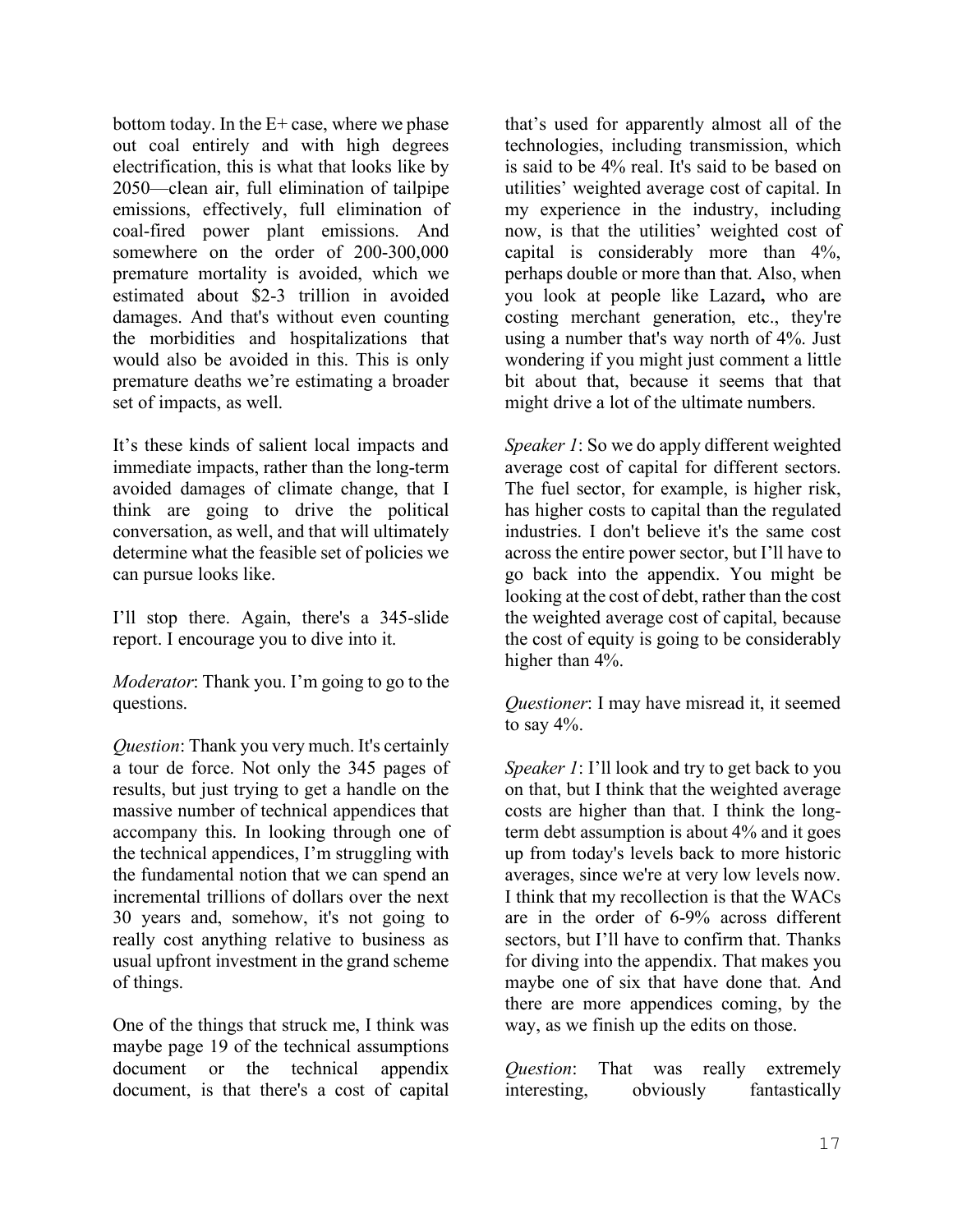bottom today. In the E+ case, where we phase out coal entirely and with high degrees electrification, this is what that looks like by 2050—clean air, full elimination of tailpipe emissions, effectively, full elimination of coal-fired power plant emissions. And somewhere on the order of 200-300,000 premature mortality is avoided, which we estimated about $2-3 trillion in avoided damages. And that's without even counting the morbidities and hospitalizations that would also be avoided in this. This is only premature deaths we're estimating a broader set of impacts, as well.

It's these kinds of salient local impacts and immediate impacts, rather than the long-term avoided damages of climate change, that I think are going to drive the political conversation, as well, and that will ultimately determine what the feasible set of policies we can pursue looks like.

I'll stop there. Again, there's a 345-slide report. I encourage you to dive into it.

*Moderator*: Thank you. I'm going to go to the questions.

*Question*: Thank you very much. It's certainly a tour de force. Not only the 345 pages of results, but just trying to get a handle on the massive number of technical appendices that accompany this. In looking through one of the technical appendices, I'm struggling with the fundamental notion that we can spend an incremental trillions of dollars over the next 30 years and, somehow, it's not going to really cost anything relative to business as usual upfront investment in the grand scheme of things.

One of the things that struck me, I think was maybe page 19 of the technical assumptions document or the technical appendix document, is that there's a cost of capital that's used for apparently almost all of the technologies, including transmission, which is said to be 4% real. It's said to be based on utilities' weighted average cost of capital. In my experience in the industry, including now, is that the utilities' weighted cost of capital is considerably more than 4%, perhaps double or more than that. Also, when you look at people like Lazard**,** who are costing merchant generation, etc., they're using a number that's way north of 4%. Just wondering if you might just comment a little bit about that, because it seems that that might drive a lot of the ultimate numbers.

*Speaker 1*: So we do apply different weighted average cost of capital for different sectors. The fuel sector, for example, is higher risk, has higher costs to capital than the regulated industries. I don't believe it's the same cost across the entire power sector, but I'll have to go back into the appendix. You might be looking at the cost of debt, rather than the cost the weighted average cost of capital, because the cost of equity is going to be considerably higher than 4%.

*Questioner*: I may have misread it, it seemed to say 4%.

*Speaker 1*: I'll look and try to get back to you on that, but I think that the weighted average costs are higher than that. I think the long-term debt assumption is about 4% and it goes up from today's levels back to more historic averages, since we're at very low levels now. I think that my recollection is that the WACs are in the order of 6-9% across different sectors, but I'll have to confirm that. Thanks for diving into the appendix. That makes you maybe one of six that have done that. And there are more appendices coming, by the way, as we finish up the edits on those.

*Question*: That was really extremely interesting, obviously fantastically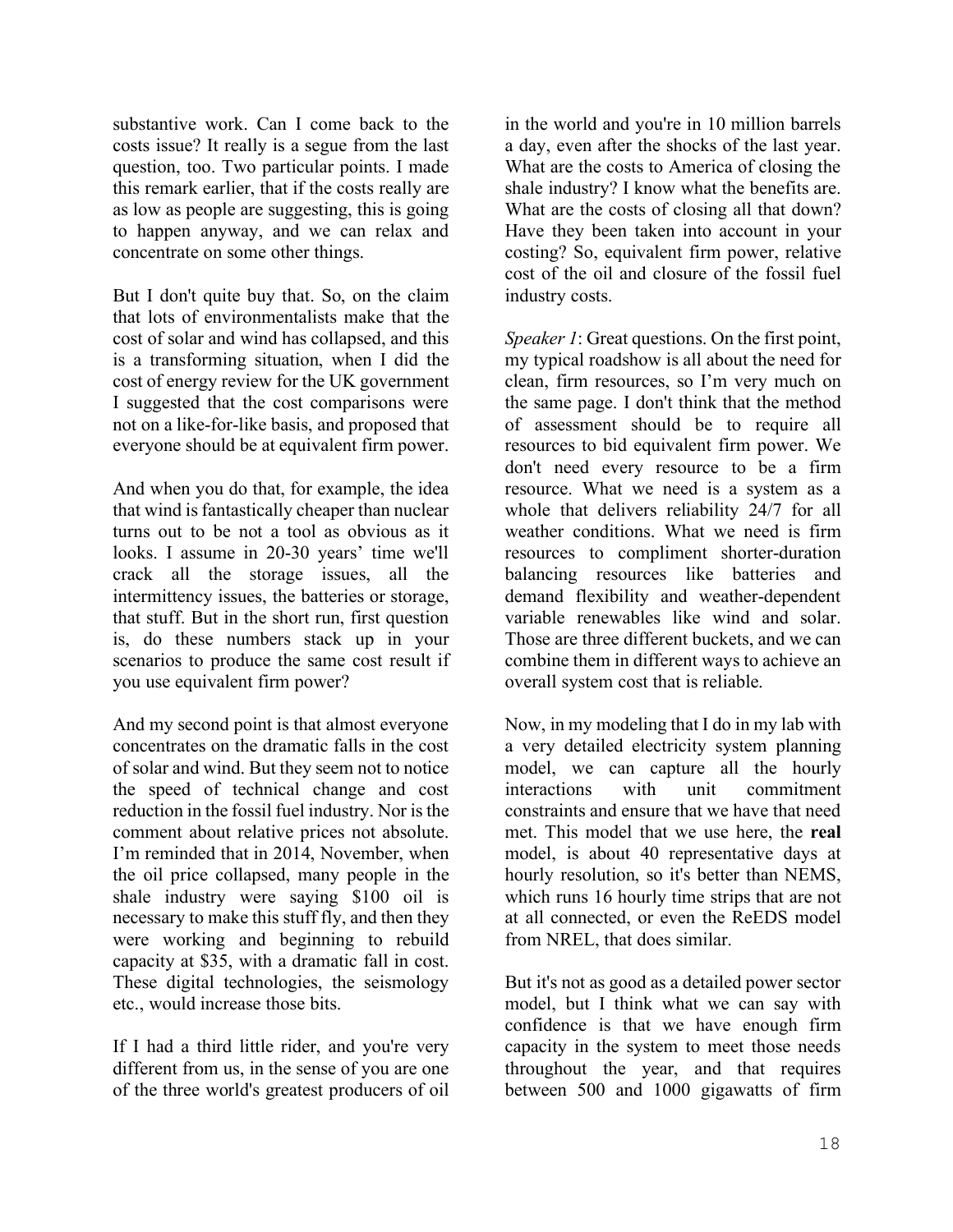substantive work. Can I come back to the costs issue? It really is a segue from the last question, too. Two particular points. I made this remark earlier, that if the costs really are as low as people are suggesting, this is going to happen anyway, and we can relax and concentrate on some other things.

But I don't quite buy that. So, on the claim that lots of environmentalists make that the cost of solar and wind has collapsed, and this is a transforming situation, when I did the cost of energy review for the UK government I suggested that the cost comparisons were not on a like-for-like basis, and proposed that everyone should be at equivalent firm power.

And when you do that, for example, the idea that wind is fantastically cheaper than nuclear turns out to be not a tool as obvious as it looks. I assume in 20-30 years' time we'll crack all the storage issues, all the intermittency issues, the batteries or storage, that stuff. But in the short run, first question is, do these numbers stack up in your scenarios to produce the same cost result if you use equivalent firm power?

And my second point is that almost everyone concentrates on the dramatic falls in the cost of solar and wind. But they seem not to notice the speed of technical change and cost reduction in the fossil fuel industry. Nor is the comment about relative prices not absolute. I'm reminded that in 2014, November, when the oil price collapsed, many people in the shale industry were saying \$100 oil is necessary to make this stuff fly, and then they were working and beginning to rebuild capacity at \$35, with a dramatic fall in cost. These digital technologies, the seismology etc., would increase those bits.

If I had a third little rider, and you're very different from us, in the sense of you are one of the three world's greatest producers of oil in the world and you're in 10 million barrels a day, even after the shocks of the last year. What are the costs to America of closing the shale industry? I know what the benefits are. What are the costs of closing all that down? Have they been taken into account in your costing? So, equivalent firm power, relative cost of the oil and closure of the fossil fuel industry costs.

*Speaker 1*: Great questions. On the first point, my typical roadshow is all about the need for clean, firm resources, so I'm very much on the same page. I don't think that the method of assessment should be to require all resources to bid equivalent firm power. We don't need every resource to be a firm resource. What we need is a system as a whole that delivers reliability 24/7 for all weather conditions. What we need is firm resources to compliment shorter-duration balancing resources like batteries and demand flexibility and weather-dependent variable renewables like wind and solar. Those are three different buckets, and we can combine them in different ways to achieve an overall system cost that is reliable.

Now, in my modeling that I do in my lab with a very detailed electricity system planning model, we can capture all the hourly interactions with unit commitment constraints and ensure that we have that need met. This model that we use here, the **real** model, is about 40 representative days at hourly resolution, so it's better than NEMS, which runs 16 hourly time strips that are not at all connected, or even the ReEDS model from NREL, that does similar.

But it's not as good as a detailed power sector model, but I think what we can say with confidence is that we have enough firm capacity in the system to meet those needs throughout the year, and that requires between 500 and 1000 gigawatts of firm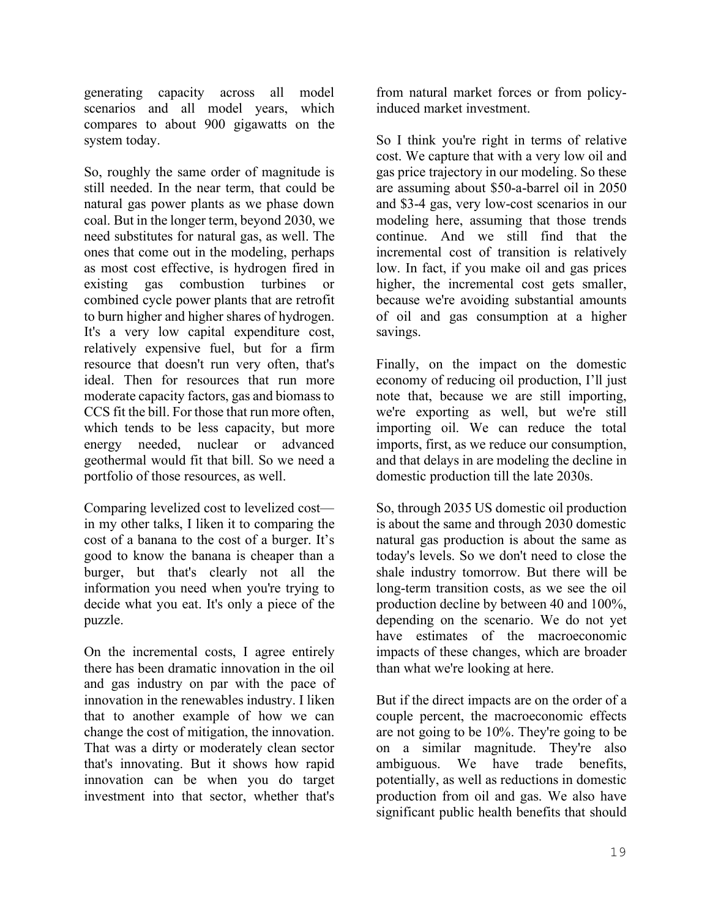generating capacity across all model scenarios and all model years, which compares to about 900 gigawatts on the system today.

So, roughly the same order of magnitude is still needed. In the near term, that could be natural gas power plants as we phase down coal. But in the longer term, beyond 2030, we need substitutes for natural gas, as well. The ones that come out in the modeling, perhaps as most cost effective, is hydrogen fired in existing gas combustion turbines or combined cycle power plants that are retrofit to burn higher and higher shares of hydrogen. It's a very low capital expenditure cost, relatively expensive fuel, but for a firm resource that doesn't run very often, that's ideal. Then for resources that run more moderate capacity factors, gas and biomass to CCS fit the bill. For those that run more often, which tends to be less capacity, but more energy needed, nuclear or advanced geothermal would fit that bill. So we need a portfolio of those resources, as well.

Comparing levelized cost to levelized cost—in my other talks, I liken it to comparing the cost of a banana to the cost of a burger. It's good to know the banana is cheaper than a burger, but that's clearly not all the information you need when you're trying to decide what you eat. It's only a piece of the puzzle.

On the incremental costs, I agree entirely there has been dramatic innovation in the oil and gas industry on par with the pace of innovation in the renewables industry. I liken that to another example of how we can change the cost of mitigation, the innovation. That was a dirty or moderately clean sector that's innovating. But it shows how rapid innovation can be when you do target investment into that sector, whether that's from natural market forces or from policy-induced market investment.

So I think you're right in terms of relative cost. We capture that with a very low oil and gas price trajectory in our modeling. So these are assuming about $50-a-barrel oil in 2050 and $3-4 gas, very low-cost scenarios in our modeling here, assuming that those trends continue. And we still find that the incremental cost of transition is relatively low. In fact, if you make oil and gas prices higher, the incremental cost gets smaller, because we're avoiding substantial amounts of oil and gas consumption at a higher savings.

Finally, on the impact on the domestic economy of reducing oil production, I'll just note that, because we are still importing, we're exporting as well, but we're still importing oil. We can reduce the total imports, first, as we reduce our consumption, and that delays in are modeling the decline in domestic production till the late 2030s.

So, through 2035 US domestic oil production is about the same and through 2030 domestic natural gas production is about the same as today's levels. So we don't need to close the shale industry tomorrow. But there will be long-term transition costs, as we see the oil production decline by between 40 and 100%, depending on the scenario. We do not yet have estimates of the macroeconomic impacts of these changes, which are broader than what we're looking at here.

But if the direct impacts are on the order of a couple percent, the macroeconomic effects are not going to be 10%. They're going to be on a similar magnitude. They're also ambiguous. We have trade benefits, potentially, as well as reductions in domestic production from oil and gas. We also have significant public health benefits that should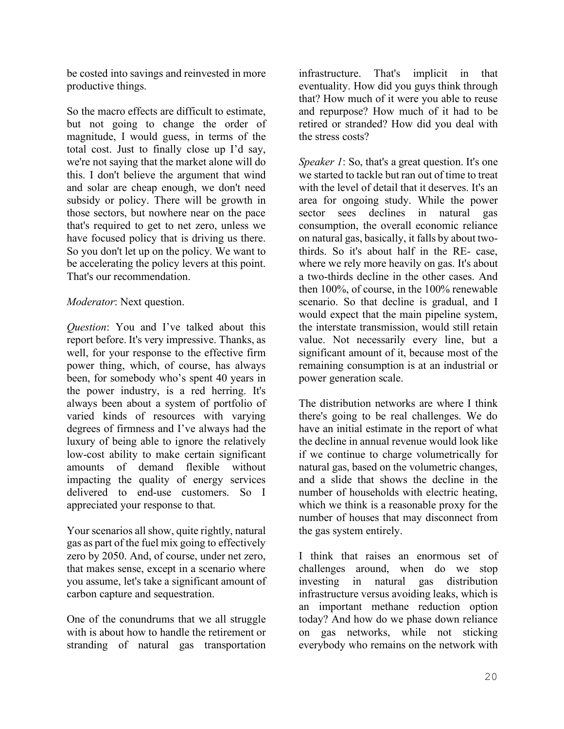be costed into savings and reinvested in more productive things.

So the macro effects are difficult to estimate, but not going to change the order of magnitude, I would guess, in terms of the total cost. Just to finally close up I'd say, we're not saying that the market alone will do this. I don't believe the argument that wind and solar are cheap enough, we don't need subsidy or policy. There will be growth in those sectors, but nowhere near on the pace that's required to get to net zero, unless we have focused policy that is driving us there. So you don't let up on the policy. We want to be accelerating the policy levers at this point. That's our recommendation.

*Moderator*: Next question.

*Question*: You and I've talked about this report before. It's very impressive. Thanks, as well, for your response to the effective firm power thing, which, of course, has always been, for somebody who's spent 40 years in the power industry, is a red herring. It's always been about a system of portfolio of varied kinds of resources with varying degrees of firmness and I've always had the luxury of being able to ignore the relatively low-cost ability to make certain significant amounts of demand flexible without impacting the quality of energy services delivered to end-use customers. So I appreciated your response to that.

Your scenarios all show, quite rightly, natural gas as part of the fuel mix going to effectively zero by 2050. And, of course, under net zero, that makes sense, except in a scenario where you assume, let's take a significant amount of carbon capture and sequestration.

One of the conundrums that we all struggle with is about how to handle the retirement or stranding of natural gas transportation infrastructure. That's implicit in that eventuality. How did you guys think through that? How much of it were you able to reuse and repurpose? How much of it had to be retired or stranded? How did you deal with the stress costs?

*Speaker 1*: So, that's a great question. It's one we started to tackle but ran out of time to treat with the level of detail that it deserves. It's an area for ongoing study. While the power sector sees declines in natural gas consumption, the overall economic reliance on natural gas, basically, it falls by about two-thirds. So it's about half in the RE- case, where we rely more heavily on gas. It's about a two-thirds decline in the other cases. And then 100%, of course, in the 100% renewable scenario. So that decline is gradual, and I would expect that the main pipeline system, the interstate transmission, would still retain value. Not necessarily every line, but a significant amount of it, because most of the remaining consumption is at an industrial or power generation scale.

The distribution networks are where I think there's going to be real challenges. We do have an initial estimate in the report of what the decline in annual revenue would look like if we continue to charge volumetrically for natural gas, based on the volumetric changes, and a slide that shows the decline in the number of households with electric heating, which we think is a reasonable proxy for the number of houses that may disconnect from the gas system entirely.

I think that raises an enormous set of challenges around, when do we stop investing in natural gas distribution infrastructure versus avoiding leaks, which is an important methane reduction option today? And how do we phase down reliance on gas networks, while not sticking everybody who remains on the network with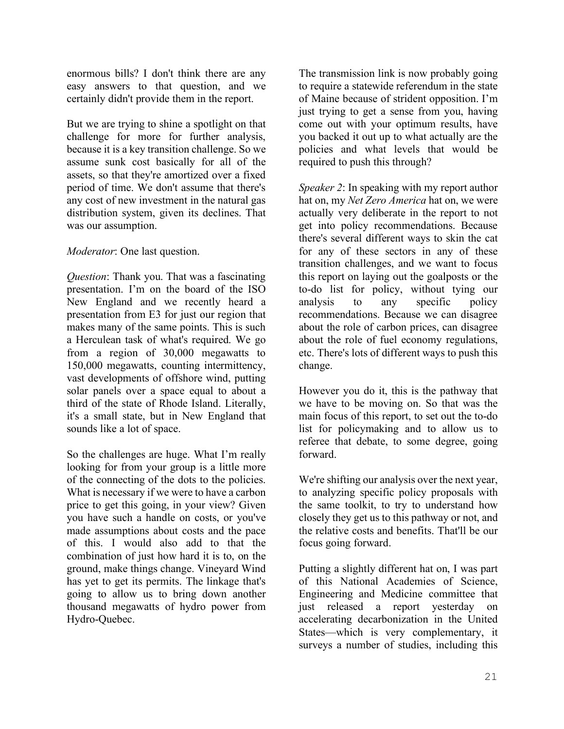enormous bills? I don't think there are any easy answers to that question, and we certainly didn't provide them in the report.

But we are trying to shine a spotlight on that challenge for more for further analysis, because it is a key transition challenge. So we assume sunk cost basically for all of the assets, so that they're amortized over a fixed period of time. We don't assume that there's any cost of new investment in the natural gas distribution system, given its declines. That was our assumption.

*Moderator*: One last question.

*Question*: Thank you. That was a fascinating presentation. I'm on the board of the ISO New England and we recently heard a presentation from E3 for just our region that makes many of the same points. This is such a Herculean task of what's required. We go from a region of 30,000 megawatts to 150,000 megawatts, counting intermittency, vast developments of offshore wind, putting solar panels over a space equal to about a third of the state of Rhode Island. Literally, it's a small state, but in New England that sounds like a lot of space.

So the challenges are huge. What I'm really looking for from your group is a little more of the connecting of the dots to the policies. What is necessary if we were to have a carbon price to get this going, in your view? Given you have such a handle on costs, or you've made assumptions about costs and the pace of this. I would also add to that the combination of just how hard it is to, on the ground, make things change. Vineyard Wind has yet to get its permits. The linkage that's going to allow us to bring down another thousand megawatts of hydro power from Hydro-Quebec.

The transmission link is now probably going to require a statewide referendum in the state of Maine because of strident opposition. I'm just trying to get a sense from you, having come out with your optimum results, have you backed it out up to what actually are the policies and what levels that would be required to push this through?

*Speaker 2*: In speaking with my report author hat on, my *Net Zero America* hat on, we were actually very deliberate in the report to not get into policy recommendations. Because there's several different ways to skin the cat for any of these sectors in any of these transition challenges, and we want to focus this report on laying out the goalposts or the to-do list for policy, without tying our analysis to any specific policy recommendations. Because we can disagree about the role of carbon prices, can disagree about the role of fuel economy regulations, etc. There's lots of different ways to push this change.

However you do it, this is the pathway that we have to be moving on. So that was the main focus of this report, to set out the to-do list for policymaking and to allow us to referee that debate, to some degree, going forward.

We're shifting our analysis over the next year, to analyzing specific policy proposals with the same toolkit, to try to understand how closely they get us to this pathway or not, and the relative costs and benefits. That'll be our focus going forward.

Putting a slightly different hat on, I was part of this National Academies of Science, Engineering and Medicine committee that just released a report yesterday on accelerating decarbonization in the United States—which is very complementary, it surveys a number of studies, including this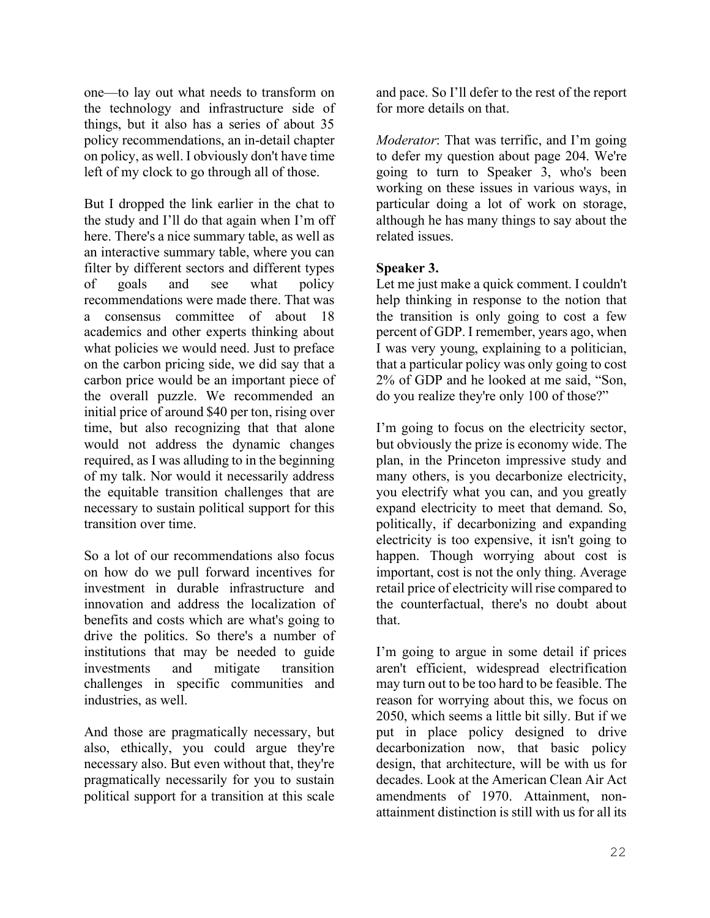one—to lay out what needs to transform on the technology and infrastructure side of things, but it also has a series of about 35 policy recommendations, an in-detail chapter on policy, as well. I obviously don't have time left of my clock to go through all of those.

But I dropped the link earlier in the chat to the study and I'll do that again when I'm off here. There's a nice summary table, as well as an interactive summary table, where you can filter by different sectors and different types of goals and see what policy recommendations were made there. That was a consensus committee of about 18 academics and other experts thinking about what policies we would need. Just to preface on the carbon pricing side, we did say that a carbon price would be an important piece of the overall puzzle. We recommended an initial price of around \$40 per ton, rising over time, but also recognizing that that alone would not address the dynamic changes required, as I was alluding to in the beginning of my talk. Nor would it necessarily address the equitable transition challenges that are necessary to sustain political support for this transition over time.

So a lot of our recommendations also focus on how do we pull forward incentives for investment in durable infrastructure and innovation and address the localization of benefits and costs which are what's going to drive the politics. So there's a number of institutions that may be needed to guide investments and mitigate transition challenges in specific communities and industries, as well.

And those are pragmatically necessary, but also, ethically, you could argue they're necessary also. But even without that, they're pragmatically necessarily for you to sustain political support for a transition at this scale and pace. So I'll defer to the rest of the report for more details on that.

*Moderator*: That was terrific, and I'm going to defer my question about page 204. We're going to turn to Speaker 3, who's been working on these issues in various ways, in particular doing a lot of work on storage, although he has many things to say about the related issues.

**Speaker 3.**

Let me just make a quick comment. I couldn't help thinking in response to the notion that the transition is only going to cost a few percent of GDP. I remember, years ago, when I was very young, explaining to a politician, that a particular policy was only going to cost 2% of GDP and he looked at me said, "Son, do you realize they're only 100 of those?"

I'm going to focus on the electricity sector, but obviously the prize is economy wide. The plan, in the Princeton impressive study and many others, is you decarbonize electricity, you electrify what you can, and you greatly expand electricity to meet that demand. So, politically, if decarbonizing and expanding electricity is too expensive, it isn't going to happen. Though worrying about cost is important, cost is not the only thing. Average retail price of electricity will rise compared to the counterfactual, there's no doubt about that.

I'm going to argue in some detail if prices aren't efficient, widespread electrification may turn out to be too hard to be feasible. The reason for worrying about this, we focus on 2050, which seems a little bit silly. But if we put in place policy designed to drive decarbonization now, that basic policy design, that architecture, will be with us for decades. Look at the American Clean Air Act amendments of 1970. Attainment, non-attainment distinction is still with us for all its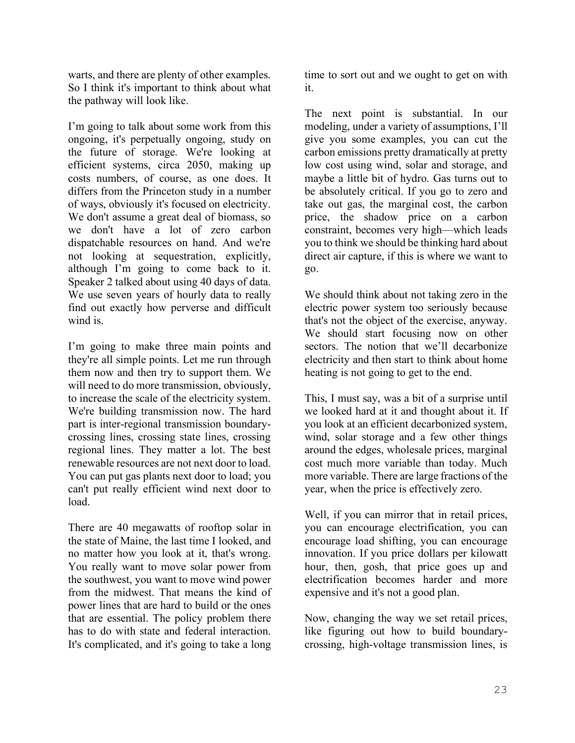warts, and there are plenty of other examples. So I think it's important to think about what the pathway will look like.

I'm going to talk about some work from this ongoing, it's perpetually ongoing, study on the future of storage. We're looking at efficient systems, circa 2050, making up costs numbers, of course, as one does. It differs from the Princeton study in a number of ways, obviously it's focused on electricity. We don't assume a great deal of biomass, so we don't have a lot of zero carbon dispatchable resources on hand. And we're not looking at sequestration, explicitly, although I'm going to come back to it. Speaker 2 talked about using 40 days of data. We use seven years of hourly data to really find out exactly how perverse and difficult wind is.

I'm going to make three main points and they're all simple points. Let me run through them now and then try to support them. We will need to do more transmission, obviously, to increase the scale of the electricity system. We're building transmission now. The hard part is inter-regional transmission boundary-crossing lines, crossing state lines, crossing regional lines. They matter a lot. The best renewable resources are not next door to load. You can put gas plants next door to load; you can't put really efficient wind next door to load.

There are 40 megawatts of rooftop solar in the state of Maine, the last time I looked, and no matter how you look at it, that's wrong. You really want to move solar power from the southwest, you want to move wind power from the midwest. That means the kind of power lines that are hard to build or the ones that are essential. The policy problem there has to do with state and federal interaction. It's complicated, and it's going to take a long time to sort out and we ought to get on with it.

The next point is substantial. In our modeling, under a variety of assumptions, I'll give you some examples, you can cut the carbon emissions pretty dramatically at pretty low cost using wind, solar and storage, and maybe a little bit of hydro. Gas turns out to be absolutely critical. If you go to zero and take out gas, the marginal cost, the carbon price, the shadow price on a carbon constraint, becomes very high—which leads you to think we should be thinking hard about direct air capture, if this is where we want to go.

We should think about not taking zero in the electric power system too seriously because that's not the object of the exercise, anyway. We should start focusing now on other sectors. The notion that we'll decarbonize electricity and then start to think about home heating is not going to get to the end.

This, I must say, was a bit of a surprise until we looked hard at it and thought about it. If you look at an efficient decarbonized system, wind, solar storage and a few other things around the edges, wholesale prices, marginal cost much more variable than today. Much more variable. There are large fractions of the year, when the price is effectively zero.

Well, if you can mirror that in retail prices, you can encourage electrification, you can encourage load shifting, you can encourage innovation. If you price dollars per kilowatt hour, then, gosh, that price goes up and electrification becomes harder and more expensive and it's not a good plan.

Now, changing the way we set retail prices, like figuring out how to build boundary-crossing, high-voltage transmission lines, is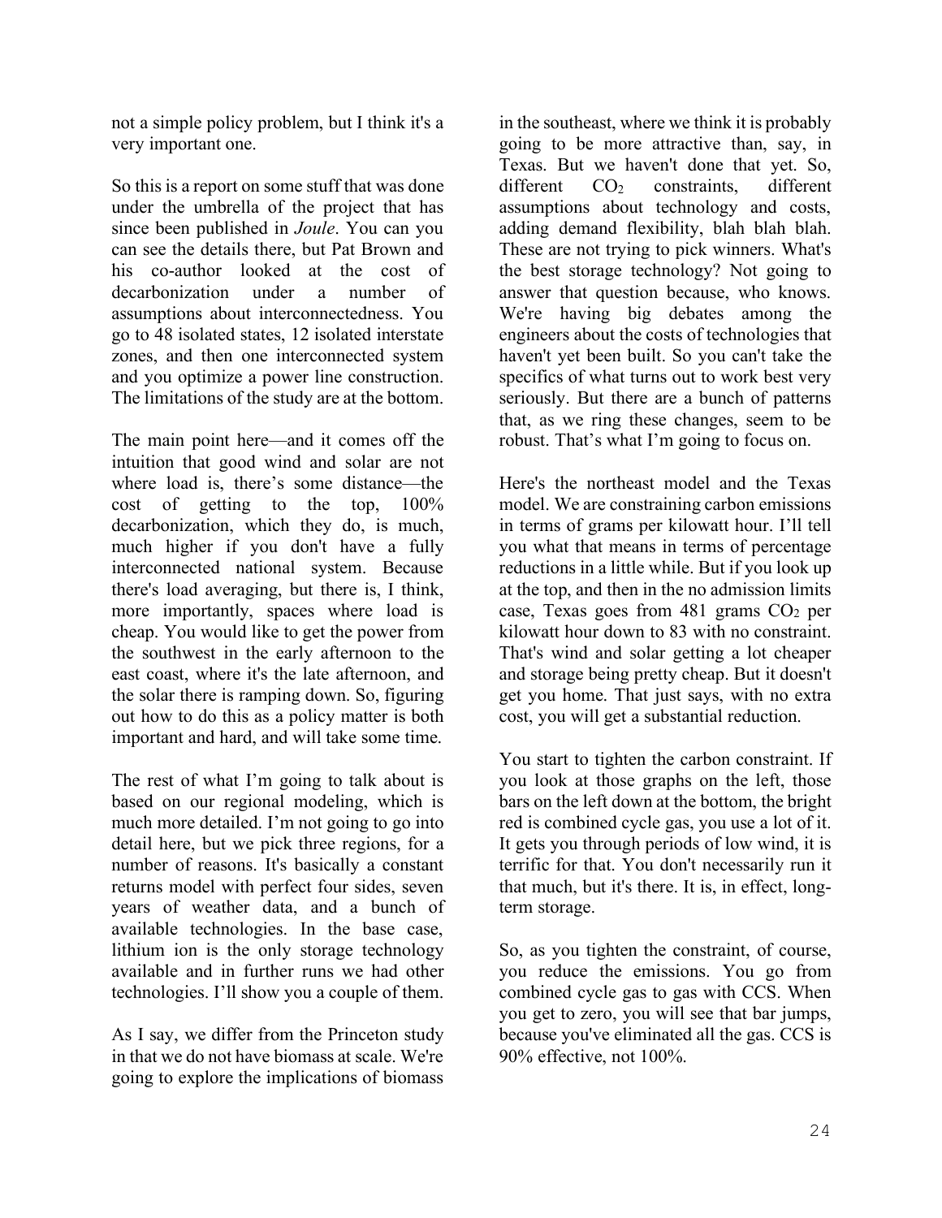not a simple policy problem, but I think it's a very important one.

So this is a report on some stuff that was done under the umbrella of the project that has since been published in *Joule*. You can you can see the details there, but Pat Brown and his co-author looked at the cost of decarbonization under a number of assumptions about interconnectedness. You go to 48 isolated states, 12 isolated interstate zones, and then one interconnected system and you optimize a power line construction. The limitations of the study are at the bottom.

The main point here—and it comes off the intuition that good wind and solar are not where load is, there's some distance—the cost of getting to the top, 100% decarbonization, which they do, is much, much higher if you don't have a fully interconnected national system. Because there's load averaging, but there is, I think, more importantly, spaces where load is cheap. You would like to get the power from the southwest in the early afternoon to the east coast, where it's the late afternoon, and the solar there is ramping down. So, figuring out how to do this as a policy matter is both important and hard, and will take some time.

The rest of what I'm going to talk about is based on our regional modeling, which is much more detailed. I'm not going to go into detail here, but we pick three regions, for a number of reasons. It's basically a constant returns model with perfect four sides, seven years of weather data, and a bunch of available technologies. In the base case, lithium ion is the only storage technology available and in further runs we had other technologies. I'll show you a couple of them.

As I say, we differ from the Princeton study in that we do not have biomass at scale. We're going to explore the implications of biomass in the southeast, where we think it is probably going to be more attractive than, say, in Texas. But we haven't done that yet. So, different $CO_2$ constraints, different assumptions about technology and costs, adding demand flexibility, blah blah blah. These are not trying to pick winners. What's the best storage technology? Not going to answer that question because, who knows. We're having big debates among the engineers about the costs of technologies that haven't yet been built. So you can't take the specifics of what turns out to work best very seriously. But there are a bunch of patterns that, as we ring these changes, seem to be robust. That's what I'm going to focus on.

Here's the northeast model and the Texas model. We are constraining carbon emissions in terms of grams per kilowatt hour. I'll tell you what that means in terms of percentage reductions in a little while. But if you look up at the top, and then in the no admission limits case, Texas goes from 481 grams $CO_2$ per kilowatt hour down to 83 with no constraint. That's wind and solar getting a lot cheaper and storage being pretty cheap. But it doesn't get you home. That just says, with no extra cost, you will get a substantial reduction.

You start to tighten the carbon constraint. If you look at those graphs on the left, those bars on the left down at the bottom, the bright red is combined cycle gas, you use a lot of it. It gets you through periods of low wind, it is terrific for that. You don't necessarily run it that much, but it's there. It is, in effect, long-term storage.

So, as you tighten the constraint, of course, you reduce the emissions. You go from combined cycle gas to gas with CCS. When you get to zero, you will see that bar jumps, because you've eliminated all the gas. CCS is 90% effective, not 100%.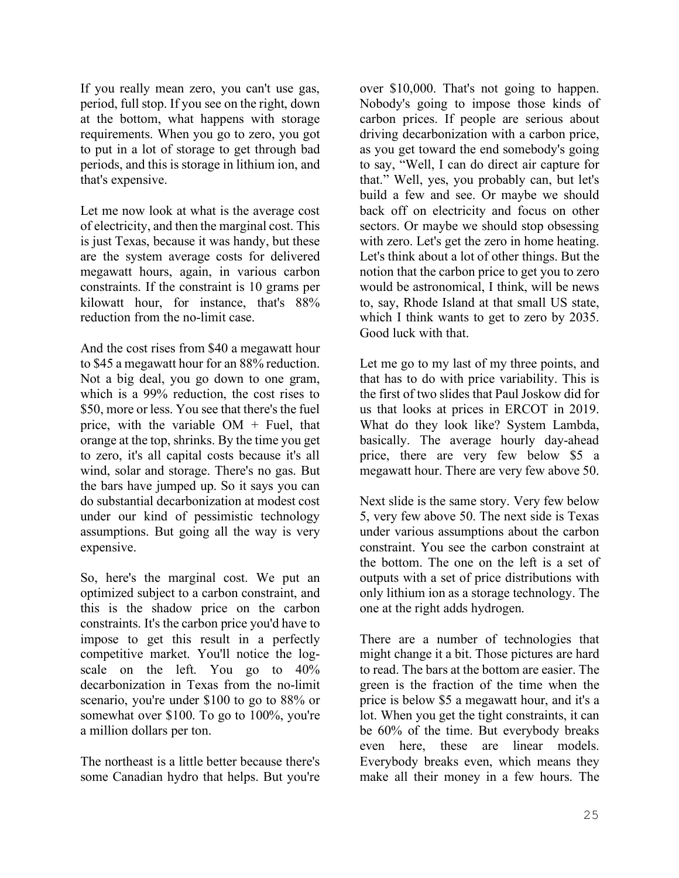If you really mean zero, you can't use gas, period, full stop. If you see on the right, down at the bottom, what happens with storage requirements. When you go to zero, you got to put in a lot of storage to get through bad periods, and this is storage in lithium ion, and that's expensive.

Let me now look at what is the average cost of electricity, and then the marginal cost. This is just Texas, because it was handy, but these are the system average costs for delivered megawatt hours, again, in various carbon constraints. If the constraint is 10 grams per kilowatt hour, for instance, that's 88% reduction from the no-limit case.

And the cost rises from $40 a megawatt hour to $45 a megawatt hour for an 88% reduction. Not a big deal, you go down to one gram, which is a 99% reduction, the cost rises to $50, more or less. You see that there's the fuel price, with the variable OM + Fuel, that orange at the top, shrinks. By the time you get to zero, it's all capital costs because it's all wind, solar and storage. There's no gas. But the bars have jumped up. So it says you can do substantial decarbonization at modest cost under our kind of pessimistic technology assumptions. But going all the way is very expensive.

So, here's the marginal cost. We put an optimized subject to a carbon constraint, and this is the shadow price on the carbon constraints. It's the carbon price you'd have to impose to get this result in a perfectly competitive market. You'll notice the log-scale on the left. You go to 40% decarbonization in Texas from the no-limit scenario, you're under $100 to go to 88% or somewhat over $100. To go to 100%, you're a million dollars per ton.

The northeast is a little better because there's some Canadian hydro that helps. But you're over $10,000. That's not going to happen. Nobody's going to impose those kinds of carbon prices. If people are serious about driving decarbonization with a carbon price, as you get toward the end somebody's going to say, "Well, I can do direct air capture for that." Well, yes, you probably can, but let's build a few and see. Or maybe we should back off on electricity and focus on other sectors. Or maybe we should stop obsessing with zero. Let's get the zero in home heating. Let's think about a lot of other things. But the notion that the carbon price to get you to zero would be astronomical, I think, will be news to, say, Rhode Island at that small US state, which I think wants to get to zero by 2035. Good luck with that.

Let me go to my last of my three points, and that has to do with price variability. This is the first of two slides that Paul Joskow did for us that looks at prices in ERCOT in 2019. What do they look like? System Lambda, basically. The average hourly day-ahead price, there are very few below $5 a megawatt hour. There are very few above 50.

Next slide is the same story. Very few below 5, very few above 50. The next side is Texas under various assumptions about the carbon constraint. You see the carbon constraint at the bottom. The one on the left is a set of outputs with a set of price distributions with only lithium ion as a storage technology. The one at the right adds hydrogen.

There are a number of technologies that might change it a bit. Those pictures are hard to read. The bars at the bottom are easier. The green is the fraction of the time when the price is below $5 a megawatt hour, and it's a lot. When you get the tight constraints, it can be 60% of the time. But everybody breaks even here, these are linear models. Everybody breaks even, which means they make all their money in a few hours. The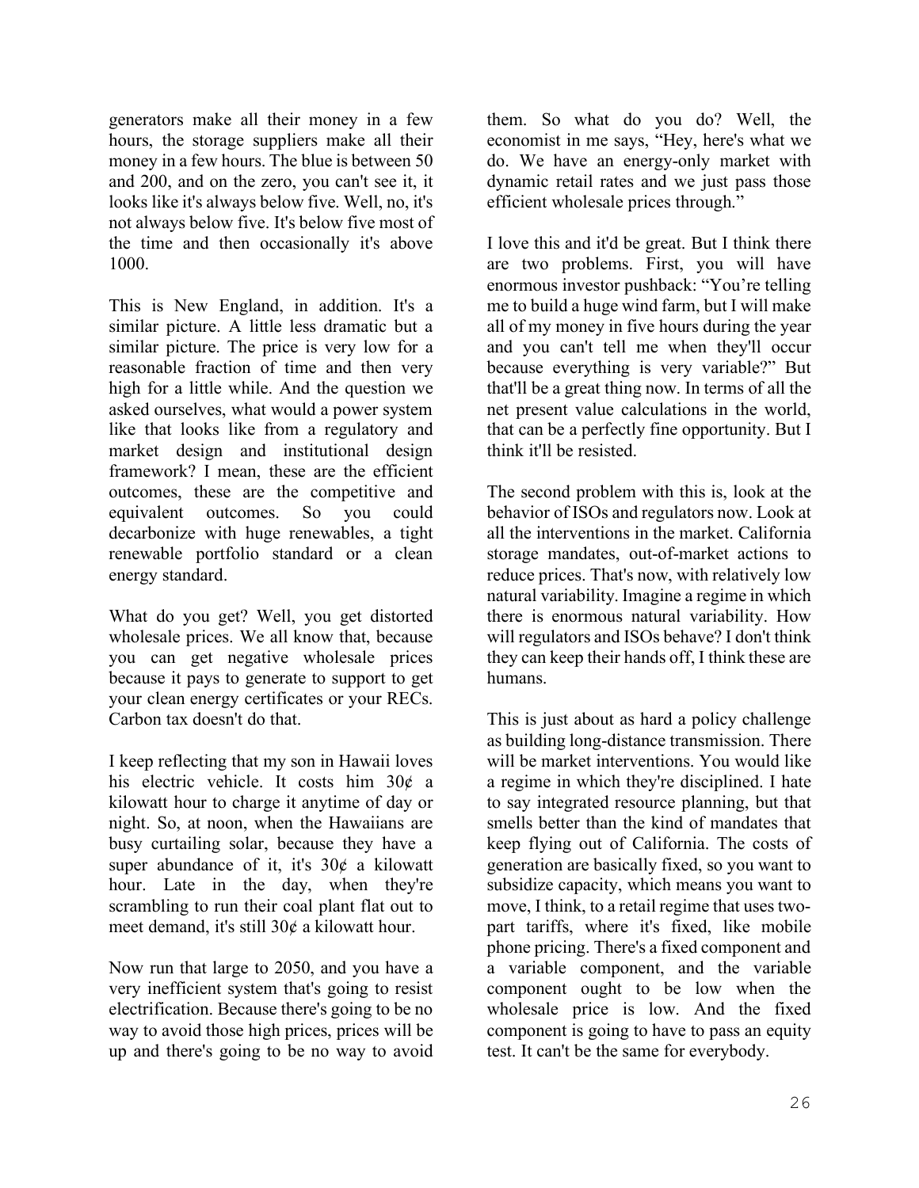generators make all their money in a few hours, the storage suppliers make all their money in a few hours. The blue is between 50 and 200, and on the zero, you can't see it, it looks like it's always below five. Well, no, it's not always below five. It's below five most of the time and then occasionally it's above 1000.

This is New England, in addition. It's a similar picture. A little less dramatic but a similar picture. The price is very low for a reasonable fraction of time and then very high for a little while. And the question we asked ourselves, what would a power system like that looks like from a regulatory and market design and institutional design framework? I mean, these are the efficient outcomes, these are the competitive and equivalent outcomes. So you could decarbonize with huge renewables, a tight renewable portfolio standard or a clean energy standard.

What do you get? Well, you get distorted wholesale prices. We all know that, because you can get negative wholesale prices because it pays to generate to support to get your clean energy certificates or your RECs. Carbon tax doesn't do that.

I keep reflecting that my son in Hawaii loves his electric vehicle. It costs him 30¢ a kilowatt hour to charge it anytime of day or night. So, at noon, when the Hawaiians are busy curtailing solar, because they have a super abundance of it, it's 30¢ a kilowatt hour. Late in the day, when they're scrambling to run their coal plant flat out to meet demand, it's still 30¢ a kilowatt hour.

Now run that large to 2050, and you have a very inefficient system that's going to resist electrification. Because there's going to be no way to avoid those high prices, prices will be up and there's going to be no way to avoid them. So what do you do? Well, the economist in me says, "Hey, here's what we do. We have an energy-only market with dynamic retail rates and we just pass those efficient wholesale prices through."

I love this and it'd be great. But I think there are two problems. First, you will have enormous investor pushback: "You're telling me to build a huge wind farm, but I will make all of my money in five hours during the year and you can't tell me when they'll occur because everything is very variable?" But that'll be a great thing now. In terms of all the net present value calculations in the world, that can be a perfectly fine opportunity. But I think it'll be resisted.

The second problem with this is, look at the behavior of ISOs and regulators now. Look at all the interventions in the market. California storage mandates, out-of-market actions to reduce prices. That's now, with relatively low natural variability. Imagine a regime in which there is enormous natural variability. How will regulators and ISOs behave? I don't think they can keep their hands off, I think these are humans.

This is just about as hard a policy challenge as building long-distance transmission. There will be market interventions. You would like a regime in which they're disciplined. I hate to say integrated resource planning, but that smells better than the kind of mandates that keep flying out of California. The costs of generation are basically fixed, so you want to subsidize capacity, which means you want to move, I think, to a retail regime that uses two-part tariffs, where it's fixed, like mobile phone pricing. There's a fixed component and a variable component, and the variable component ought to be low when the wholesale price is low. And the fixed component is going to have to pass an equity test. It can't be the same for everybody.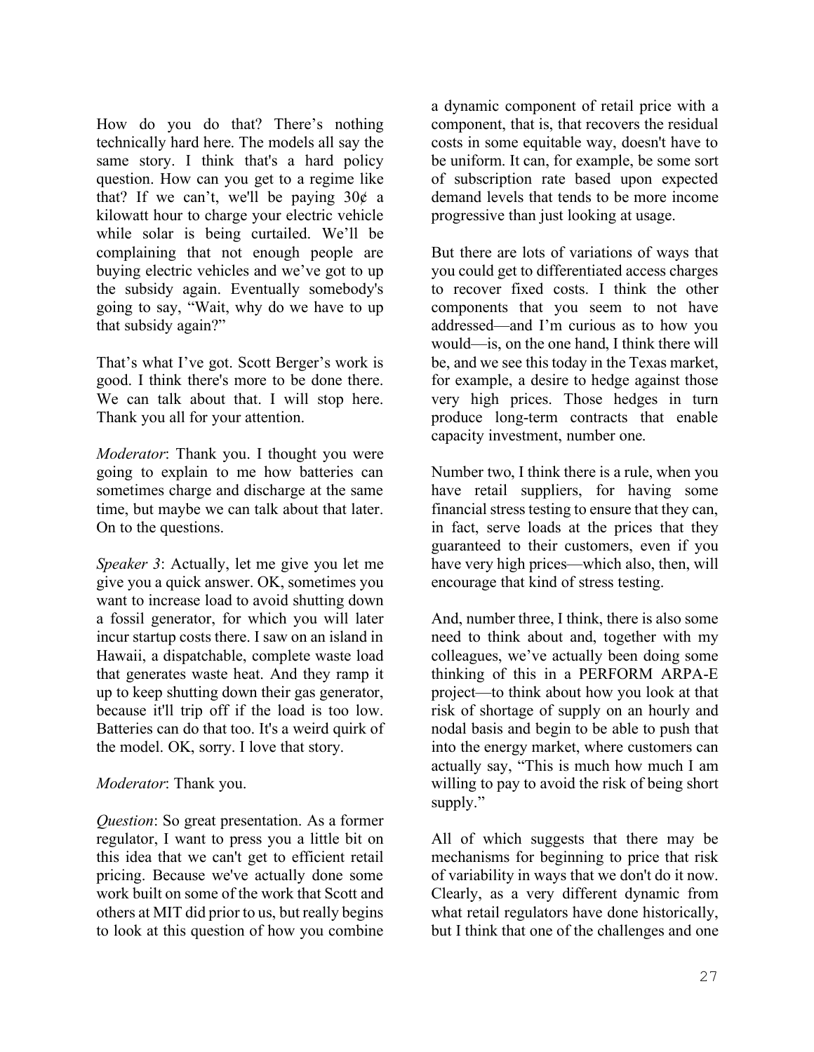How do you do that? There's nothing technically hard here. The models all say the same story. I think that's a hard policy question. How can you get to a regime like that? If we can't, we'll be paying 30¢ a kilowatt hour to charge your electric vehicle while solar is being curtailed. We'll be complaining that not enough people are buying electric vehicles and we've got to up the subsidy again. Eventually somebody's going to say, "Wait, why do we have to up that subsidy again?"

That's what I've got. Scott Berger's work is good. I think there's more to be done there. We can talk about that. I will stop here. Thank you all for your attention.

*Moderator*: Thank you. I thought you were going to explain to me how batteries can sometimes charge and discharge at the same time, but maybe we can talk about that later. On to the questions.

*Speaker 3*: Actually, let me give you let me give you a quick answer. OK, sometimes you want to increase load to avoid shutting down a fossil generator, for which you will later incur startup costs there. I saw on an island in Hawaii, a dispatchable, complete waste load that generates waste heat. And they ramp it up to keep shutting down their gas generator, because it'll trip off if the load is too low. Batteries can do that too. It's a weird quirk of the model. OK, sorry. I love that story.

*Moderator*: Thank you.

*Question*: So great presentation. As a former regulator, I want to press you a little bit on this idea that we can't get to efficient retail pricing. Because we've actually done some work built on some of the work that Scott and others at MIT did prior to us, but really begins to look at this question of how you combine a dynamic component of retail price with a component, that is, that recovers the residual costs in some equitable way, doesn't have to be uniform. It can, for example, be some sort of subscription rate based upon expected demand levels that tends to be more income progressive than just looking at usage.

But there are lots of variations of ways that you could get to differentiated access charges to recover fixed costs. I think the other components that you seem to not have addressed—and I'm curious as to how you would—is, on the one hand, I think there will be, and we see this today in the Texas market, for example, a desire to hedge against those very high prices. Those hedges in turn produce long-term contracts that enable capacity investment, number one.

Number two, I think there is a rule, when you have retail suppliers, for having some financial stress testing to ensure that they can, in fact, serve loads at the prices that they guaranteed to their customers, even if you have very high prices—which also, then, will encourage that kind of stress testing.

And, number three, I think, there is also some need to think about and, together with my colleagues, we've actually been doing some thinking of this in a PERFORM ARPA-E project—to think about how you look at that risk of shortage of supply on an hourly and nodal basis and begin to be able to push that into the energy market, where customers can actually say, "This is much how much I am willing to pay to avoid the risk of being short supply."

All of which suggests that there may be mechanisms for beginning to price that risk of variability in ways that we don't do it now. Clearly, as a very different dynamic from what retail regulators have done historically, but I think that one of the challenges and one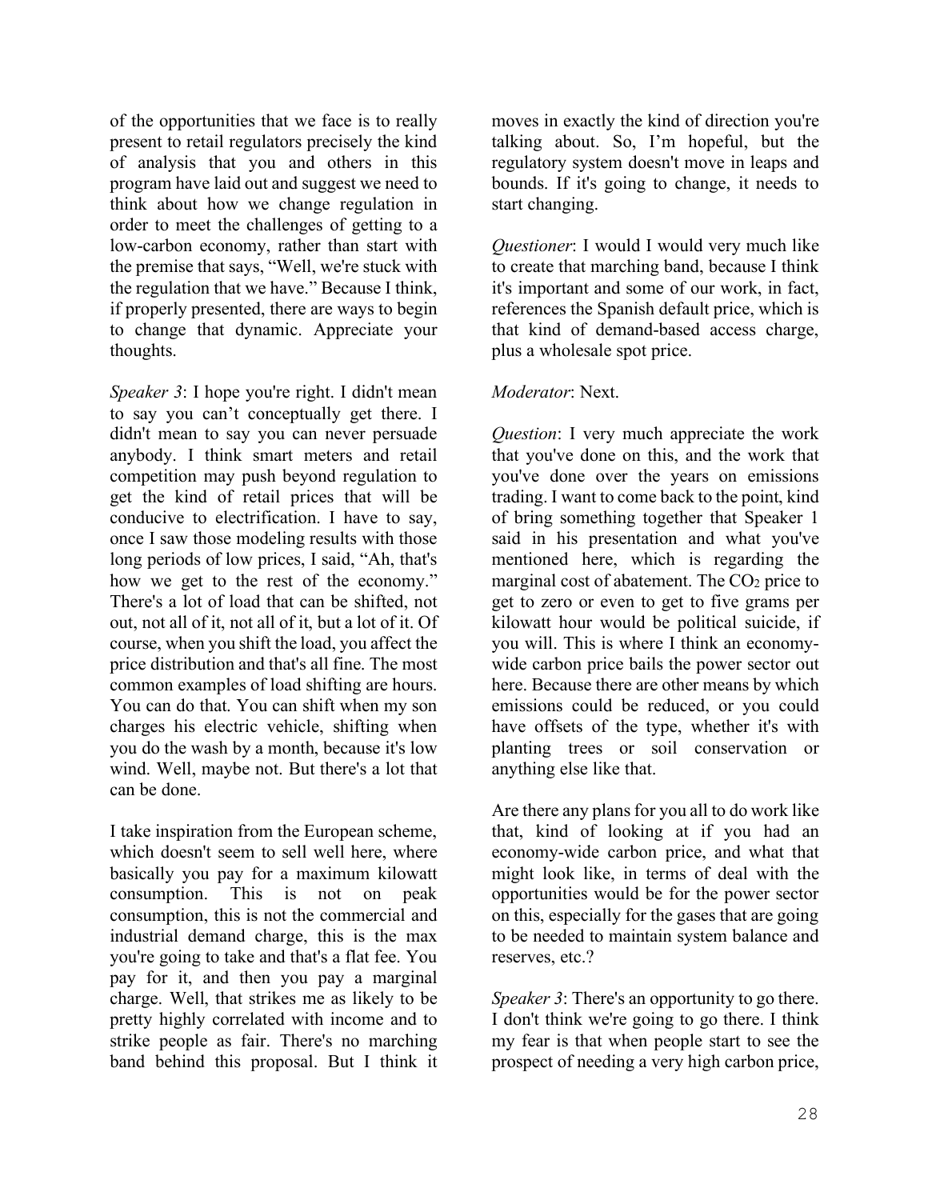of the opportunities that we face is to really present to retail regulators precisely the kind of analysis that you and others in this program have laid out and suggest we need to think about how we change regulation in order to meet the challenges of getting to a low-carbon economy, rather than start with the premise that says, "Well, we're stuck with the regulation that we have." Because I think, if properly presented, there are ways to begin to change that dynamic. Appreciate your thoughts.

*Speaker 3*: I hope you're right. I didn't mean to say you can't conceptually get there. I didn't mean to say you can never persuade anybody. I think smart meters and retail competition may push beyond regulation to get the kind of retail prices that will be conducive to electrification. I have to say, once I saw those modeling results with those long periods of low prices, I said, "Ah, that's how we get to the rest of the economy." There's a lot of load that can be shifted, not out, not all of it, not all of it, but a lot of it. Of course, when you shift the load, you affect the price distribution and that's all fine. The most common examples of load shifting are hours. You can do that. You can shift when my son charges his electric vehicle, shifting when you do the wash by a month, because it's low wind. Well, maybe not. But there's a lot that can be done.

I take inspiration from the European scheme, which doesn't seem to sell well here, where basically you pay for a maximum kilowatt consumption. This is not on peak consumption, this is not the commercial and industrial demand charge, this is the max you're going to take and that's a flat fee. You pay for it, and then you pay a marginal charge. Well, that strikes me as likely to be pretty highly correlated with income and to strike people as fair. There's no marching band behind this proposal. But I think it moves in exactly the kind of direction you're talking about. So, I'm hopeful, but the regulatory system doesn't move in leaps and bounds. If it's going to change, it needs to start changing.

*Questioner*: I would I would very much like to create that marching band, because I think it's important and some of our work, in fact, references the Spanish default price, which is that kind of demand-based access charge, plus a wholesale spot price.

*Moderator*: Next.

*Question*: I very much appreciate the work that you've done on this, and the work that you've done over the years on emissions trading. I want to come back to the point, kind of bring something together that Speaker 1 said in his presentation and what you've mentioned here, which is regarding the marginal cost of abatement. The $CO_2$ price to get to zero or even to get to five grams per kilowatt hour would be political suicide, if you will. This is where I think an economy-wide carbon price bails the power sector out here. Because there are other means by which emissions could be reduced, or you could have offsets of the type, whether it's with planting trees or soil conservation or anything else like that.

Are there any plans for you all to do work like that, kind of looking at if you had an economy-wide carbon price, and what that might look like, in terms of deal with the opportunities would be for the power sector on this, especially for the gases that are going to be needed to maintain system balance and reserves, etc.?

*Speaker 3*: There's an opportunity to go there. I don't think we're going to go there. I think my fear is that when people start to see the prospect of needing a very high carbon price,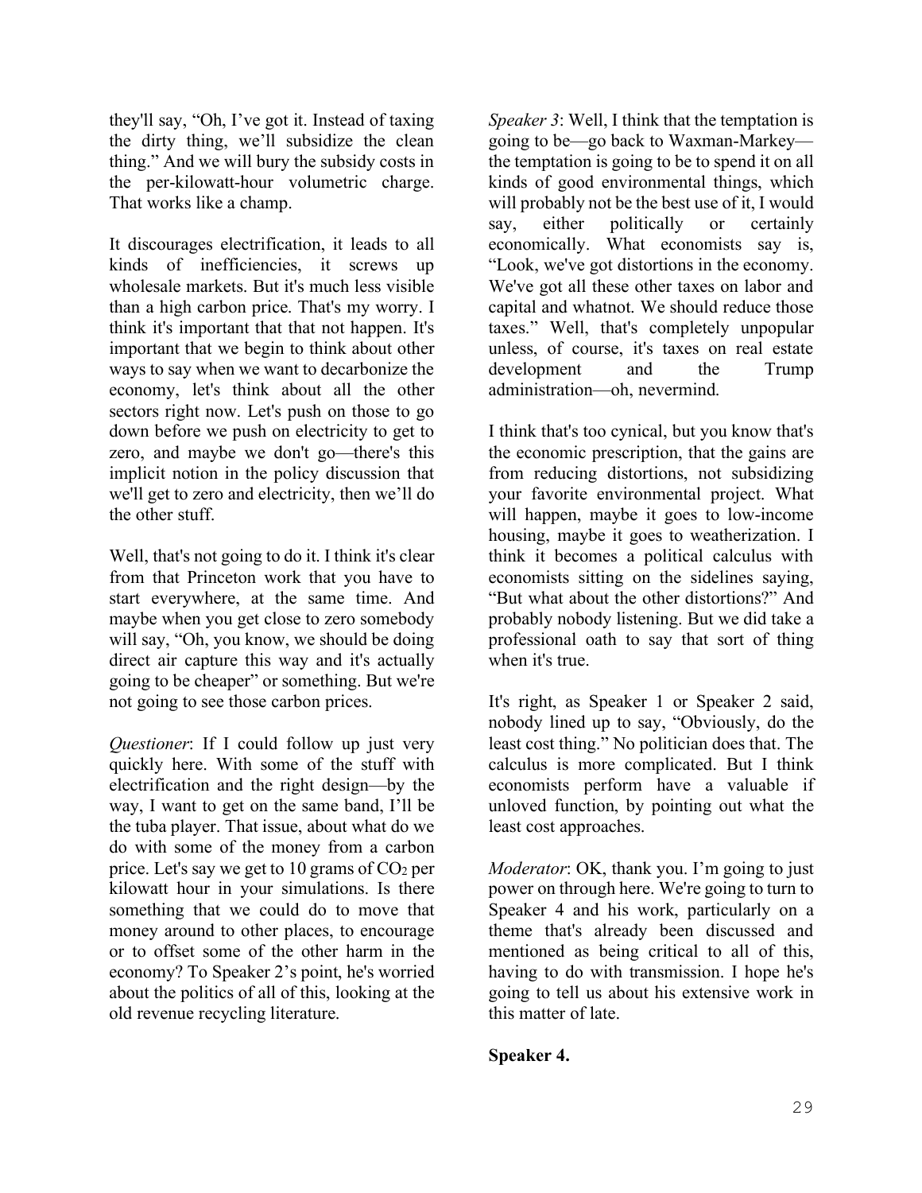they'll say, "Oh, I've got it. Instead of taxing the dirty thing, we'll subsidize the clean thing." And we will bury the subsidy costs in the per-kilowatt-hour volumetric charge. That works like a champ.

It discourages electrification, it leads to all kinds of inefficiencies, it screws up wholesale markets. But it's much less visible than a high carbon price. That's my worry. I think it's important that that not happen. It's important that we begin to think about other ways to say when we want to decarbonize the economy, let's think about all the other sectors right now. Let's push on those to go down before we push on electricity to get to zero, and maybe we don't go—there's this implicit notion in the policy discussion that we'll get to zero and electricity, then we'll do the other stuff.

Well, that's not going to do it. I think it's clear from that Princeton work that you have to start everywhere, at the same time. And maybe when you get close to zero somebody will say, "Oh, you know, we should be doing direct air capture this way and it's actually going to be cheaper" or something. But we're not going to see those carbon prices.

*Questioner*: If I could follow up just very quickly here. With some of the stuff with electrification and the right design—by the way, I want to get on the same band, I'll be the tuba player. That issue, about what do we do with some of the money from a carbon price. Let's say we get to 10 grams of $CO_2$ per kilowatt hour in your simulations. Is there something that we could do to move that money around to other places, to encourage or to offset some of the other harm in the economy? To Speaker 2's point, he's worried about the politics of all of this, looking at the old revenue recycling literature.

*Speaker 3*: Well, I think that the temptation is going to be—go back to Waxman-Markey—the temptation is going to be to spend it on all kinds of good environmental things, which will probably not be the best use of it, I would say, either politically or certainly economically. What economists say is, "Look, we've got distortions in the economy. We've got all these other taxes on labor and capital and whatnot. We should reduce those taxes." Well, that's completely unpopular unless, of course, it's taxes on real estate development and the Trump administration—oh, nevermind.

I think that's too cynical, but you know that's the economic prescription, that the gains are from reducing distortions, not subsidizing your favorite environmental project. What will happen, maybe it goes to low-income housing, maybe it goes to weatherization. I think it becomes a political calculus with economists sitting on the sidelines saying, "But what about the other distortions?" And probably nobody listening. But we did take a professional oath to say that sort of thing when it's true.

It's right, as Speaker 1 or Speaker 2 said, nobody lined up to say, "Obviously, do the least cost thing." No politician does that. The calculus is more complicated. But I think economists perform have a valuable if unloved function, by pointing out what the least cost approaches.

*Moderator*: OK, thank you. I'm going to just power on through here. We're going to turn to Speaker 4 and his work, particularly on a theme that's already been discussed and mentioned as being critical to all of this, having to do with transmission. I hope he's going to tell us about his extensive work in this matter of late.

**Speaker 4.**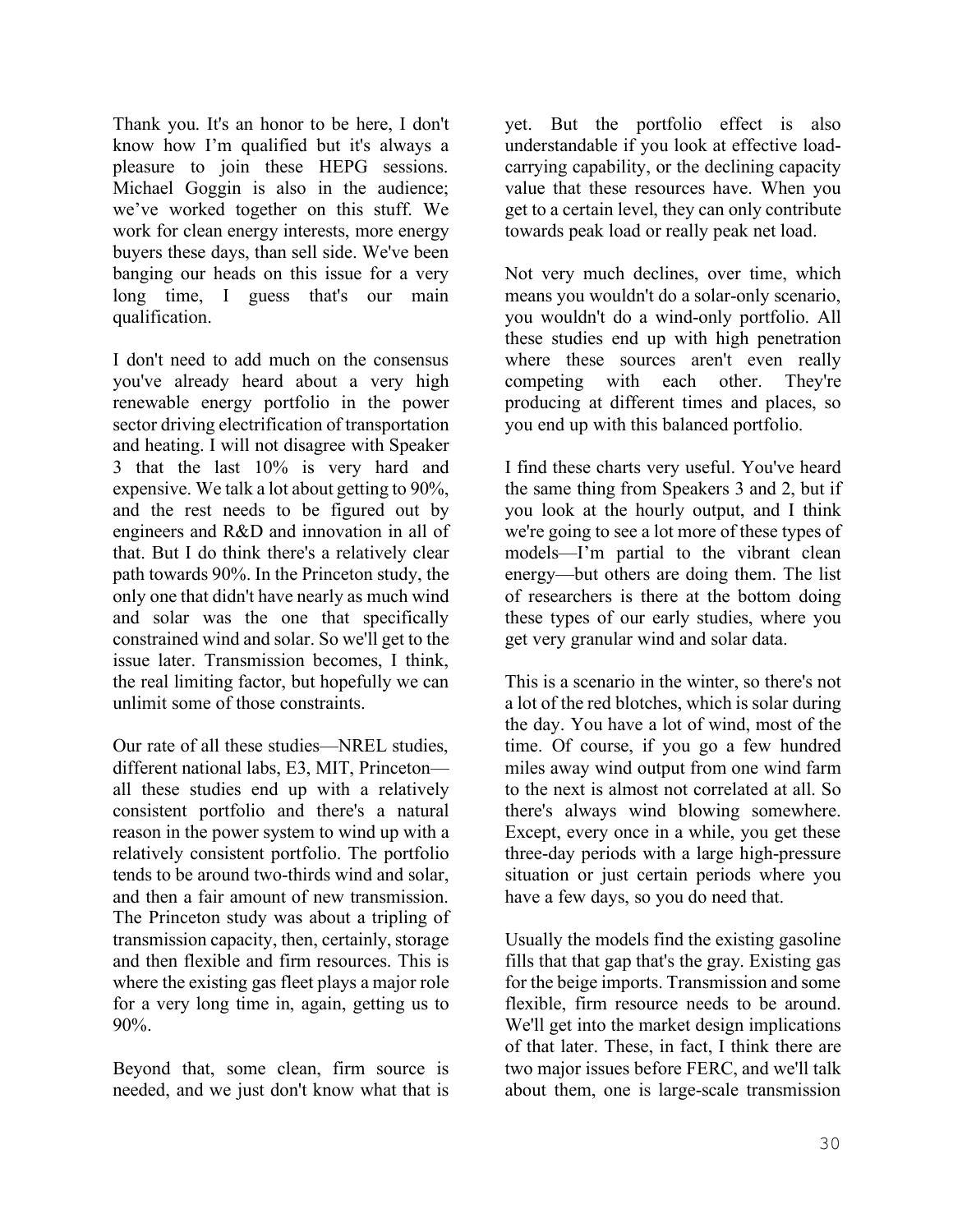Thank you. It's an honor to be here, I don't know how I'm qualified but it's always a pleasure to join these HEPG sessions. Michael Goggin is also in the audience; we've worked together on this stuff. We work for clean energy interests, more energy buyers these days, than sell side. We've been banging our heads on this issue for a very long time, I guess that's our main qualification.

I don't need to add much on the consensus you've already heard about a very high renewable energy portfolio in the power sector driving electrification of transportation and heating. I will not disagree with Speaker 3 that the last 10% is very hard and expensive. We talk a lot about getting to 90%, and the rest needs to be figured out by engineers and R&D and innovation in all of that. But I do think there's a relatively clear path towards 90%. In the Princeton study, the only one that didn't have nearly as much wind and solar was the one that specifically constrained wind and solar. So we'll get to the issue later. Transmission becomes, I think, the real limiting factor, but hopefully we can unlimit some of those constraints.

Our rate of all these studies—NREL studies, different national labs, E3, MIT, Princeton—all these studies end up with a relatively consistent portfolio and there's a natural reason in the power system to wind up with a relatively consistent portfolio. The portfolio tends to be around two-thirds wind and solar, and then a fair amount of new transmission. The Princeton study was about a tripling of transmission capacity, then, certainly, storage and then flexible and firm resources. This is where the existing gas fleet plays a major role for a very long time in, again, getting us to 90%.

Beyond that, some clean, firm source is needed, and we just don't know what that is yet. But the portfolio effect is also understandable if you look at effective load-carrying capability, or the declining capacity value that these resources have. When you get to a certain level, they can only contribute towards peak load or really peak net load.

Not very much declines, over time, which means you wouldn't do a solar-only scenario, you wouldn't do a wind-only portfolio. All these studies end up with high penetration where these sources aren't even really competing with each other. They're producing at different times and places, so you end up with this balanced portfolio.

I find these charts very useful. You've heard the same thing from Speakers 3 and 2, but if you look at the hourly output, and I think we're going to see a lot more of these types of models—I'm partial to the vibrant clean energy—but others are doing them. The list of researchers is there at the bottom doing these types of our early studies, where you get very granular wind and solar data.

This is a scenario in the winter, so there's not a lot of the red blotches, which is solar during the day. You have a lot of wind, most of the time. Of course, if you go a few hundred miles away wind output from one wind farm to the next is almost not correlated at all. So there's always wind blowing somewhere. Except, every once in a while, you get these three-day periods with a large high-pressure situation or just certain periods where you have a few days, so you do need that.

Usually the models find the existing gasoline fills that that gap that's the gray. Existing gas for the beige imports. Transmission and some flexible, firm resource needs to be around. We'll get into the market design implications of that later. These, in fact, I think there are two major issues before FERC, and we'll talk about them, one is large-scale transmission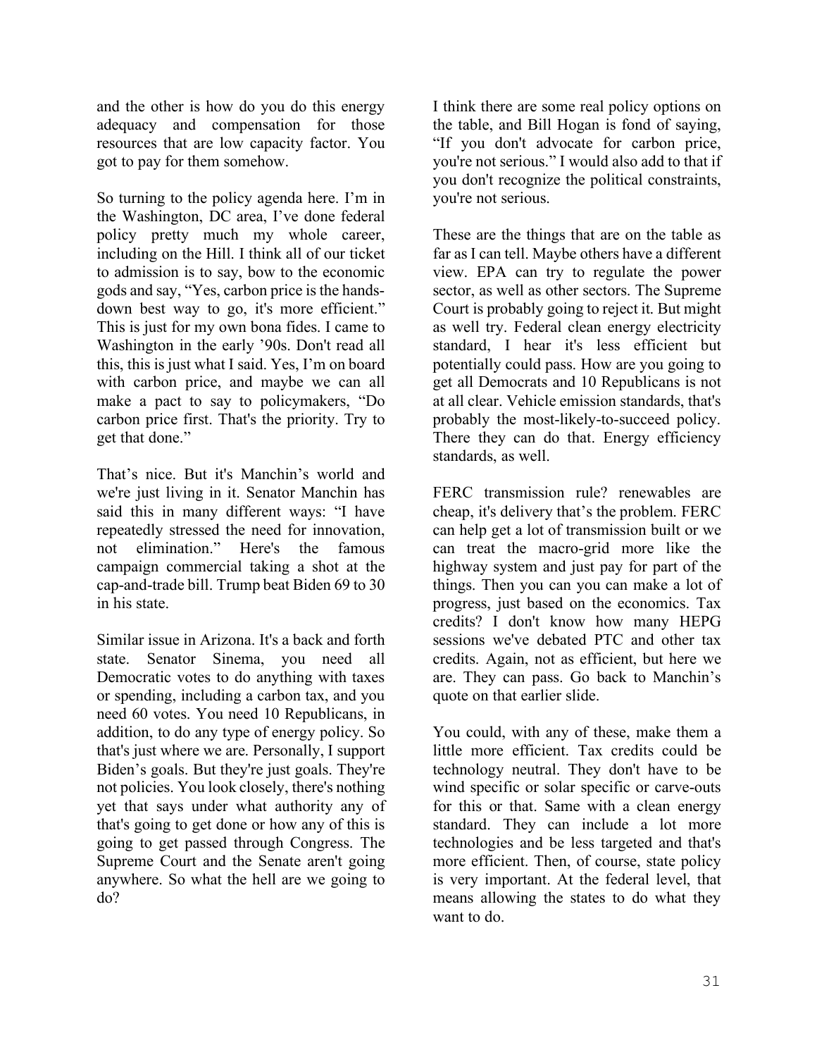and the other is how do you do this energy adequacy and compensation for those resources that are low capacity factor. You got to pay for them somehow.

So turning to the policy agenda here. I'm in the Washington, DC area, I've done federal policy pretty much my whole career, including on the Hill. I think all of our ticket to admission is to say, bow to the economic gods and say, "Yes, carbon price is the hands-down best way to go, it's more efficient." This is just for my own bona fides. I came to Washington in the early '90s. Don't read all this, this is just what I said. Yes, I'm on board with carbon price, and maybe we can all make a pact to say to policymakers, "Do carbon price first. That's the priority. Try to get that done."

That's nice. But it's Manchin's world and we're just living in it. Senator Manchin has said this in many different ways: "I have repeatedly stressed the need for innovation, not elimination." Here's the famous campaign commercial taking a shot at the cap-and-trade bill. Trump beat Biden 69 to 30 in his state.

Similar issue in Arizona. It's a back and forth state. Senator Sinema, you need all Democratic votes to do anything with taxes or spending, including a carbon tax, and you need 60 votes. You need 10 Republicans, in addition, to do any type of energy policy. So that's just where we are. Personally, I support Biden's goals. But they're just goals. They're not policies. You look closely, there's nothing yet that says under what authority any of that's going to get done or how any of this is going to get passed through Congress. The Supreme Court and the Senate aren't going anywhere. So what the hell are we going to do?

I think there are some real policy options on the table, and Bill Hogan is fond of saying, "If you don't advocate for carbon price, you're not serious." I would also add to that if you don't recognize the political constraints, you're not serious.

These are the things that are on the table as far as I can tell. Maybe others have a different view. EPA can try to regulate the power sector, as well as other sectors. The Supreme Court is probably going to reject it. But might as well try. Federal clean energy electricity standard, I hear it's less efficient but potentially could pass. How are you going to get all Democrats and 10 Republicans is not at all clear. Vehicle emission standards, that's probably the most-likely-to-succeed policy. There they can do that. Energy efficiency standards, as well.

FERC transmission rule? renewables are cheap, it's delivery that's the problem. FERC can help get a lot of transmission built or we can treat the macro-grid more like the highway system and just pay for part of the things. Then you can you can make a lot of progress, just based on the economics. Tax credits? I don't know how many HEPG sessions we've debated PTC and other tax credits. Again, not as efficient, but here we are. They can pass. Go back to Manchin's quote on that earlier slide.

You could, with any of these, make them a little more efficient. Tax credits could be technology neutral. They don't have to be wind specific or solar specific or carve-outs for this or that. Same with a clean energy standard. They can include a lot more technologies and be less targeted and that's more efficient. Then, of course, state policy is very important. At the federal level, that means allowing the states to do what they want to do.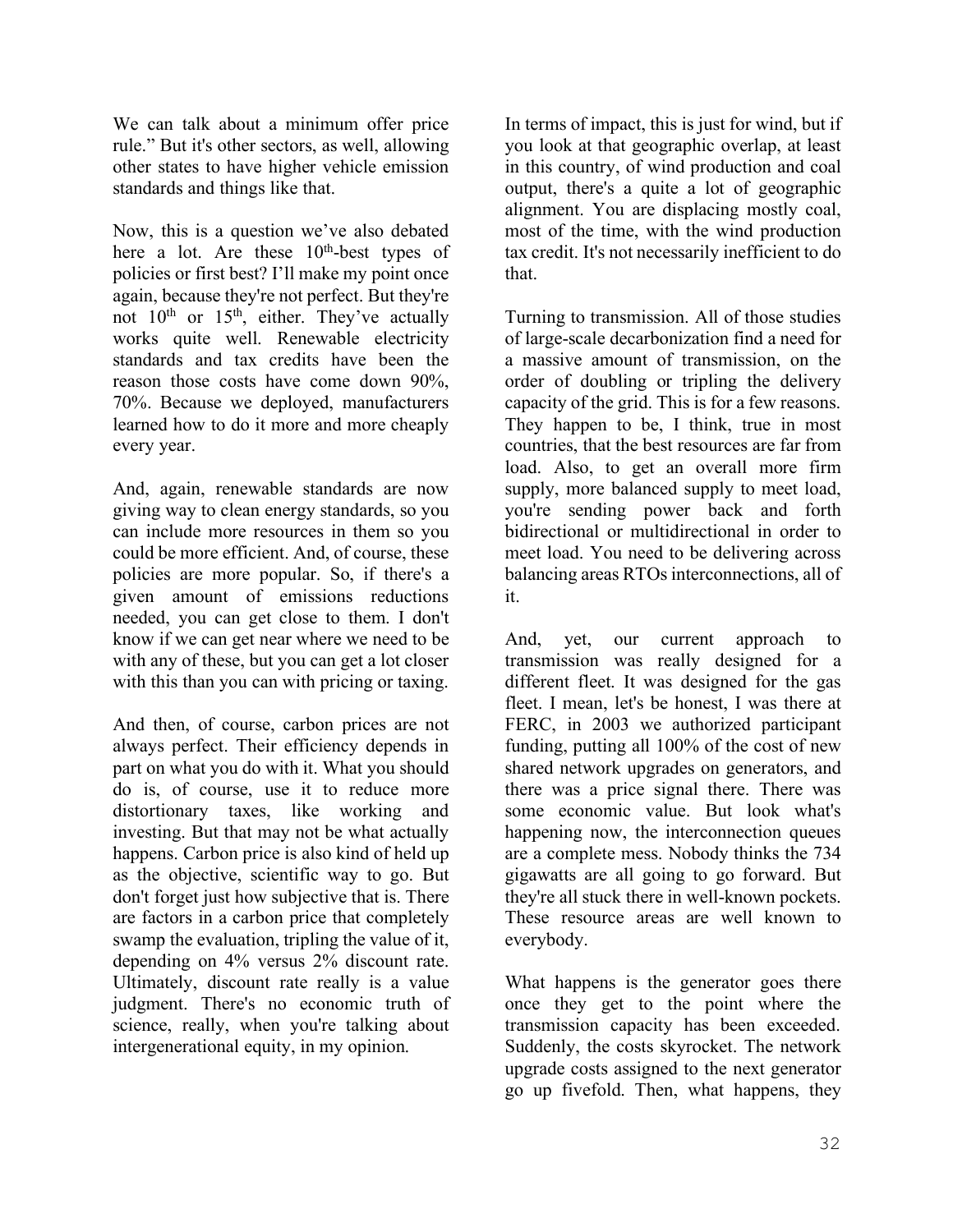We can talk about a minimum offer price rule." But it's other sectors, as well, allowing other states to have higher vehicle emission standards and things like that.

Now, this is a question we've also debated here a lot. Are these 10th-best types of policies or first best? I'll make my point once again, because they're not perfect. But they're not 10th or 15th, either. They've actually works quite well. Renewable electricity standards and tax credits have been the reason those costs have come down 90%, 70%. Because we deployed, manufacturers learned how to do it more and more cheaply every year.

And, again, renewable standards are now giving way to clean energy standards, so you can include more resources in them so you could be more efficient. And, of course, these policies are more popular. So, if there's a given amount of emissions reductions needed, you can get close to them. I don't know if we can get near where we need to be with any of these, but you can get a lot closer with this than you can with pricing or taxing.

And then, of course, carbon prices are not always perfect. Their efficiency depends in part on what you do with it. What you should do is, of course, use it to reduce more distortionary taxes, like working and investing. But that may not be what actually happens. Carbon price is also kind of held up as the objective, scientific way to go. But don't forget just how subjective that is. There are factors in a carbon price that completely swamp the evaluation, tripling the value of it, depending on 4% versus 2% discount rate. Ultimately, discount rate really is a value judgment. There's no economic truth of science, really, when you're talking about intergenerational equity, in my opinion.

In terms of impact, this is just for wind, but if you look at that geographic overlap, at least in this country, of wind production and coal output, there's a quite a lot of geographic alignment. You are displacing mostly coal, most of the time, with the wind production tax credit. It's not necessarily inefficient to do that.

Turning to transmission. All of those studies of large-scale decarbonization find a need for a massive amount of transmission, on the order of doubling or tripling the delivery capacity of the grid. This is for a few reasons. They happen to be, I think, true in most countries, that the best resources are far from load. Also, to get an overall more firm supply, more balanced supply to meet load, you're sending power back and forth bidirectional or multidirectional in order to meet load. You need to be delivering across balancing areas RTOs interconnections, all of it.

And, yet, our current approach to transmission was really designed for a different fleet. It was designed for the gas fleet. I mean, let's be honest, I was there at FERC, in 2003 we authorized participant funding, putting all 100% of the cost of new shared network upgrades on generators, and there was a price signal there. There was some economic value. But look what's happening now, the interconnection queues are a complete mess. Nobody thinks the 734 gigawatts are all going to go forward. But they're all stuck there in well-known pockets. These resource areas are well known to everybody.

What happens is the generator goes there once they get to the point where the transmission capacity has been exceeded. Suddenly, the costs skyrocket. The network upgrade costs assigned to the next generator go up fivefold. Then, what happens, they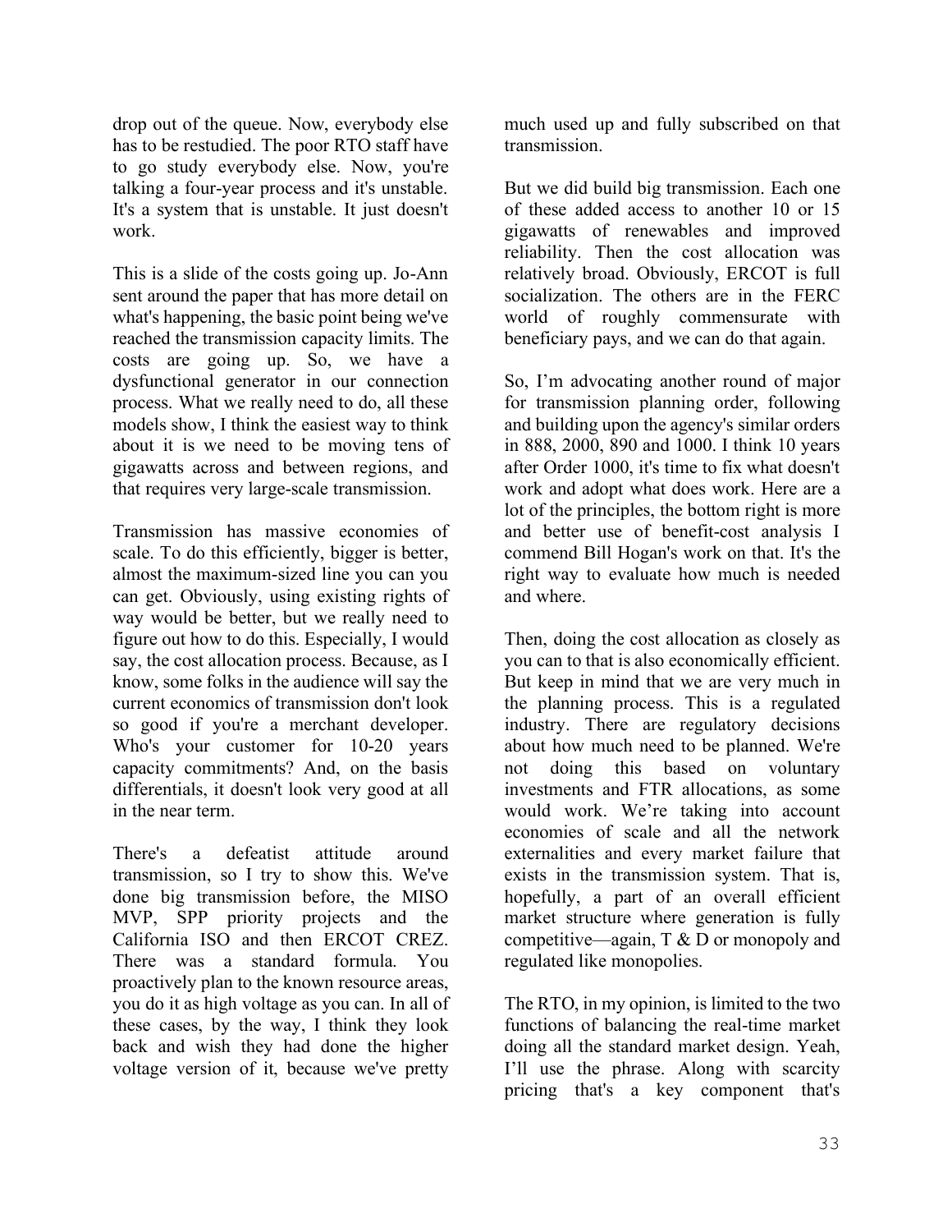drop out of the queue. Now, everybody else has to be restudied. The poor RTO staff have to go study everybody else. Now, you're talking a four-year process and it's unstable. It's a system that is unstable. It just doesn't work.

This is a slide of the costs going up. Jo-Ann sent around the paper that has more detail on what's happening, the basic point being we've reached the transmission capacity limits. The costs are going up. So, we have a dysfunctional generator in our connection process. What we really need to do, all these models show, I think the easiest way to think about it is we need to be moving tens of gigawatts across and between regions, and that requires very large-scale transmission.

Transmission has massive economies of scale. To do this efficiently, bigger is better, almost the maximum-sized line you can you can get. Obviously, using existing rights of way would be better, but we really need to figure out how to do this. Especially, I would say, the cost allocation process. Because, as I know, some folks in the audience will say the current economics of transmission don't look so good if you're a merchant developer. Who's your customer for 10-20 years capacity commitments? And, on the basis differentials, it doesn't look very good at all in the near term.

There's a defeatist attitude around transmission, so I try to show this. We've done big transmission before, the MISO MVP, SPP priority projects and the California ISO and then ERCOT CREZ. There was a standard formula. You proactively plan to the known resource areas, you do it as high voltage as you can. In all of these cases, by the way, I think they look back and wish they had done the higher voltage version of it, because we've pretty much used up and fully subscribed on that transmission.

But we did build big transmission. Each one of these added access to another 10 or 15 gigawatts of renewables and improved reliability. Then the cost allocation was relatively broad. Obviously, ERCOT is full socialization. The others are in the FERC world of roughly commensurate with beneficiary pays, and we can do that again.

So, I'm advocating another round of major for transmission planning order, following and building upon the agency's similar orders in 888, 2000, 890 and 1000. I think 10 years after Order 1000, it's time to fix what doesn't work and adopt what does work. Here are a lot of the principles, the bottom right is more and better use of benefit-cost analysis I commend Bill Hogan's work on that. It's the right way to evaluate how much is needed and where.

Then, doing the cost allocation as closely as you can to that is also economically efficient. But keep in mind that we are very much in the planning process. This is a regulated industry. There are regulatory decisions about how much need to be planned. We're not doing this based on voluntary investments and FTR allocations, as some would work. We're taking into account economies of scale and all the network externalities and every market failure that exists in the transmission system. That is, hopefully, a part of an overall efficient market structure where generation is fully competitive—again, T & D or monopoly and regulated like monopolies.

The RTO, in my opinion, is limited to the two functions of balancing the real-time market doing all the standard market design. Yeah, I'll use the phrase. Along with scarcity pricing that's a key component that's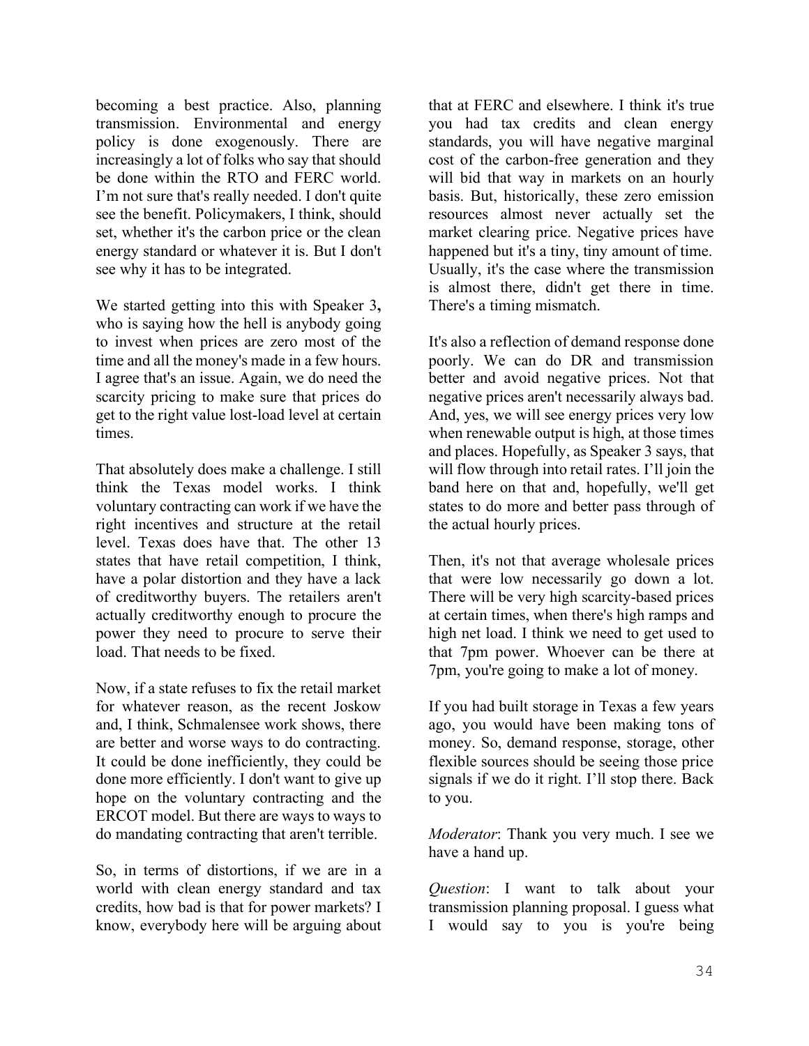becoming a best practice. Also, planning transmission. Environmental and energy policy is done exogenously. There are increasingly a lot of folks who say that should be done within the RTO and FERC world. I'm not sure that's really needed. I don't quite see the benefit. Policymakers, I think, should set, whether it's the carbon price or the clean energy standard or whatever it is. But I don't see why it has to be integrated.

We started getting into this with Speaker 3**,** who is saying how the hell is anybody going to invest when prices are zero most of the time and all the money's made in a few hours. I agree that's an issue. Again, we do need the scarcity pricing to make sure that prices do get to the right value lost-load level at certain times.

That absolutely does make a challenge. I still think the Texas model works. I think voluntary contracting can work if we have the right incentives and structure at the retail level. Texas does have that. The other 13 states that have retail competition, I think, have a polar distortion and they have a lack of creditworthy buyers. The retailers aren't actually creditworthy enough to procure the power they need to procure to serve their load. That needs to be fixed.

Now, if a state refuses to fix the retail market for whatever reason, as the recent Joskow and, I think, Schmalensee work shows, there are better and worse ways to do contracting. It could be done inefficiently, they could be done more efficiently. I don't want to give up hope on the voluntary contracting and the ERCOT model. But there are ways to ways to do mandating contracting that aren't terrible.

So, in terms of distortions, if we are in a world with clean energy standard and tax credits, how bad is that for power markets? I know, everybody here will be arguing about that at FERC and elsewhere. I think it's true you had tax credits and clean energy standards, you will have negative marginal cost of the carbon-free generation and they will bid that way in markets on an hourly basis. But, historically, these zero emission resources almost never actually set the market clearing price. Negative prices have happened but it's a tiny, tiny amount of time. Usually, it's the case where the transmission is almost there, didn't get there in time. There's a timing mismatch.

It's also a reflection of demand response done poorly. We can do DR and transmission better and avoid negative prices. Not that negative prices aren't necessarily always bad. And, yes, we will see energy prices very low when renewable output is high, at those times and places. Hopefully, as Speaker 3 says, that will flow through into retail rates. I'll join the band here on that and, hopefully, we'll get states to do more and better pass through of the actual hourly prices.

Then, it's not that average wholesale prices that were low necessarily go down a lot. There will be very high scarcity-based prices at certain times, when there's high ramps and high net load. I think we need to get used to that 7pm power. Whoever can be there at 7pm, you're going to make a lot of money.

If you had built storage in Texas a few years ago, you would have been making tons of money. So, demand response, storage, other flexible sources should be seeing those price signals if we do it right. I'll stop there. Back to you.

*Moderator*: Thank you very much. I see we have a hand up.

*Question*: I want to talk about your transmission planning proposal. I guess what I would say to you is you're being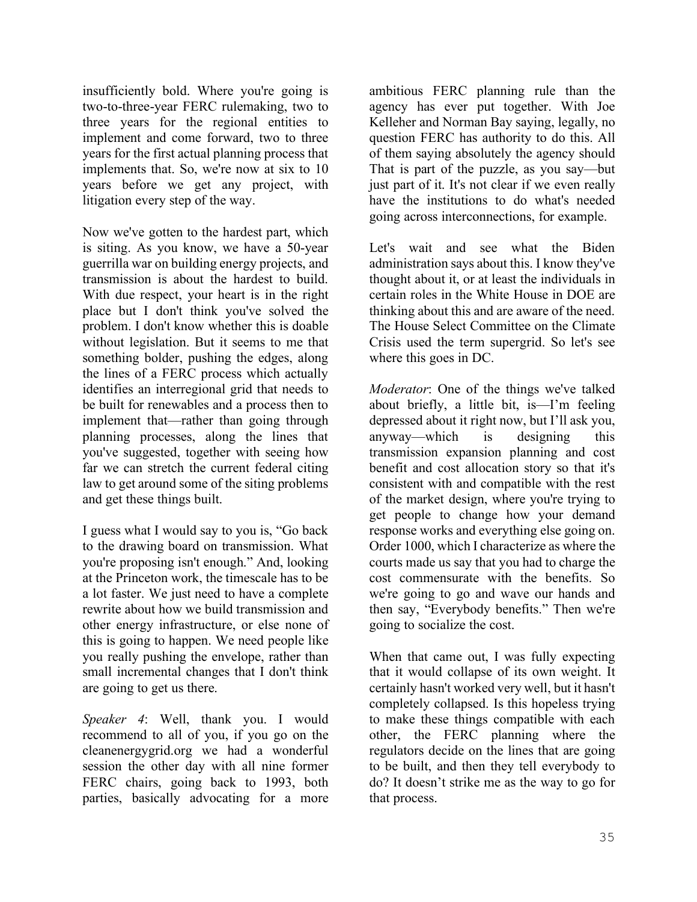insufficiently bold. Where you're going is two-to-three-year FERC rulemaking, two to three years for the regional entities to implement and come forward, two to three years for the first actual planning process that implements that. So, we're now at six to 10 years before we get any project, with litigation every step of the way.

Now we've gotten to the hardest part, which is siting. As you know, we have a 50-year guerrilla war on building energy projects, and transmission is about the hardest to build. With due respect, your heart is in the right place but I don't think you've solved the problem. I don't know whether this is doable without legislation. But it seems to me that something bolder, pushing the edges, along the lines of a FERC process which actually identifies an interregional grid that needs to be built for renewables and a process then to implement that—rather than going through planning processes, along the lines that you've suggested, together with seeing how far we can stretch the current federal citing law to get around some of the siting problems and get these things built.

I guess what I would say to you is, "Go back to the drawing board on transmission. What you're proposing isn't enough." And, looking at the Princeton work, the timescale has to be a lot faster. We just need to have a complete rewrite about how we build transmission and other energy infrastructure, or else none of this is going to happen. We need people like you really pushing the envelope, rather than small incremental changes that I don't think are going to get us there.

*Speaker 4*: Well, thank you. I would recommend to all of you, if you go on the cleanenergygrid.org we had a wonderful session the other day with all nine former FERC chairs, going back to 1993, both parties, basically advocating for a more ambitious FERC planning rule than the agency has ever put together. With Joe Kelleher and Norman Bay saying, legally, no question FERC has authority to do this. All of them saying absolutely the agency should That is part of the puzzle, as you say—but just part of it. It's not clear if we even really have the institutions to do what's needed going across interconnections, for example.

Let's wait and see what the Biden administration says about this. I know they've thought about it, or at least the individuals in certain roles in the White House in DOE are thinking about this and are aware of the need. The House Select Committee on the Climate Crisis used the term supergrid. So let's see where this goes in DC.

*Moderator*: One of the things we've talked about briefly, a little bit, is—I'm feeling depressed about it right now, but I'll ask you, anyway—which is designing this transmission expansion planning and cost benefit and cost allocation story so that it's consistent with and compatible with the rest of the market design, where you're trying to get people to change how your demand response works and everything else going on. Order 1000, which I characterize as where the courts made us say that you had to charge the cost commensurate with the benefits. So we're going to go and wave our hands and then say, "Everybody benefits." Then we're going to socialize the cost.

When that came out, I was fully expecting that it would collapse of its own weight. It certainly hasn't worked very well, but it hasn't completely collapsed. Is this hopeless trying to make these things compatible with each other, the FERC planning where the regulators decide on the lines that are going to be built, and then they tell everybody to do? It doesn't strike me as the way to go for that process.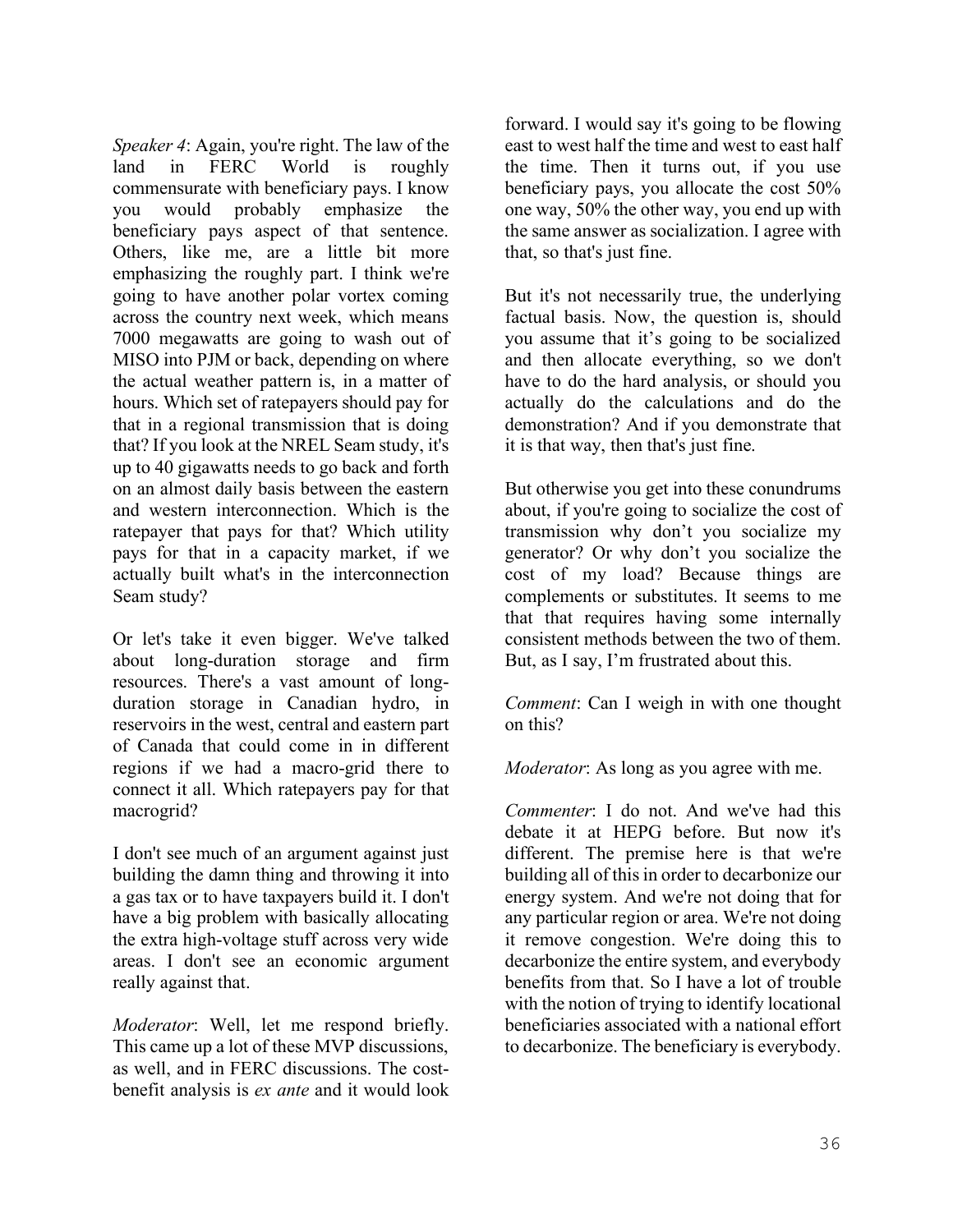*Speaker 4*: Again, you're right. The law of the land in FERC World is roughly commensurate with beneficiary pays. I know you would probably emphasize the beneficiary pays aspect of that sentence. Others, like me, are a little bit more emphasizing the roughly part. I think we're going to have another polar vortex coming across the country next week, which means 7000 megawatts are going to wash out of MISO into PJM or back, depending on where the actual weather pattern is, in a matter of hours. Which set of ratepayers should pay for that in a regional transmission that is doing that? If you look at the NREL Seam study, it's up to 40 gigawatts needs to go back and forth on an almost daily basis between the eastern and western interconnection. Which is the ratepayer that pays for that? Which utility pays for that in a capacity market, if we actually built what's in the interconnection Seam study?

Or let's take it even bigger. We've talked about long-duration storage and firm resources. There's a vast amount of long-duration storage in Canadian hydro, in reservoirs in the west, central and eastern part of Canada that could come in in different regions if we had a macro-grid there to connect it all. Which ratepayers pay for that macrogrid?

I don't see much of an argument against just building the damn thing and throwing it into a gas tax or to have taxpayers build it. I don't have a big problem with basically allocating the extra high-voltage stuff across very wide areas. I don't see an economic argument really against that.

*Moderator*: Well, let me respond briefly. This came up a lot of these MVP discussions, as well, and in FERC discussions. The cost-benefit analysis is *ex ante* and it would look forward. I would say it's going to be flowing east to west half the time and west to east half the time. Then it turns out, if you use beneficiary pays, you allocate the cost 50% one way, 50% the other way, you end up with the same answer as socialization. I agree with that, so that's just fine.

But it's not necessarily true, the underlying factual basis. Now, the question is, should you assume that it's going to be socialized and then allocate everything, so we don't have to do the hard analysis, or should you actually do the calculations and do the demonstration? And if you demonstrate that it is that way, then that's just fine.

But otherwise you get into these conundrums about, if you're going to socialize the cost of transmission why don't you socialize my generator? Or why don't you socialize the cost of my load? Because things are complements or substitutes. It seems to me that that requires having some internally consistent methods between the two of them. But, as I say, I'm frustrated about this.

*Comment*: Can I weigh in with one thought on this?

*Moderator*: As long as you agree with me.

*Commenter*: I do not. And we've had this debate it at HEPG before. But now it's different. The premise here is that we're building all of this in order to decarbonize our energy system. And we're not doing that for any particular region or area. We're not doing it remove congestion. We're doing this to decarbonize the entire system, and everybody benefits from that. So I have a lot of trouble with the notion of trying to identify locational beneficiaries associated with a national effort to decarbonize. The beneficiary is everybody.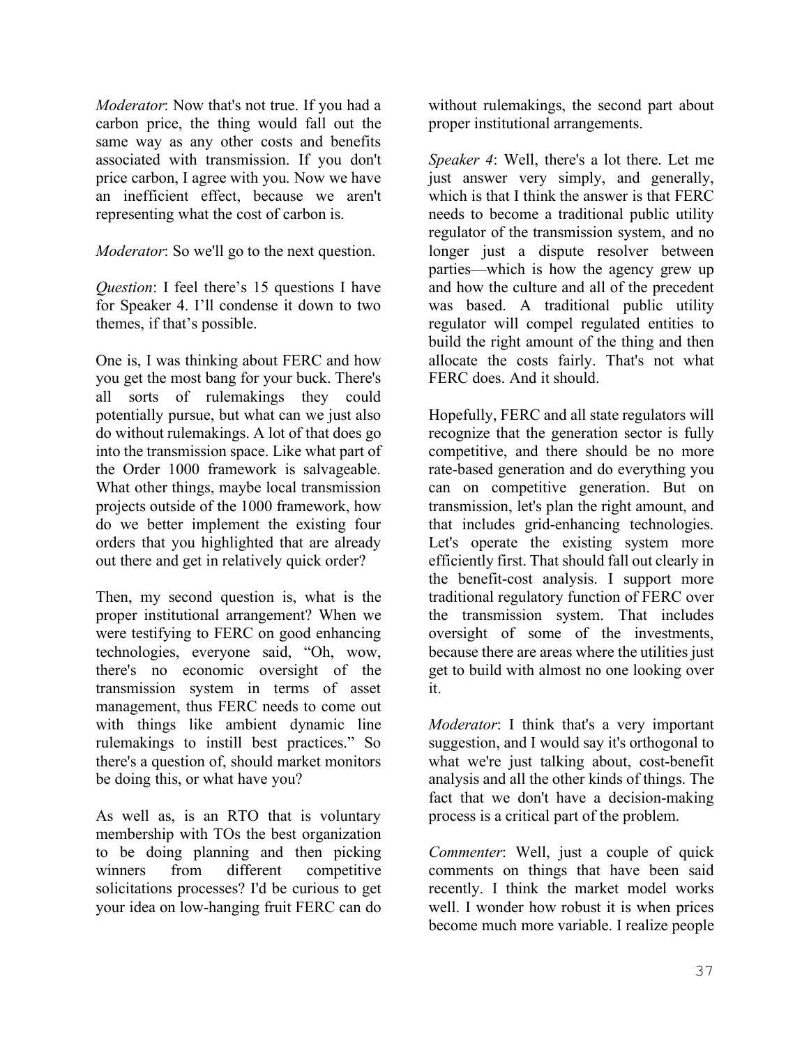*Moderator*: Now that's not true. If you had a carbon price, the thing would fall out the same way as any other costs and benefits associated with transmission. If you don't price carbon, I agree with you. Now we have an inefficient effect, because we aren't representing what the cost of carbon is.

*Moderator*: So we'll go to the next question.

*Question*: I feel there's 15 questions I have for Speaker 4. I'll condense it down to two themes, if that's possible.

One is, I was thinking about FERC and how you get the most bang for your buck. There's all sorts of rulemakings they could potentially pursue, but what can we just also do without rulemakings. A lot of that does go into the transmission space. Like what part of the Order 1000 framework is salvageable. What other things, maybe local transmission projects outside of the 1000 framework, how do we better implement the existing four orders that you highlighted that are already out there and get in relatively quick order?

Then, my second question is, what is the proper institutional arrangement? When we were testifying to FERC on good enhancing technologies, everyone said, "Oh, wow, there's no economic oversight of the transmission system in terms of asset management, thus FERC needs to come out with things like ambient dynamic line rulemakings to instill best practices." So there's a question of, should market monitors be doing this, or what have you?

As well as, is an RTO that is voluntary membership with TOs the best organization to be doing planning and then picking winners from different competitive solicitations processes? I'd be curious to get your idea on low-hanging fruit FERC can do without rulemakings, the second part about proper institutional arrangements.

*Speaker 4*: Well, there's a lot there. Let me just answer very simply, and generally, which is that I think the answer is that FERC needs to become a traditional public utility regulator of the transmission system, and no longer just a dispute resolver between parties—which is how the agency grew up and how the culture and all of the precedent was based. A traditional public utility regulator will compel regulated entities to build the right amount of the thing and then allocate the costs fairly. That's not what FERC does. And it should.

Hopefully, FERC and all state regulators will recognize that the generation sector is fully competitive, and there should be no more rate-based generation and do everything you can on competitive generation. But on transmission, let's plan the right amount, and that includes grid-enhancing technologies. Let's operate the existing system more efficiently first. That should fall out clearly in the benefit-cost analysis. I support more traditional regulatory function of FERC over the transmission system. That includes oversight of some of the investments, because there are areas where the utilities just get to build with almost no one looking over it.

*Moderator*: I think that's a very important suggestion, and I would say it's orthogonal to what we're just talking about, cost-benefit analysis and all the other kinds of things. The fact that we don't have a decision-making process is a critical part of the problem.

*Commenter*: Well, just a couple of quick comments on things that have been said recently. I think the market model works well. I wonder how robust it is when prices become much more variable. I realize people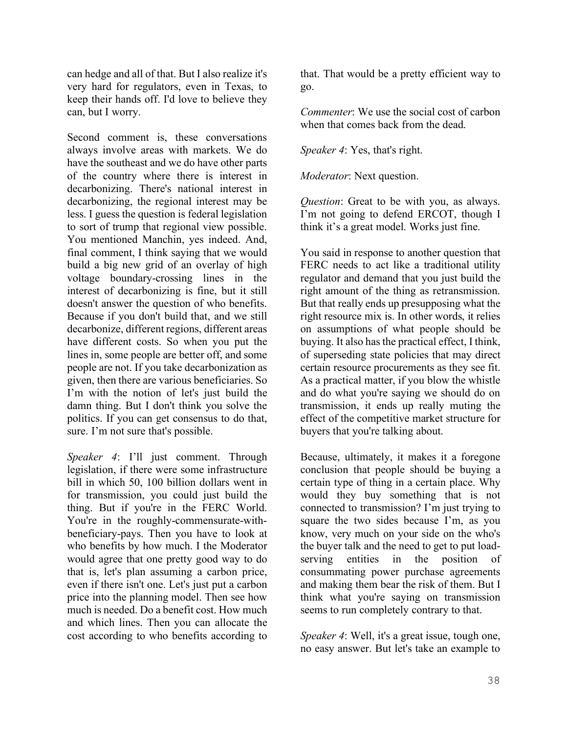can hedge and all of that. But I also realize it's very hard for regulators, even in Texas, to keep their hands off. I'd love to believe they can, but I worry.

Second comment is, these conversations always involve areas with markets. We do have the southeast and we do have other parts of the country where there is interest in decarbonizing. There's national interest in decarbonizing, the regional interest may be less. I guess the question is federal legislation to sort of trump that regional view possible. You mentioned Manchin, yes indeed. And, final comment, I think saying that we would build a big new grid of an overlay of high voltage boundary-crossing lines in the interest of decarbonizing is fine, but it still doesn't answer the question of who benefits. Because if you don't build that, and we still decarbonize, different regions, different areas have different costs. So when you put the lines in, some people are better off, and some people are not. If you take decarbonization as given, then there are various beneficiaries. So I'm with the notion of let's just build the damn thing. But I don't think you solve the politics. If you can get consensus to do that, sure. I'm not sure that's possible.

*Speaker 4*: I'll just comment. Through legislation, if there were some infrastructure bill in which 50, 100 billion dollars went in for transmission, you could just build the thing. But if you're in the FERC World. You're in the roughly-commensurate-with-beneficiary-pays. Then you have to look at who benefits by how much. I the Moderator would agree that one pretty good way to do that is, let's plan assuming a carbon price, even if there isn't one. Let's just put a carbon price into the planning model. Then see how much is needed. Do a benefit cost. How much and which lines. Then you can allocate the cost according to who benefits according to that. That would be a pretty efficient way to go.

*Commenter*: We use the social cost of carbon when that comes back from the dead.

*Speaker 4*: Yes, that's right.

*Moderator*: Next question.

*Question*: Great to be with you, as always. I'm not going to defend ERCOT, though I think it's a great model. Works just fine.

You said in response to another question that FERC needs to act like a traditional utility regulator and demand that you just build the right amount of the thing as retransmission. But that really ends up presupposing what the right resource mix is. In other words, it relies on assumptions of what people should be buying. It also has the practical effect, I think, of superseding state policies that may direct certain resource procurements as they see fit. As a practical matter, if you blow the whistle and do what you're saying we should do on transmission, it ends up really muting the effect of the competitive market structure for buyers that you're talking about.

Because, ultimately, it makes it a foregone conclusion that people should be buying a certain type of thing in a certain place. Why would they buy something that is not connected to transmission? I'm just trying to square the two sides because I'm, as you know, very much on your side on the who's the buyer talk and the need to get to put load-serving entities in the position of consummating power purchase agreements and making them bear the risk of them. But I think what you're saying on transmission seems to run completely contrary to that.

*Speaker 4*: Well, it's a great issue, tough one, no easy answer. But let's take an example to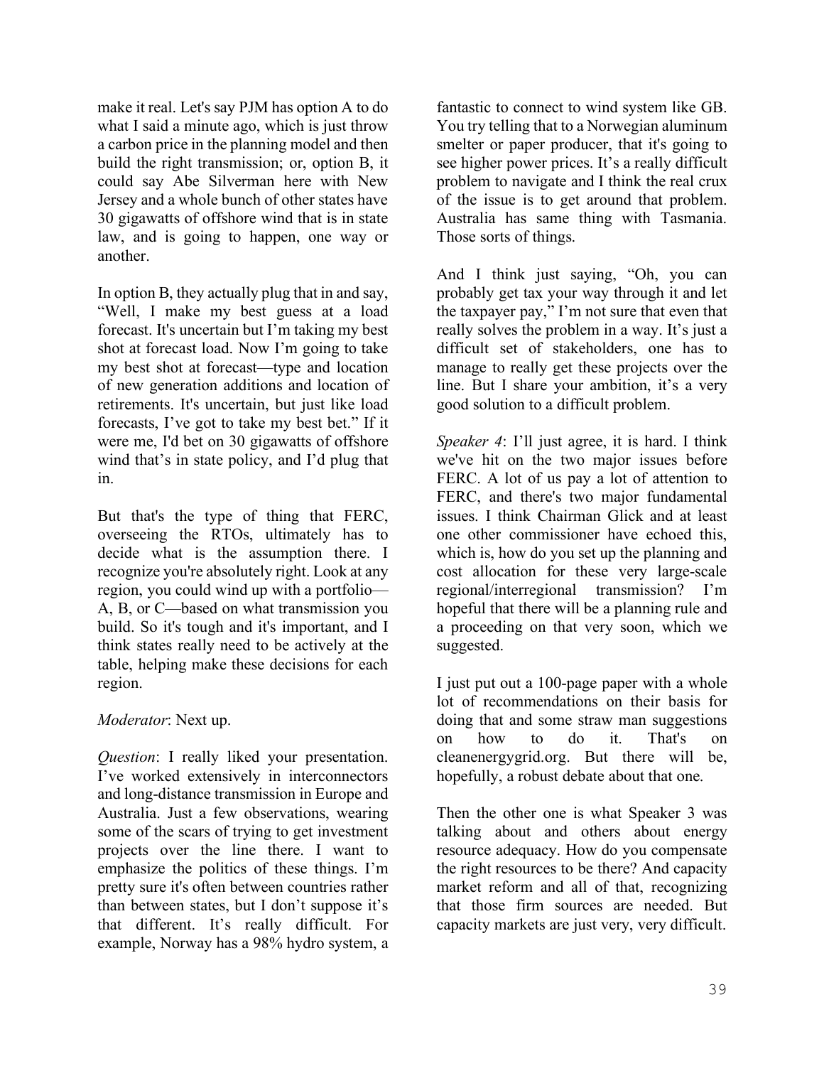make it real. Let's say PJM has option A to do what I said a minute ago, which is just throw a carbon price in the planning model and then build the right transmission; or, option B, it could say Abe Silverman here with New Jersey and a whole bunch of other states have 30 gigawatts of offshore wind that is in state law, and is going to happen, one way or another.

In option B, they actually plug that in and say, "Well, I make my best guess at a load forecast. It's uncertain but I'm taking my best shot at forecast load. Now I'm going to take my best shot at forecast—type and location of new generation additions and location of retirements. It's uncertain, but just like load forecasts, I've got to take my best bet." If it were me, I'd bet on 30 gigawatts of offshore wind that's in state policy, and I'd plug that in.

But that's the type of thing that FERC, overseeing the RTOs, ultimately has to decide what is the assumption there. I recognize you're absolutely right. Look at any region, you could wind up with a portfolio—A, B, or C—based on what transmission you build. So it's tough and it's important, and I think states really need to be actively at the table, helping make these decisions for each region.

*Moderator*: Next up.

*Question*: I really liked your presentation. I've worked extensively in interconnectors and long-distance transmission in Europe and Australia. Just a few observations, wearing some of the scars of trying to get investment projects over the line there. I want to emphasize the politics of these things. I'm pretty sure it's often between countries rather than between states, but I don't suppose it's that different. It's really difficult. For example, Norway has a 98% hydro system, a fantastic to connect to wind system like GB. You try telling that to a Norwegian aluminum smelter or paper producer, that it's going to see higher power prices. It's a really difficult problem to navigate and I think the real crux of the issue is to get around that problem. Australia has same thing with Tasmania. Those sorts of things.

And I think just saying, "Oh, you can probably get tax your way through it and let the taxpayer pay," I'm not sure that even that really solves the problem in a way. It's just a difficult set of stakeholders, one has to manage to really get these projects over the line. But I share your ambition, it's a very good solution to a difficult problem.

*Speaker 4*: I'll just agree, it is hard. I think we've hit on the two major issues before FERC. A lot of us pay a lot of attention to FERC, and there's two major fundamental issues. I think Chairman Glick and at least one other commissioner have echoed this, which is, how do you set up the planning and cost allocation for these very large-scale regional/interregional transmission? I'm hopeful that there will be a planning rule and a proceeding on that very soon, which we suggested.

I just put out a 100-page paper with a whole lot of recommendations on their basis for doing that and some straw man suggestions on how to do it. That's on cleanenergygrid.org. But there will be, hopefully, a robust debate about that one.

Then the other one is what Speaker 3 was talking about and others about energy resource adequacy. How do you compensate the right resources to be there? And capacity market reform and all of that, recognizing that those firm sources are needed. But capacity markets are just very, very difficult.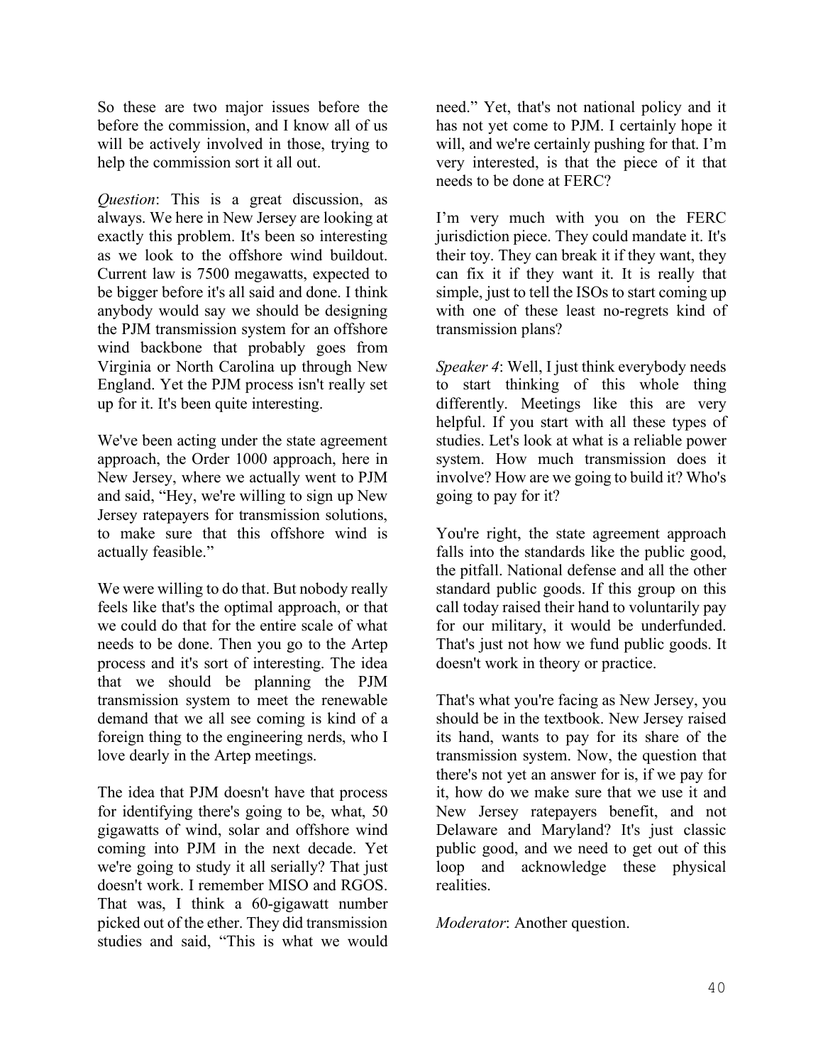So these are two major issues before the before the commission, and I know all of us will be actively involved in those, trying to help the commission sort it all out.

*Question*: This is a great discussion, as always. We here in New Jersey are looking at exactly this problem. It's been so interesting as we look to the offshore wind buildout. Current law is 7500 megawatts, expected to be bigger before it's all said and done. I think anybody would say we should be designing the PJM transmission system for an offshore wind backbone that probably goes from Virginia or North Carolina up through New England. Yet the PJM process isn't really set up for it. It's been quite interesting.

We've been acting under the state agreement approach, the Order 1000 approach, here in New Jersey, where we actually went to PJM and said, "Hey, we're willing to sign up New Jersey ratepayers for transmission solutions, to make sure that this offshore wind is actually feasible."

We were willing to do that. But nobody really feels like that's the optimal approach, or that we could do that for the entire scale of what needs to be done. Then you go to the Artep process and it's sort of interesting. The idea that we should be planning the PJM transmission system to meet the renewable demand that we all see coming is kind of a foreign thing to the engineering nerds, who I love dearly in the Artep meetings.

The idea that PJM doesn't have that process for identifying there's going to be, what, 50 gigawatts of wind, solar and offshore wind coming into PJM in the next decade. Yet we're going to study it all serially? That just doesn't work. I remember MISO and RGOS. That was, I think a 60-gigawatt number picked out of the ether. They did transmission studies and said, "This is what we would need." Yet, that's not national policy and it has not yet come to PJM. I certainly hope it will, and we're certainly pushing for that. I'm very interested, is that the piece of it that needs to be done at FERC?

I'm very much with you on the FERC jurisdiction piece. They could mandate it. It's their toy. They can break it if they want, they can fix it if they want it. It is really that simple, just to tell the ISOs to start coming up with one of these least no-regrets kind of transmission plans?

*Speaker 4*: Well, I just think everybody needs to start thinking of this whole thing differently. Meetings like this are very helpful. If you start with all these types of studies. Let's look at what is a reliable power system. How much transmission does it involve? How are we going to build it? Who's going to pay for it?

You're right, the state agreement approach falls into the standards like the public good, the pitfall. National defense and all the other standard public goods. If this group on this call today raised their hand to voluntarily pay for our military, it would be underfunded. That's just not how we fund public goods. It doesn't work in theory or practice.

That's what you're facing as New Jersey, you should be in the textbook. New Jersey raised its hand, wants to pay for its share of the transmission system. Now, the question that there's not yet an answer for is, if we pay for it, how do we make sure that we use it and New Jersey ratepayers benefit, and not Delaware and Maryland? It's just classic public good, and we need to get out of this loop and acknowledge these physical realities.

*Moderator*: Another question.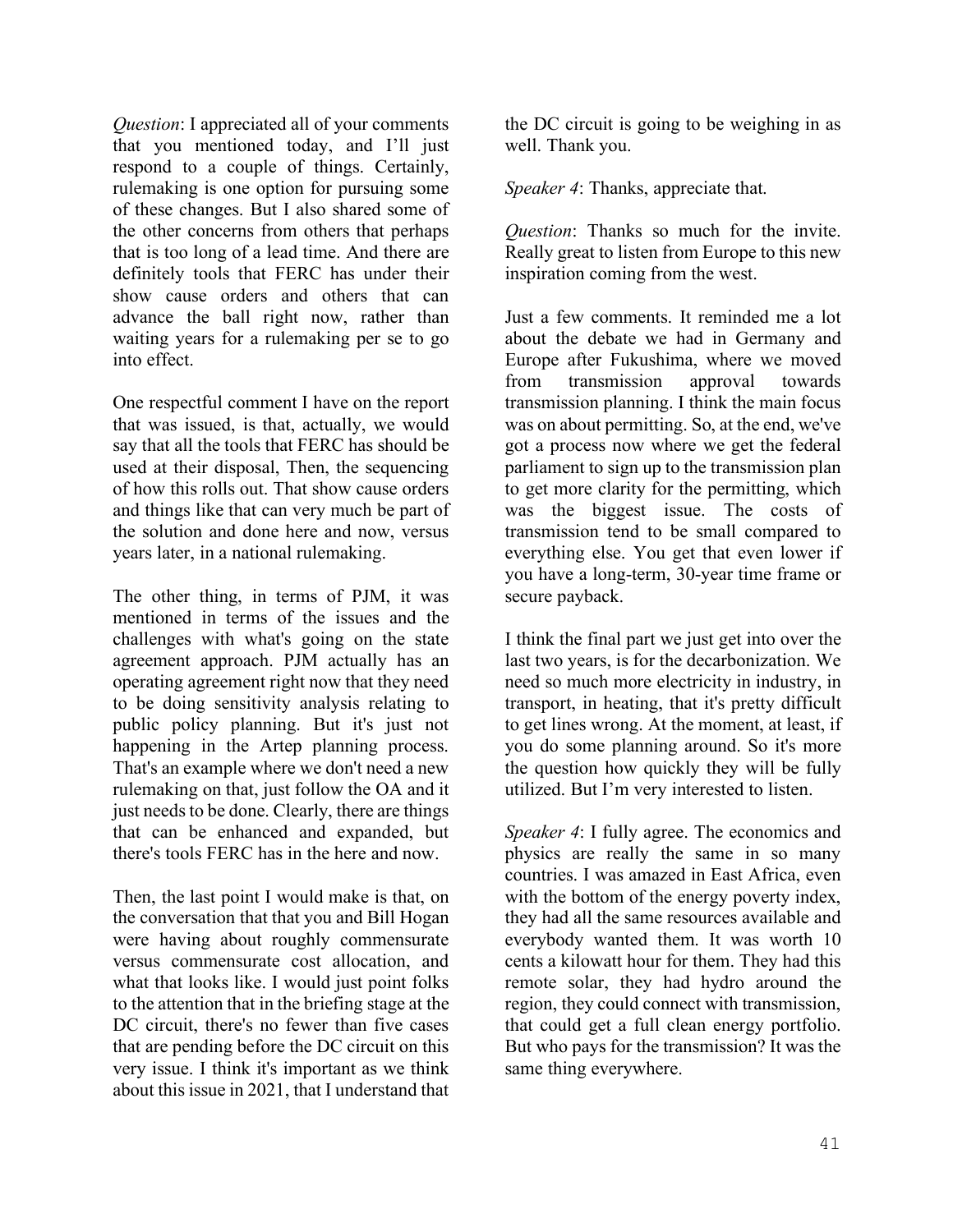*Question*: I appreciated all of your comments that you mentioned today, and I'll just respond to a couple of things. Certainly, rulemaking is one option for pursuing some of these changes. But I also shared some of the other concerns from others that perhaps that is too long of a lead time. And there are definitely tools that FERC has under their show cause orders and others that can advance the ball right now, rather than waiting years for a rulemaking per se to go into effect.

One respectful comment I have on the report that was issued, is that, actually, we would say that all the tools that FERC has should be used at their disposal, Then, the sequencing of how this rolls out. That show cause orders and things like that can very much be part of the solution and done here and now, versus years later, in a national rulemaking.

The other thing, in terms of PJM, it was mentioned in terms of the issues and the challenges with what's going on the state agreement approach. PJM actually has an operating agreement right now that they need to be doing sensitivity analysis relating to public policy planning. But it's just not happening in the Artep planning process. That's an example where we don't need a new rulemaking on that, just follow the OA and it just needs to be done. Clearly, there are things that can be enhanced and expanded, but there's tools FERC has in the here and now.

Then, the last point I would make is that, on the conversation that that you and Bill Hogan were having about roughly commensurate versus commensurate cost allocation, and what that looks like. I would just point folks to the attention that in the briefing stage at the DC circuit, there's no fewer than five cases that are pending before the DC circuit on this very issue. I think it's important as we think about this issue in 2021, that I understand that the DC circuit is going to be weighing in as well. Thank you.

*Speaker 4*: Thanks, appreciate that.

*Question*: Thanks so much for the invite. Really great to listen from Europe to this new inspiration coming from the west.

Just a few comments. It reminded me a lot about the debate we had in Germany and Europe after Fukushima, where we moved from transmission approval towards transmission planning. I think the main focus was on about permitting. So, at the end, we've got a process now where we get the federal parliament to sign up to the transmission plan to get more clarity for the permitting, which was the biggest issue. The costs of transmission tend to be small compared to everything else. You get that even lower if you have a long-term, 30-year time frame or secure payback.

I think the final part we just get into over the last two years, is for the decarbonization. We need so much more electricity in industry, in transport, in heating, that it's pretty difficult to get lines wrong. At the moment, at least, if you do some planning around. So it's more the question how quickly they will be fully utilized. But I'm very interested to listen.

*Speaker 4*: I fully agree. The economics and physics are really the same in so many countries. I was amazed in East Africa, even with the bottom of the energy poverty index, they had all the same resources available and everybody wanted them. It was worth 10 cents a kilowatt hour for them. They had this remote solar, they had hydro around the region, they could connect with transmission, that could get a full clean energy portfolio. But who pays for the transmission? It was the same thing everywhere.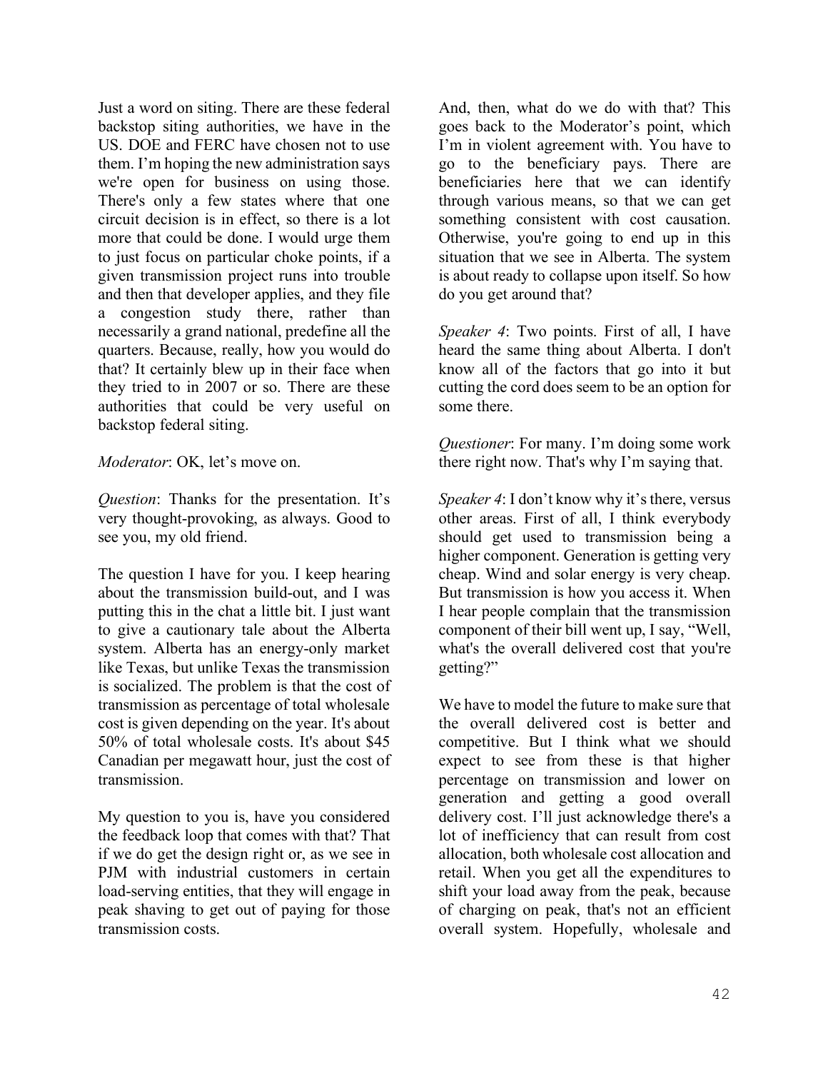Just a word on siting. There are these federal backstop siting authorities, we have in the US. DOE and FERC have chosen not to use them. I'm hoping the new administration says we're open for business on using those. There's only a few states where that one circuit decision is in effect, so there is a lot more that could be done. I would urge them to just focus on particular choke points, if a given transmission project runs into trouble and then that developer applies, and they file a congestion study there, rather than necessarily a grand national, predefine all the quarters. Because, really, how you would do that? It certainly blew up in their face when they tried to in 2007 or so. There are these authorities that could be very useful on backstop federal siting.

*Moderator*: OK, let's move on.

*Question*: Thanks for the presentation. It's very thought-provoking, as always. Good to see you, my old friend.

The question I have for you. I keep hearing about the transmission build-out, and I was putting this in the chat a little bit. I just want to give a cautionary tale about the Alberta system. Alberta has an energy-only market like Texas, but unlike Texas the transmission is socialized. The problem is that the cost of transmission as percentage of total wholesale cost is given depending on the year. It's about 50% of total wholesale costs. It's about $45 Canadian per megawatt hour, just the cost of transmission.

My question to you is, have you considered the feedback loop that comes with that? That if we do get the design right or, as we see in PJM with industrial customers in certain load-serving entities, that they will engage in peak shaving to get out of paying for those transmission costs.

And, then, what do we do with that? This goes back to the Moderator's point, which I'm in violent agreement with. You have to go to the beneficiary pays. There are beneficiaries here that we can identify through various means, so that we can get something consistent with cost causation. Otherwise, you're going to end up in this situation that we see in Alberta. The system is about ready to collapse upon itself. So how do you get around that?

*Speaker 4*: Two points. First of all, I have heard the same thing about Alberta. I don't know all of the factors that go into it but cutting the cord does seem to be an option for some there.

*Questioner*: For many. I'm doing some work there right now. That's why I'm saying that.

*Speaker 4*: I don't know why it's there, versus other areas. First of all, I think everybody should get used to transmission being a higher component. Generation is getting very cheap. Wind and solar energy is very cheap. But transmission is how you access it. When I hear people complain that the transmission component of their bill went up, I say, "Well, what's the overall delivered cost that you're getting?"

We have to model the future to make sure that the overall delivered cost is better and competitive. But I think what we should expect to see from these is that higher percentage on transmission and lower on generation and getting a good overall delivery cost. I'll just acknowledge there's a lot of inefficiency that can result from cost allocation, both wholesale cost allocation and retail. When you get all the expenditures to shift your load away from the peak, because of charging on peak, that's not an efficient overall system. Hopefully, wholesale and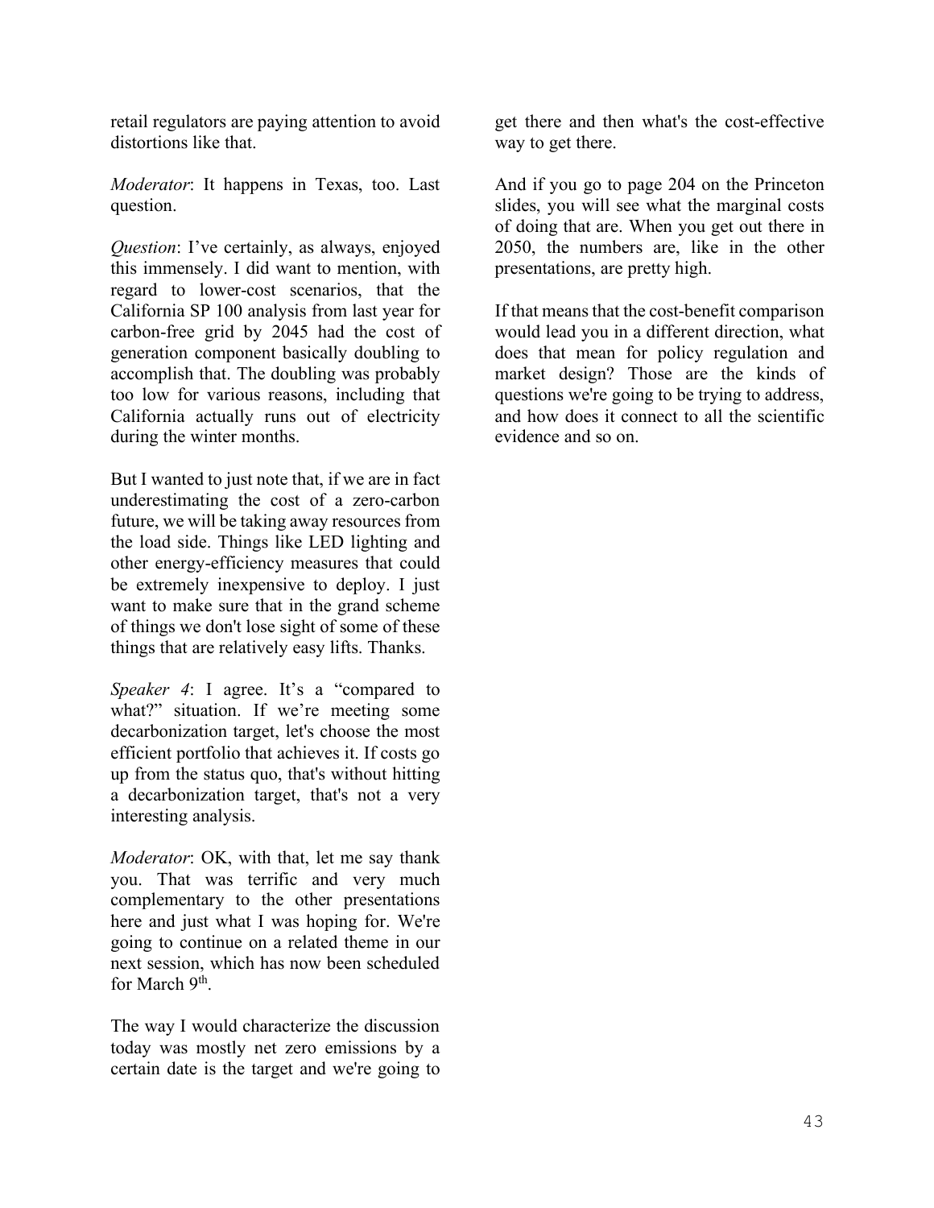retail regulators are paying attention to avoid distortions like that.

*Moderator*: It happens in Texas, too. Last question.

*Question*: I've certainly, as always, enjoyed this immensely. I did want to mention, with regard to lower-cost scenarios, that the California SP 100 analysis from last year for carbon-free grid by 2045 had the cost of generation component basically doubling to accomplish that. The doubling was probably too low for various reasons, including that California actually runs out of electricity during the winter months.

But I wanted to just note that, if we are in fact underestimating the cost of a zero-carbon future, we will be taking away resources from the load side. Things like LED lighting and other energy-efficiency measures that could be extremely inexpensive to deploy. I just want to make sure that in the grand scheme of things we don't lose sight of some of these things that are relatively easy lifts. Thanks.

*Speaker 4*: I agree. It's a "compared to what?" situation. If we're meeting some decarbonization target, let's choose the most efficient portfolio that achieves it. If costs go up from the status quo, that's without hitting a decarbonization target, that's not a very interesting analysis.

*Moderator*: OK, with that, let me say thank you. That was terrific and very much complementary to the other presentations here and just what I was hoping for. We're going to continue on a related theme in our next session, which has now been scheduled for March 9th.

The way I would characterize the discussion today was mostly net zero emissions by a certain date is the target and we're going to get there and then what's the cost-effective way to get there.

And if you go to page 204 on the Princeton slides, you will see what the marginal costs of doing that are. When you get out there in 2050, the numbers are, like in the other presentations, are pretty high.

If that means that the cost-benefit comparison would lead you in a different direction, what does that mean for policy regulation and market design? Those are the kinds of questions we're going to be trying to address, and how does it connect to all the scientific evidence and so on.